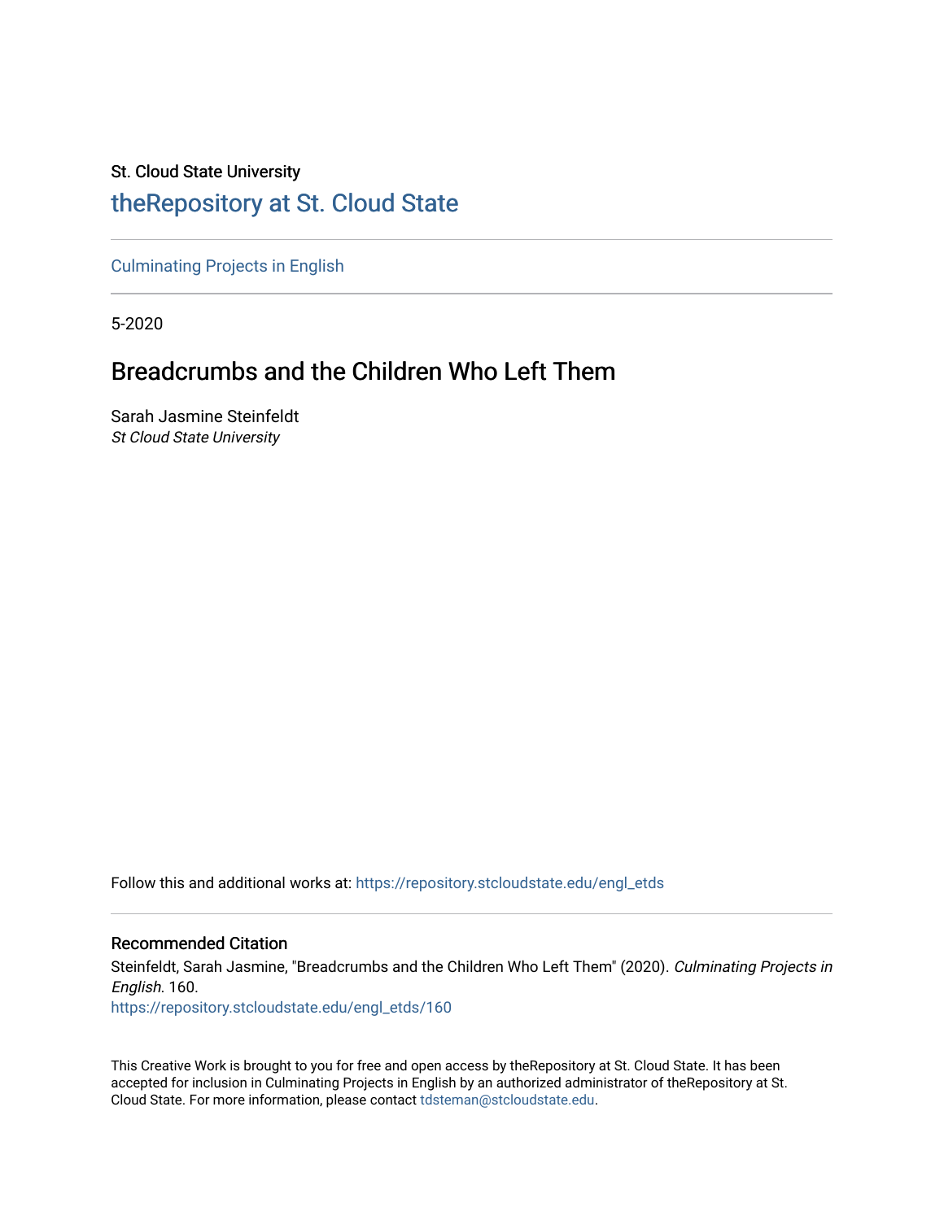St. Cloud State University

# theRepository at St. Cloud State

Culminating Projects in English

5-2020

## Breadcrumbs and the Children Who Left Them

Sarah Jasmine Steinfeldt
*St Cloud State University*

Follow this and additional works at: https://repository.stcloudstate.edu/engl_etds

### Recommended Citation

Steinfeldt, Sarah Jasmine, "Breadcrumbs and the Children Who Left Them" (2020). *Culminating Projects in English*. 160.
https://repository.stcloudstate.edu/engl_etds/160

This Creative Work is brought to you for free and open access by theRepository at St. Cloud State. It has been accepted for inclusion in Culminating Projects in English by an authorized administrator of theRepository at St. Cloud State. For more information, please contact tdsteman@stcloudstate.edu.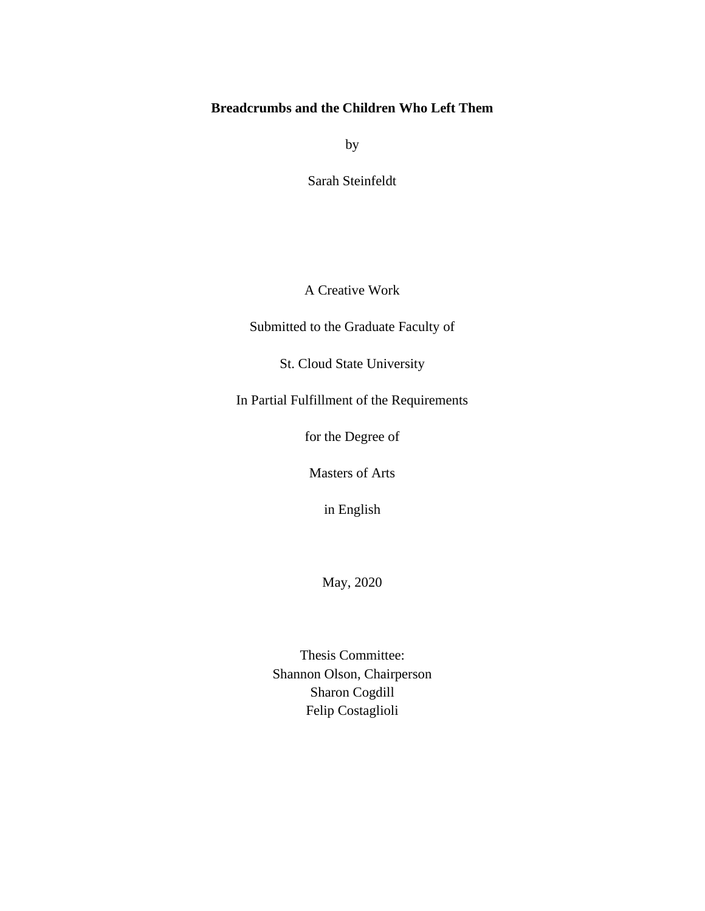# Breadcrumbs and the Children Who Left Them

by

Sarah Steinfeldt

A Creative Work

Submitted to the Graduate Faculty of

St. Cloud State University

In Partial Fulfillment of the Requirements

for the Degree of

Masters of Arts

in English

May, 2020

Thesis Committee:
Shannon Olson, Chairperson
Sharon Cogdill
Felip Costaglioli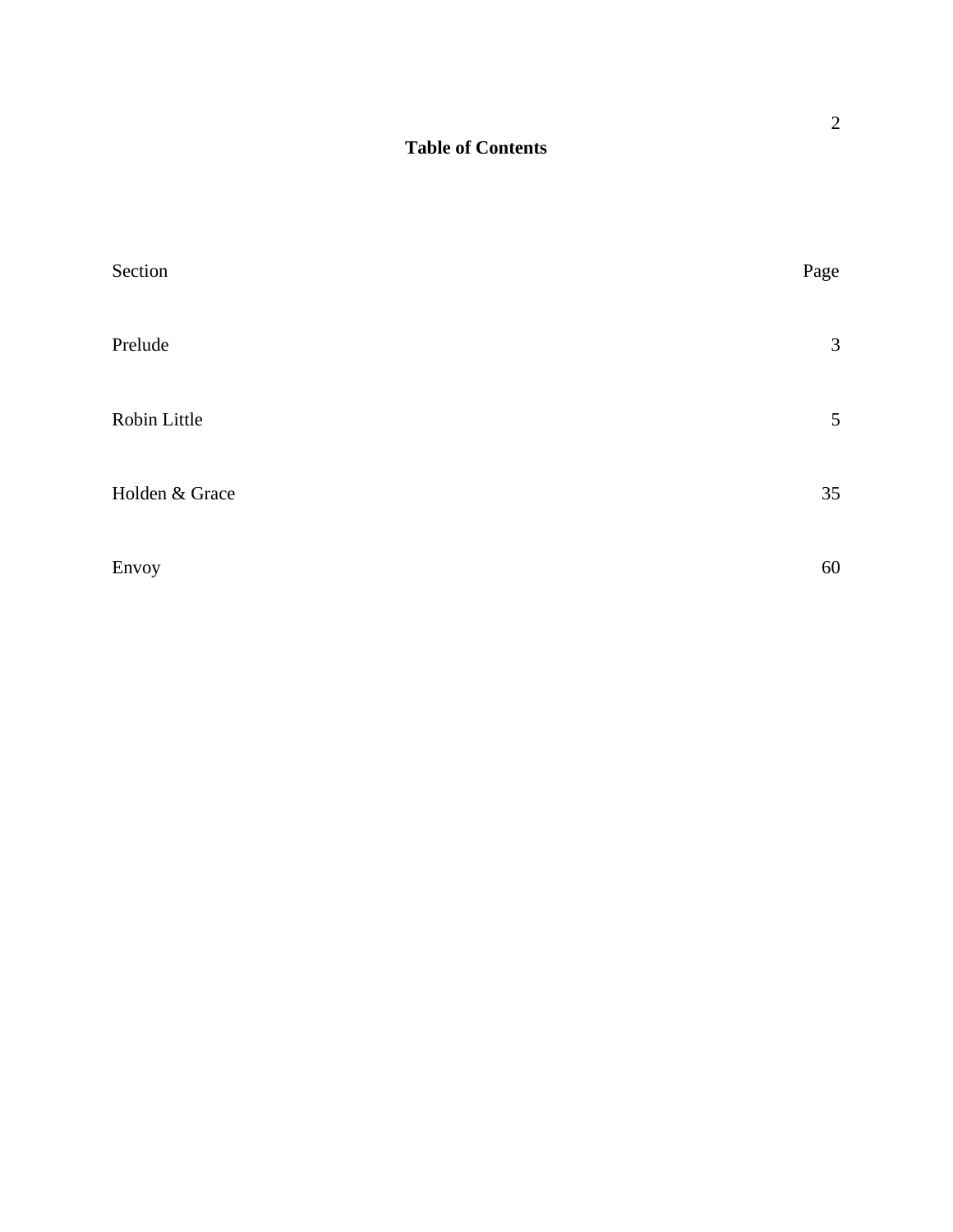# Table of Contents

| Section | Page |
|---|---|
| Prelude | 3 |
| Robin Little | 5 |
| Holden & Grace | 35 |
| Envoy | 60 |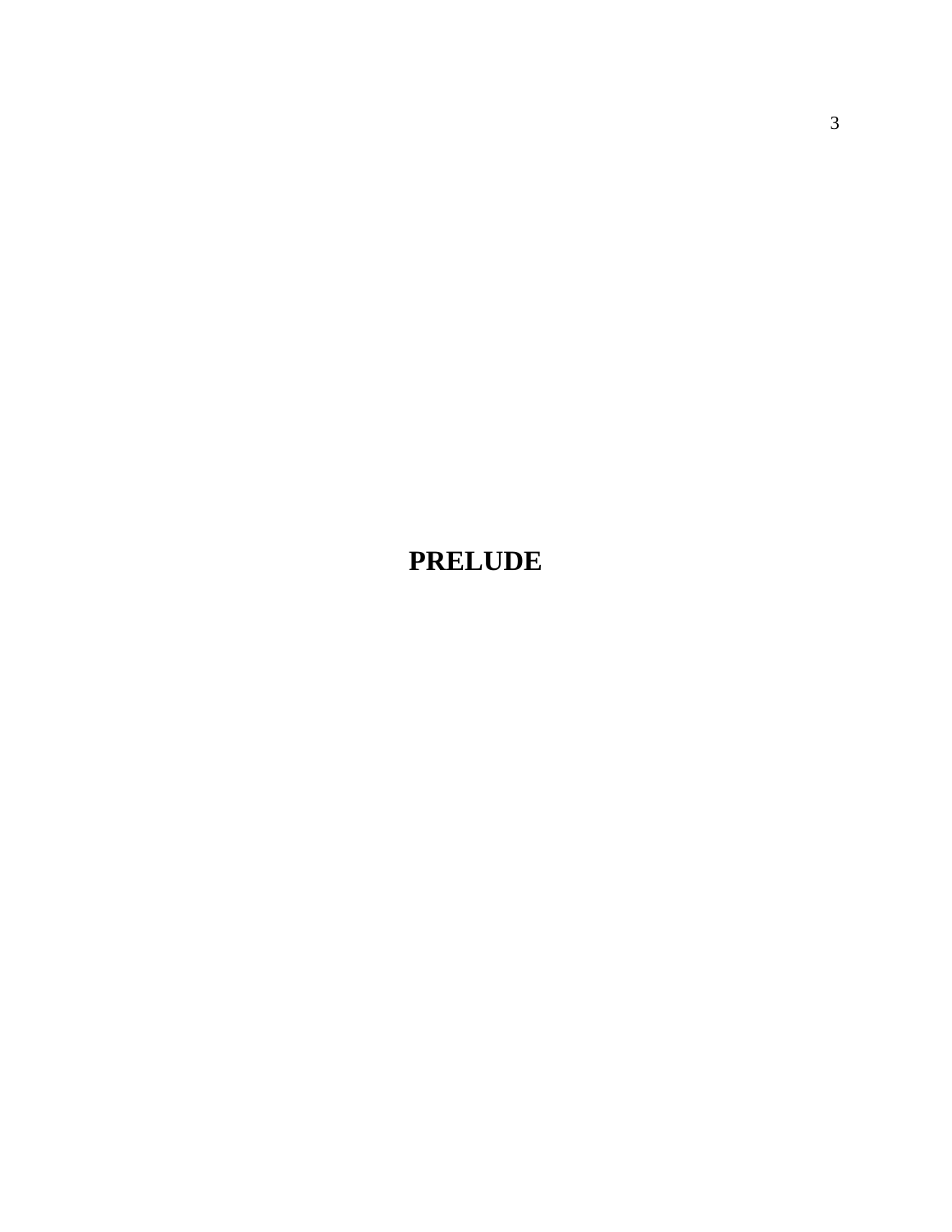# PRELUDE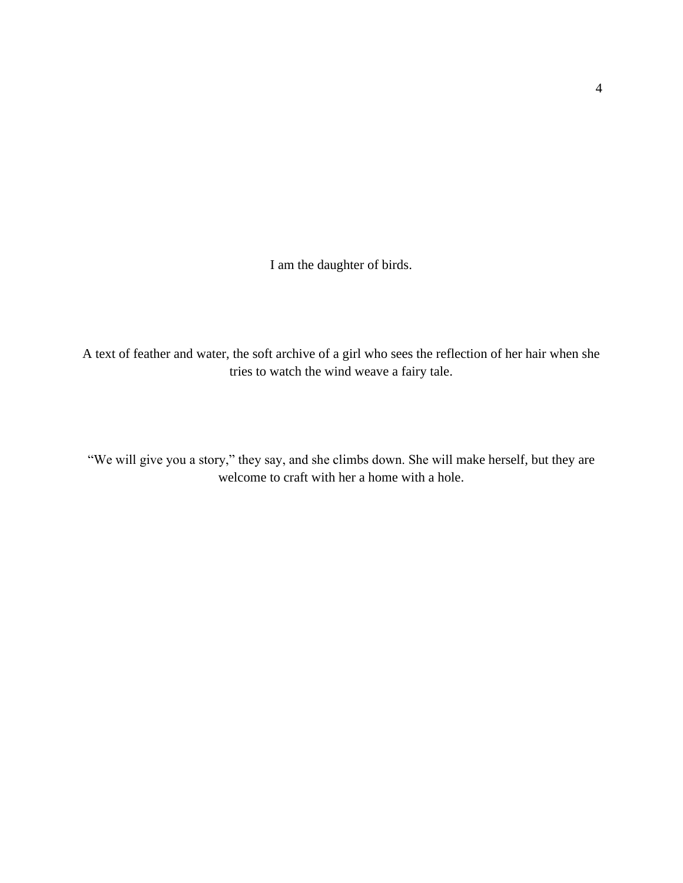I am the daughter of birds.

A text of feather and water, the soft archive of a girl who sees the reflection of her hair when she tries to watch the wind weave a fairy tale.

“We will give you a story,” they say, and she climbs down. She will make herself, but they are welcome to craft with her a home with a hole.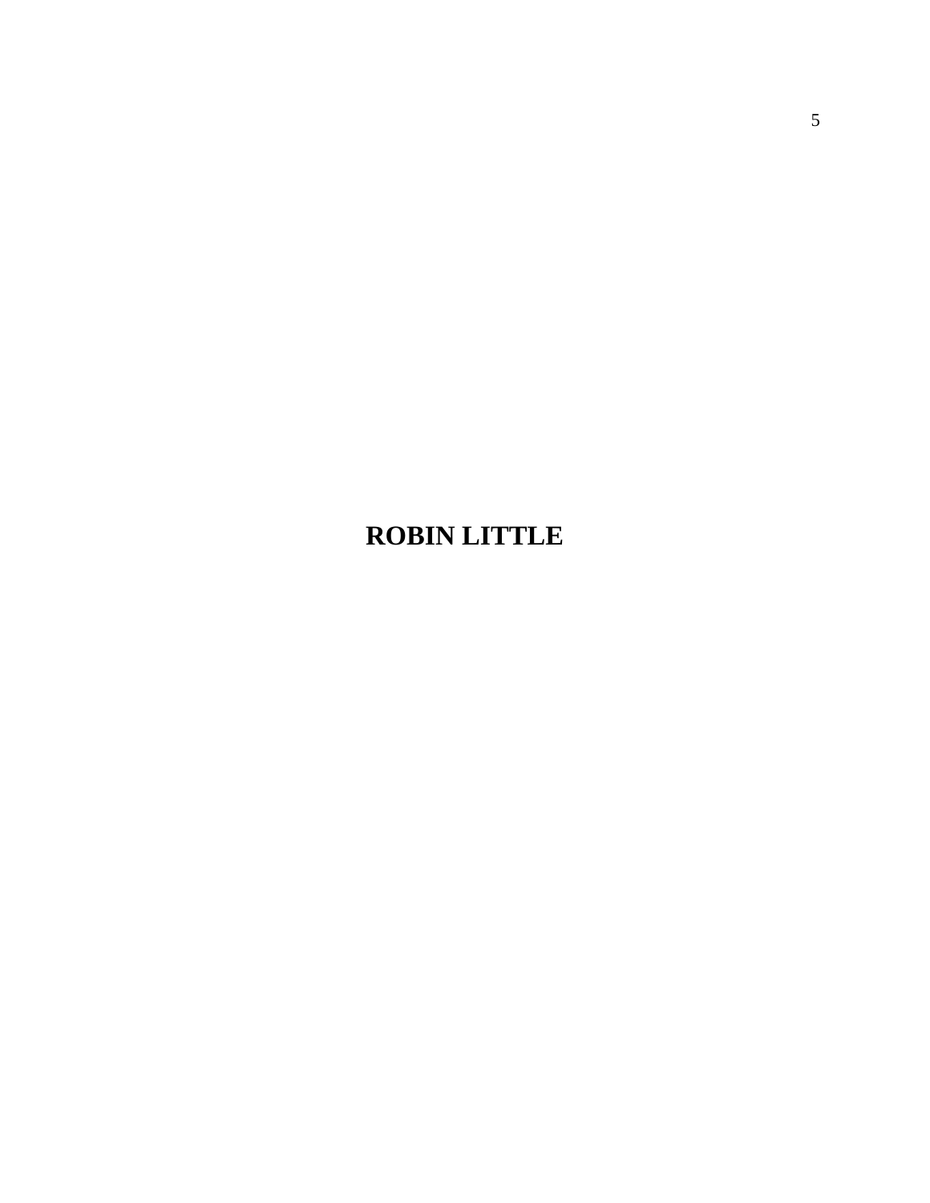# ROBIN LITTLE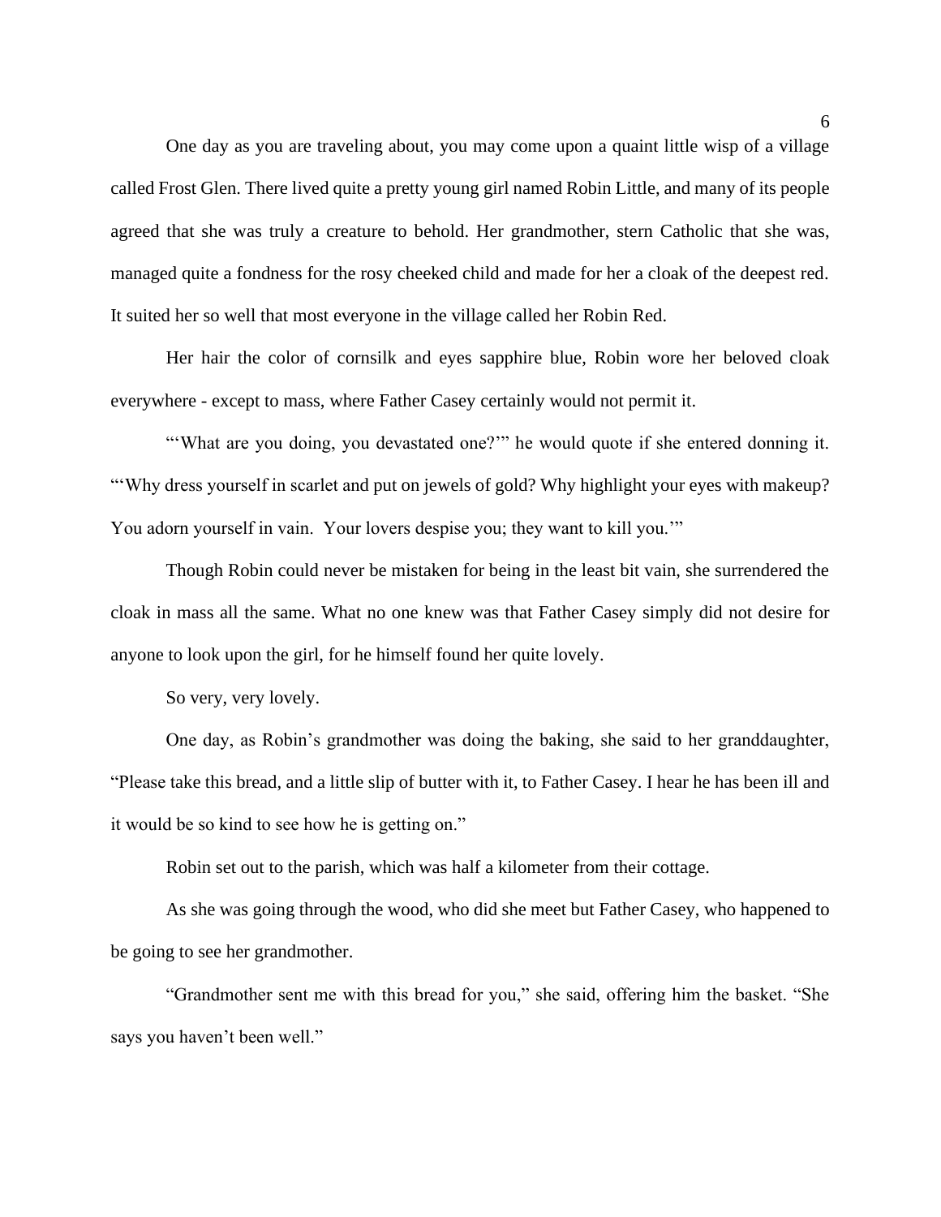One day as you are traveling about, you may come upon a quaint little wisp of a village called Frost Glen. There lived quite a pretty young girl named Robin Little, and many of its people agreed that she was truly a creature to behold. Her grandmother, stern Catholic that she was, managed quite a fondness for the rosy cheeked child and made for her a cloak of the deepest red. It suited her so well that most everyone in the village called her Robin Red.

Her hair the color of cornsilk and eyes sapphire blue, Robin wore her beloved cloak everywhere - except to mass, where Father Casey certainly would not permit it.

"'What are you doing, you devastated one?'" he would quote if she entered donning it. "'Why dress yourself in scarlet and put on jewels of gold? Why highlight your eyes with makeup? You adorn yourself in vain.  Your lovers despise you; they want to kill you.'"

Though Robin could never be mistaken for being in the least bit vain, she surrendered the cloak in mass all the same. What no one knew was that Father Casey simply did not desire for anyone to look upon the girl, for he himself found her quite lovely.

So very, very lovely.

One day, as Robin's grandmother was doing the baking, she said to her granddaughter, "Please take this bread, and a little slip of butter with it, to Father Casey. I hear he has been ill and it would be so kind to see how he is getting on."

Robin set out to the parish, which was half a kilometer from their cottage.

As she was going through the wood, who did she meet but Father Casey, who happened to be going to see her grandmother.

"Grandmother sent me with this bread for you," she said, offering him the basket. "She says you haven't been well."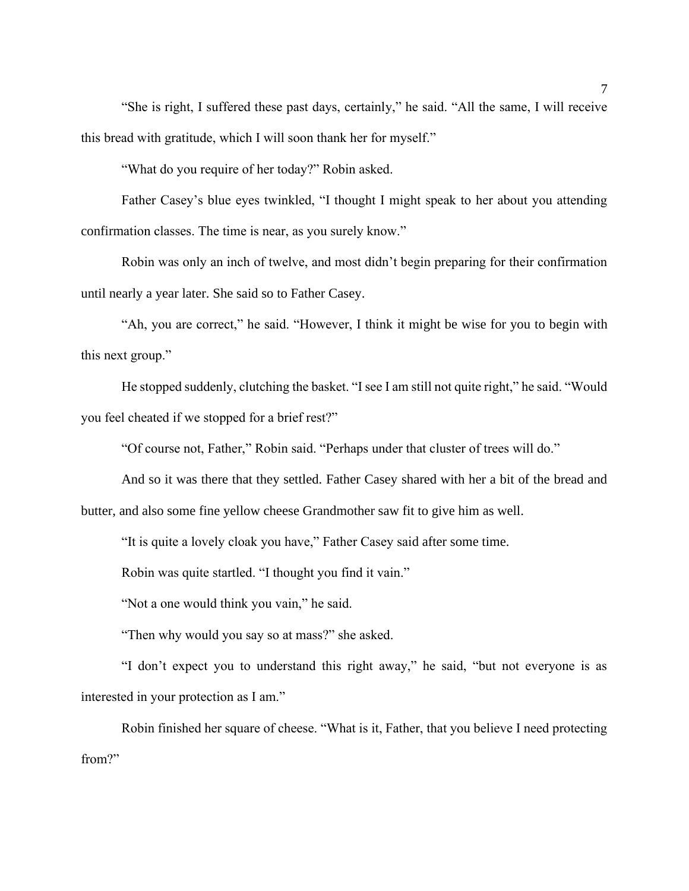"She is right, I suffered these past days, certainly," he said. "All the same, I will receive this bread with gratitude, which I will soon thank her for myself."

"What do you require of her today?" Robin asked.

Father Casey's blue eyes twinkled, "I thought I might speak to her about you attending confirmation classes. The time is near, as you surely know."

Robin was only an inch of twelve, and most didn't begin preparing for their confirmation until nearly a year later. She said so to Father Casey.

"Ah, you are correct," he said. "However, I think it might be wise for you to begin with this next group."

He stopped suddenly, clutching the basket. "I see I am still not quite right," he said. "Would you feel cheated if we stopped for a brief rest?"

"Of course not, Father," Robin said. "Perhaps under that cluster of trees will do."

And so it was there that they settled. Father Casey shared with her a bit of the bread and butter, and also some fine yellow cheese Grandmother saw fit to give him as well.

"It is quite a lovely cloak you have," Father Casey said after some time.

Robin was quite startled. "I thought you find it vain."

"Not a one would think you vain," he said.

"Then why would you say so at mass?" she asked.

"I don't expect you to understand this right away," he said, "but not everyone is as interested in your protection as I am."

Robin finished her square of cheese. "What is it, Father, that you believe I need protecting from?"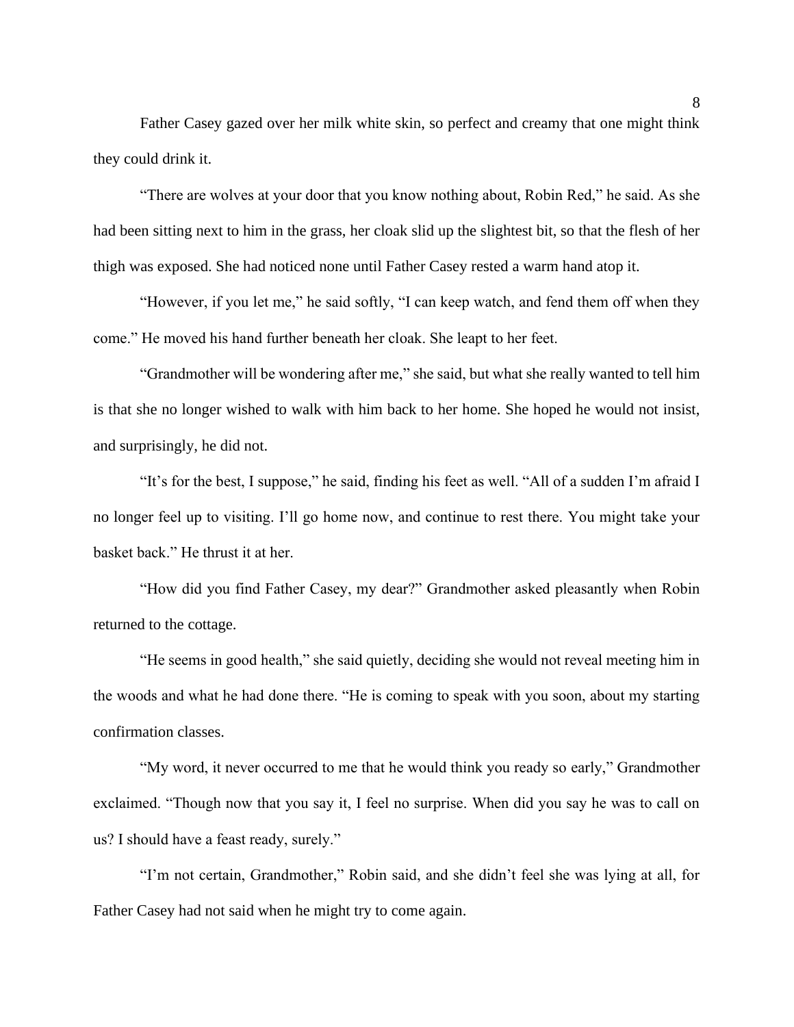Father Casey gazed over her milk white skin, so perfect and creamy that one might think they could drink it.

"There are wolves at your door that you know nothing about, Robin Red," he said. As she had been sitting next to him in the grass, her cloak slid up the slightest bit, so that the flesh of her thigh was exposed. She had noticed none until Father Casey rested a warm hand atop it.

"However, if you let me," he said softly, "I can keep watch, and fend them off when they come." He moved his hand further beneath her cloak. She leapt to her feet.

"Grandmother will be wondering after me," she said, but what she really wanted to tell him is that she no longer wished to walk with him back to her home. She hoped he would not insist, and surprisingly, he did not.

"It's for the best, I suppose," he said, finding his feet as well. "All of a sudden I'm afraid I no longer feel up to visiting. I'll go home now, and continue to rest there. You might take your basket back." He thrust it at her.

"How did you find Father Casey, my dear?" Grandmother asked pleasantly when Robin returned to the cottage.

"He seems in good health," she said quietly, deciding she would not reveal meeting him in the woods and what he had done there. "He is coming to speak with you soon, about my starting confirmation classes.

"My word, it never occurred to me that he would think you ready so early," Grandmother exclaimed. "Though now that you say it, I feel no surprise. When did you say he was to call on us? I should have a feast ready, surely."

"I'm not certain, Grandmother," Robin said, and she didn't feel she was lying at all, for Father Casey had not said when he might try to come again.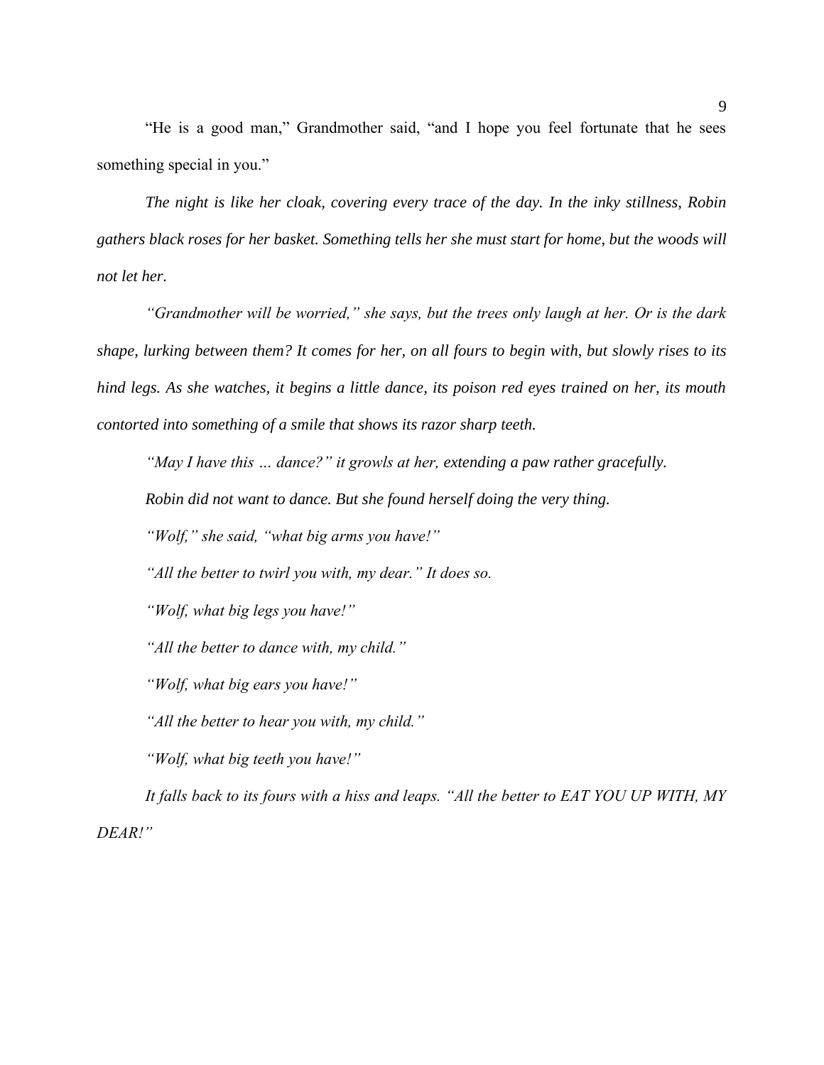"He is a good man," Grandmother said, "and I hope you feel fortunate that he sees something special in you."

*The night is like her cloak, covering every trace of the day. In the inky stillness, Robin gathers black roses for her basket. Something tells her she must start for home, but the woods will not let her.*

*"Grandmother will be worried," she says, but the trees only laugh at her. Or is the dark shape, lurking between them? It comes for her, on all fours to begin with, but slowly rises to its hind legs. As she watches, it begins a little dance, its poison red eyes trained on her, its mouth contorted into something of a smile that shows its razor sharp teeth.*

*"May I have this … dance?" it growls at her, extending a paw rather gracefully.*

*Robin did not want to dance. But she found herself doing the very thing.*

*"Wolf," she said, "what big arms you have!"*

*"All the better to twirl you with, my dear." It does so.*

*"Wolf, what big legs you have!"*

*"All the better to dance with, my child."*

*"Wolf, what big ears you have!"*

*"All the better to hear you with, my child."*

*"Wolf, what big teeth you have!"*

*It falls back to its fours with a hiss and leaps. "All the better to EAT YOU UP WITH, MY DEAR!"*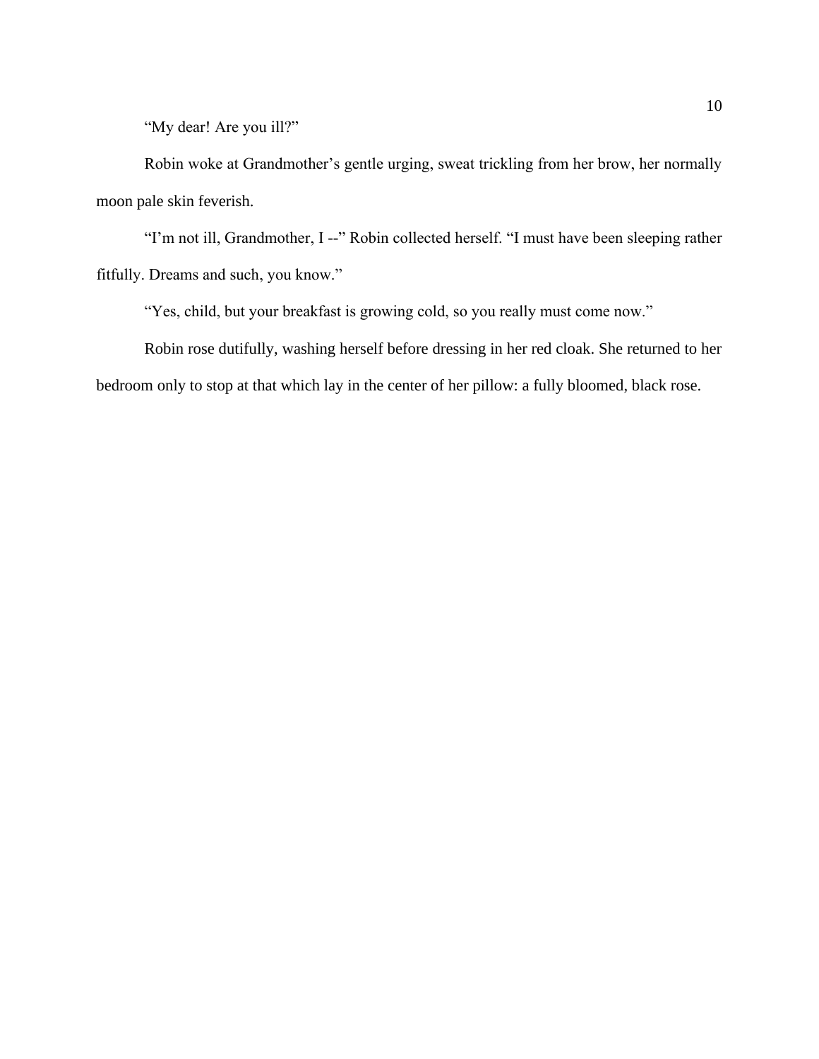"My dear! Are you ill?"

Robin woke at Grandmother's gentle urging, sweat trickling from her brow, her normally moon pale skin feverish.

"I'm not ill, Grandmother, I --" Robin collected herself. "I must have been sleeping rather fitfully. Dreams and such, you know."

"Yes, child, but your breakfast is growing cold, so you really must come now."

Robin rose dutifully, washing herself before dressing in her red cloak. She returned to her bedroom only to stop at that which lay in the center of her pillow: a fully bloomed, black rose.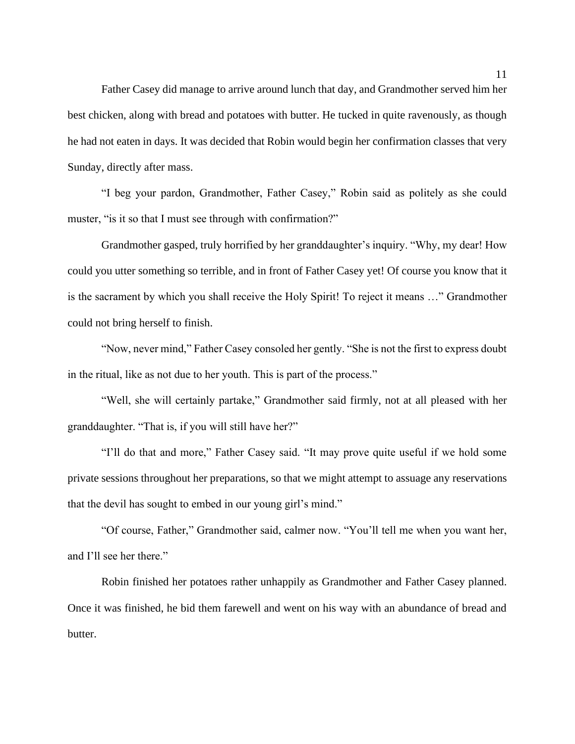Father Casey did manage to arrive around lunch that day, and Grandmother served him her best chicken, along with bread and potatoes with butter. He tucked in quite ravenously, as though he had not eaten in days. It was decided that Robin would begin her confirmation classes that very Sunday, directly after mass.

"I beg your pardon, Grandmother, Father Casey," Robin said as politely as she could muster, "is it so that I must see through with confirmation?"

Grandmother gasped, truly horrified by her granddaughter's inquiry. "Why, my dear! How could you utter something so terrible, and in front of Father Casey yet! Of course you know that it is the sacrament by which you shall receive the Holy Spirit! To reject it means …" Grandmother could not bring herself to finish.

"Now, never mind," Father Casey consoled her gently. "She is not the first to express doubt in the ritual, like as not due to her youth. This is part of the process."

"Well, she will certainly partake," Grandmother said firmly, not at all pleased with her granddaughter. "That is, if you will still have her?"

"I'll do that and more," Father Casey said. "It may prove quite useful if we hold some private sessions throughout her preparations, so that we might attempt to assuage any reservations that the devil has sought to embed in our young girl's mind."

"Of course, Father," Grandmother said, calmer now. "You'll tell me when you want her, and I'll see her there."

Robin finished her potatoes rather unhappily as Grandmother and Father Casey planned. Once it was finished, he bid them farewell and went on his way with an abundance of bread and butter.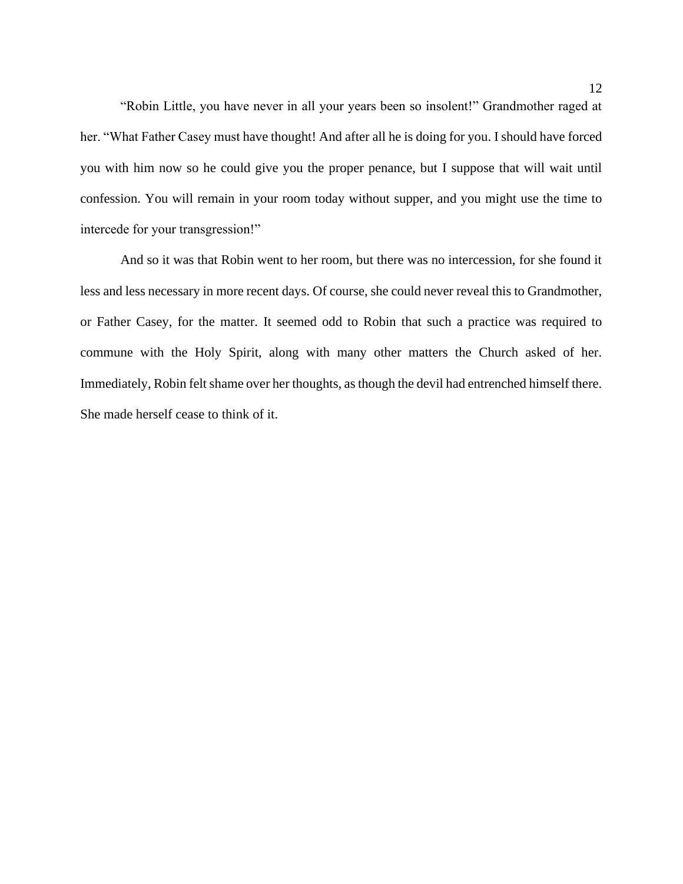"Robin Little, you have never in all your years been so insolent!" Grandmother raged at her. "What Father Casey must have thought! And after all he is doing for you. I should have forced you with him now so he could give you the proper penance, but I suppose that will wait until confession. You will remain in your room today without supper, and you might use the time to intercede for your transgression!"

And so it was that Robin went to her room, but there was no intercession, for she found it less and less necessary in more recent days. Of course, she could never reveal this to Grandmother, or Father Casey, for the matter. It seemed odd to Robin that such a practice was required to commune with the Holy Spirit, along with many other matters the Church asked of her. Immediately, Robin felt shame over her thoughts, as though the devil had entrenched himself there. She made herself cease to think of it.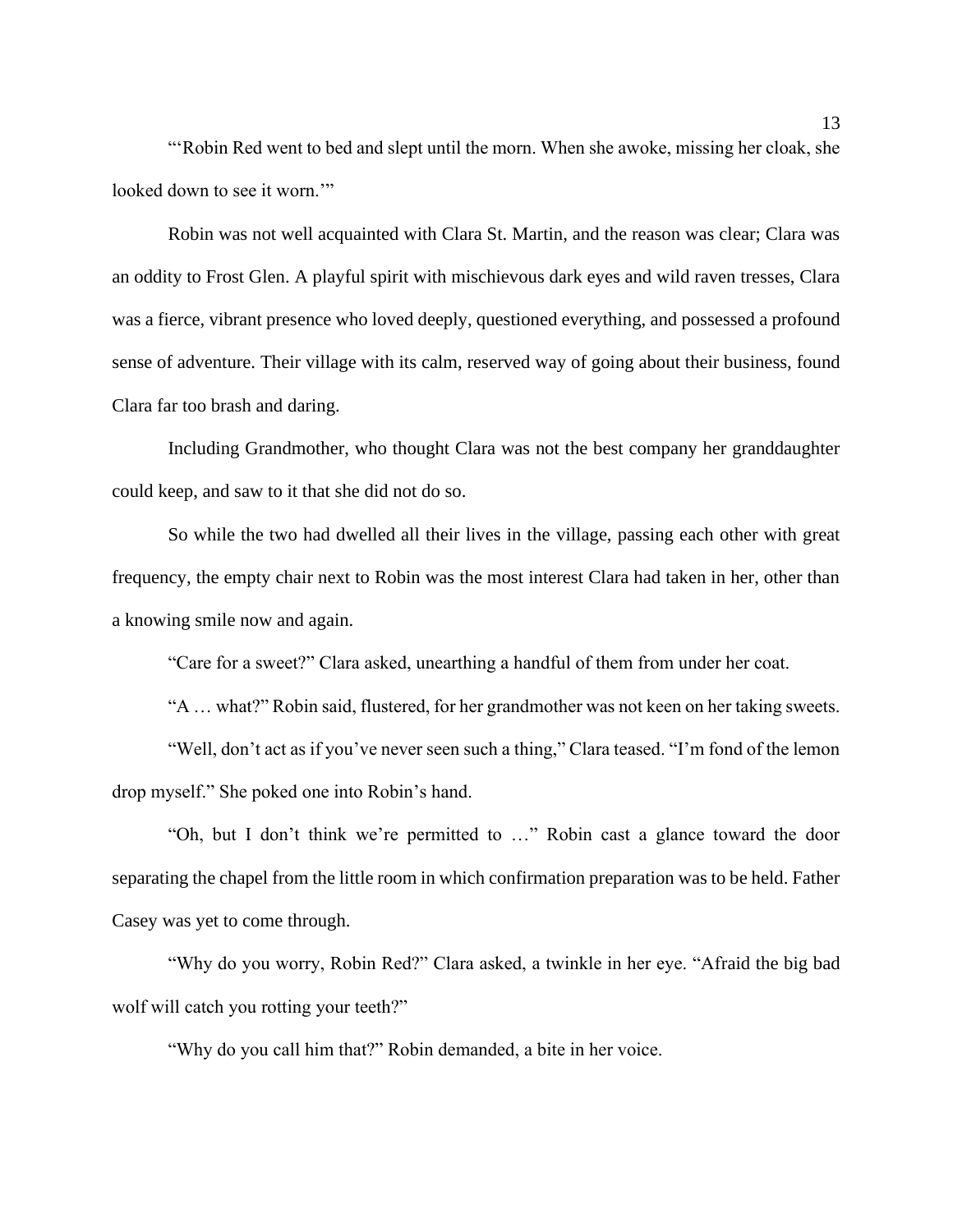"'Robin Red went to bed and slept until the morn. When she awoke, missing her cloak, she looked down to see it worn.'"

Robin was not well acquainted with Clara St. Martin, and the reason was clear; Clara was an oddity to Frost Glen. A playful spirit with mischievous dark eyes and wild raven tresses, Clara was a fierce, vibrant presence who loved deeply, questioned everything, and possessed a profound sense of adventure. Their village with its calm, reserved way of going about their business, found Clara far too brash and daring.

Including Grandmother, who thought Clara was not the best company her granddaughter could keep, and saw to it that she did not do so.

So while the two had dwelled all their lives in the village, passing each other with great frequency, the empty chair next to Robin was the most interest Clara had taken in her, other than a knowing smile now and again.

"Care for a sweet?" Clara asked, unearthing a handful of them from under her coat.

"A … what?" Robin said, flustered, for her grandmother was not keen on her taking sweets.

"Well, don't act as if you've never seen such a thing," Clara teased. "I'm fond of the lemon drop myself." She poked one into Robin's hand.

"Oh, but I don't think we're permitted to …" Robin cast a glance toward the door separating the chapel from the little room in which confirmation preparation was to be held. Father Casey was yet to come through.

"Why do you worry, Robin Red?" Clara asked, a twinkle in her eye. "Afraid the big bad wolf will catch you rotting your teeth?"

"Why do you call him that?" Robin demanded, a bite in her voice.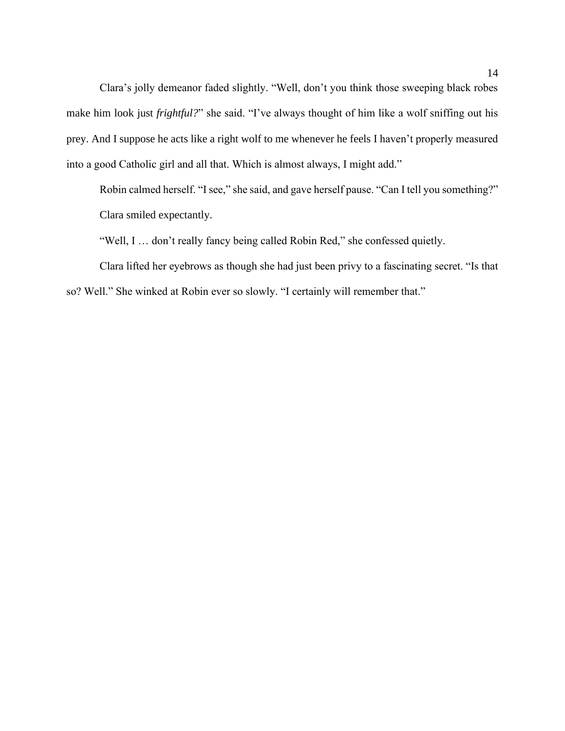Clara's jolly demeanor faded slightly. "Well, don't you think those sweeping black robes make him look just *frightful?*" she said. "I've always thought of him like a wolf sniffing out his prey. And I suppose he acts like a right wolf to me whenever he feels I haven't properly measured into a good Catholic girl and all that. Which is almost always, I might add."

Robin calmed herself. "I see," she said, and gave herself pause. "Can I tell you something?"

Clara smiled expectantly.

"Well, I … don't really fancy being called Robin Red," she confessed quietly.

Clara lifted her eyebrows as though she had just been privy to a fascinating secret. "Is that so? Well." She winked at Robin ever so slowly. "I certainly will remember that."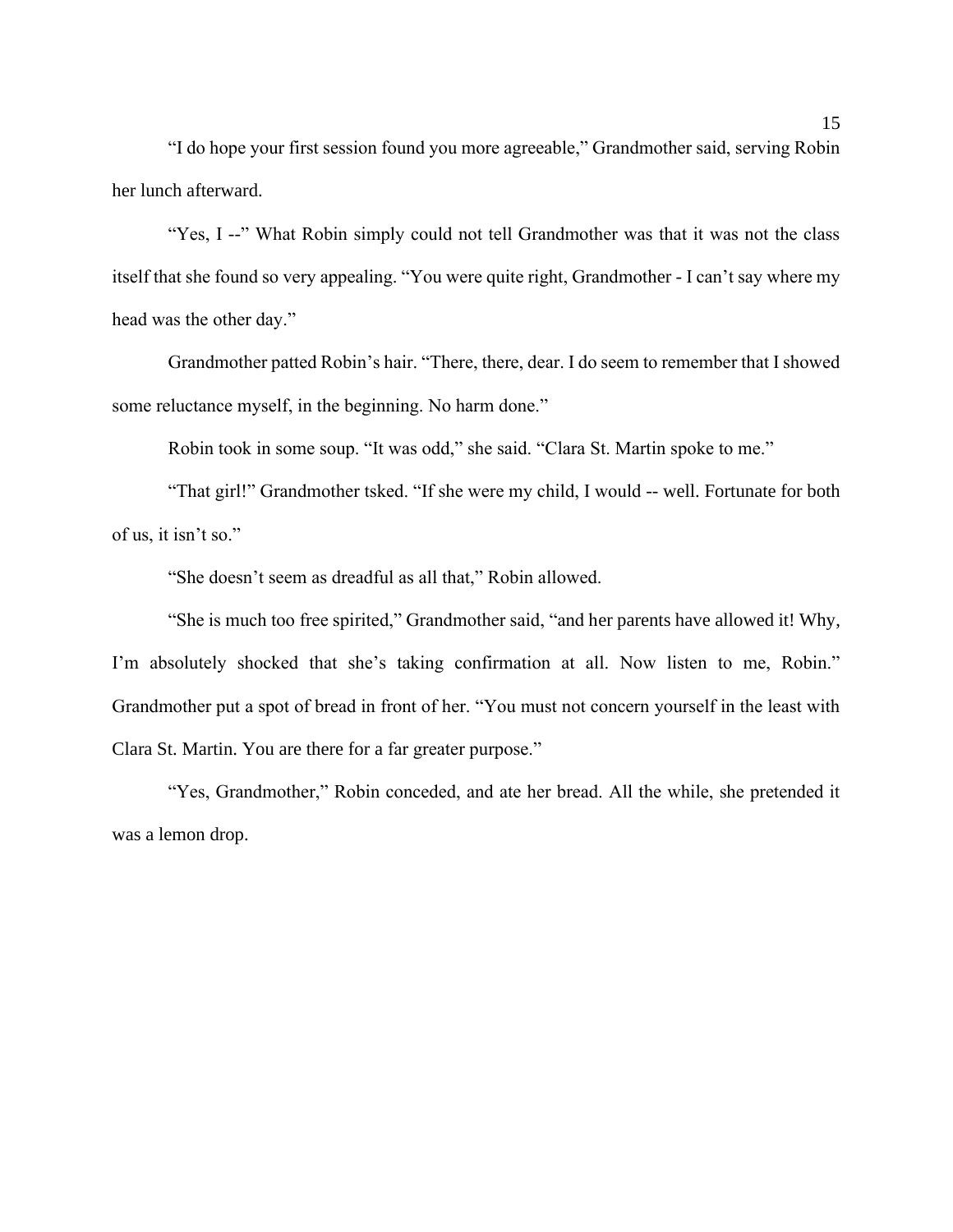"I do hope your first session found you more agreeable," Grandmother said, serving Robin her lunch afterward.

"Yes, I --" What Robin simply could not tell Grandmother was that it was not the class itself that she found so very appealing. "You were quite right, Grandmother - I can't say where my head was the other day."

Grandmother patted Robin's hair. "There, there, dear. I do seem to remember that I showed some reluctance myself, in the beginning. No harm done."

Robin took in some soup. "It was odd," she said. "Clara St. Martin spoke to me."

"That girl!" Grandmother tsked. "If she were my child, I would -- well. Fortunate for both of us, it isn't so."

"She doesn't seem as dreadful as all that," Robin allowed.

"She is much too free spirited," Grandmother said, "and her parents have allowed it! Why, I'm absolutely shocked that she's taking confirmation at all. Now listen to me, Robin." Grandmother put a spot of bread in front of her. "You must not concern yourself in the least with Clara St. Martin. You are there for a far greater purpose."

"Yes, Grandmother," Robin conceded, and ate her bread. All the while, she pretended it was a lemon drop.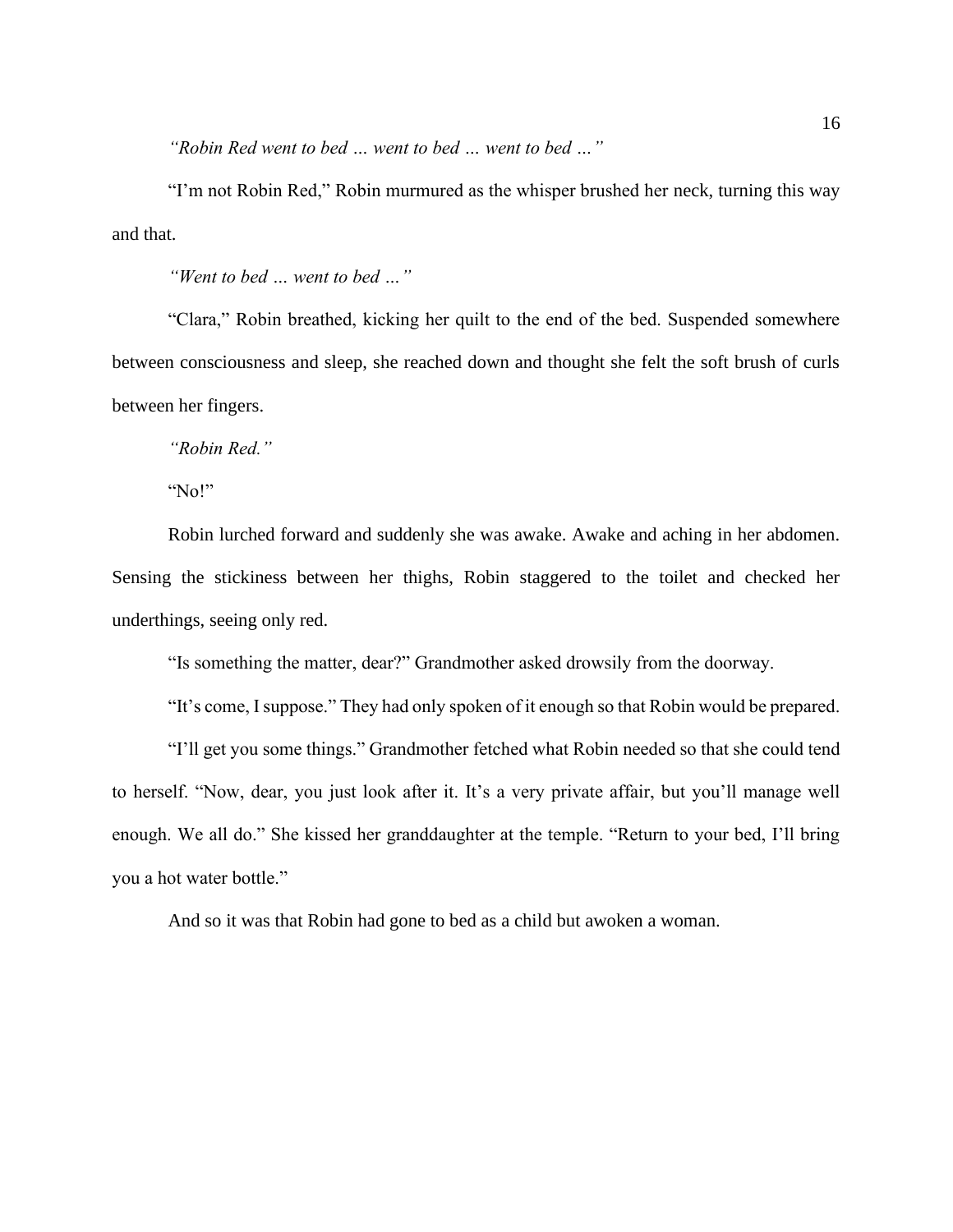*"Robin Red went to bed … went to bed … went to bed …"*

"I'm not Robin Red," Robin murmured as the whisper brushed her neck, turning this way and that.

*"Went to bed … went to bed …"*

"Clara," Robin breathed, kicking her quilt to the end of the bed. Suspended somewhere between consciousness and sleep, she reached down and thought she felt the soft brush of curls between her fingers.

*"Robin Red."*

"No!"

Robin lurched forward and suddenly she was awake. Awake and aching in her abdomen. Sensing the stickiness between her thighs, Robin staggered to the toilet and checked her underthings, seeing only red.

"Is something the matter, dear?" Grandmother asked drowsily from the doorway.

"It's come, I suppose." They had only spoken of it enough so that Robin would be prepared.

"I'll get you some things." Grandmother fetched what Robin needed so that she could tend to herself. "Now, dear, you just look after it. It's a very private affair, but you'll manage well enough. We all do." She kissed her granddaughter at the temple. "Return to your bed, I'll bring you a hot water bottle."

And so it was that Robin had gone to bed as a child but awoken a woman.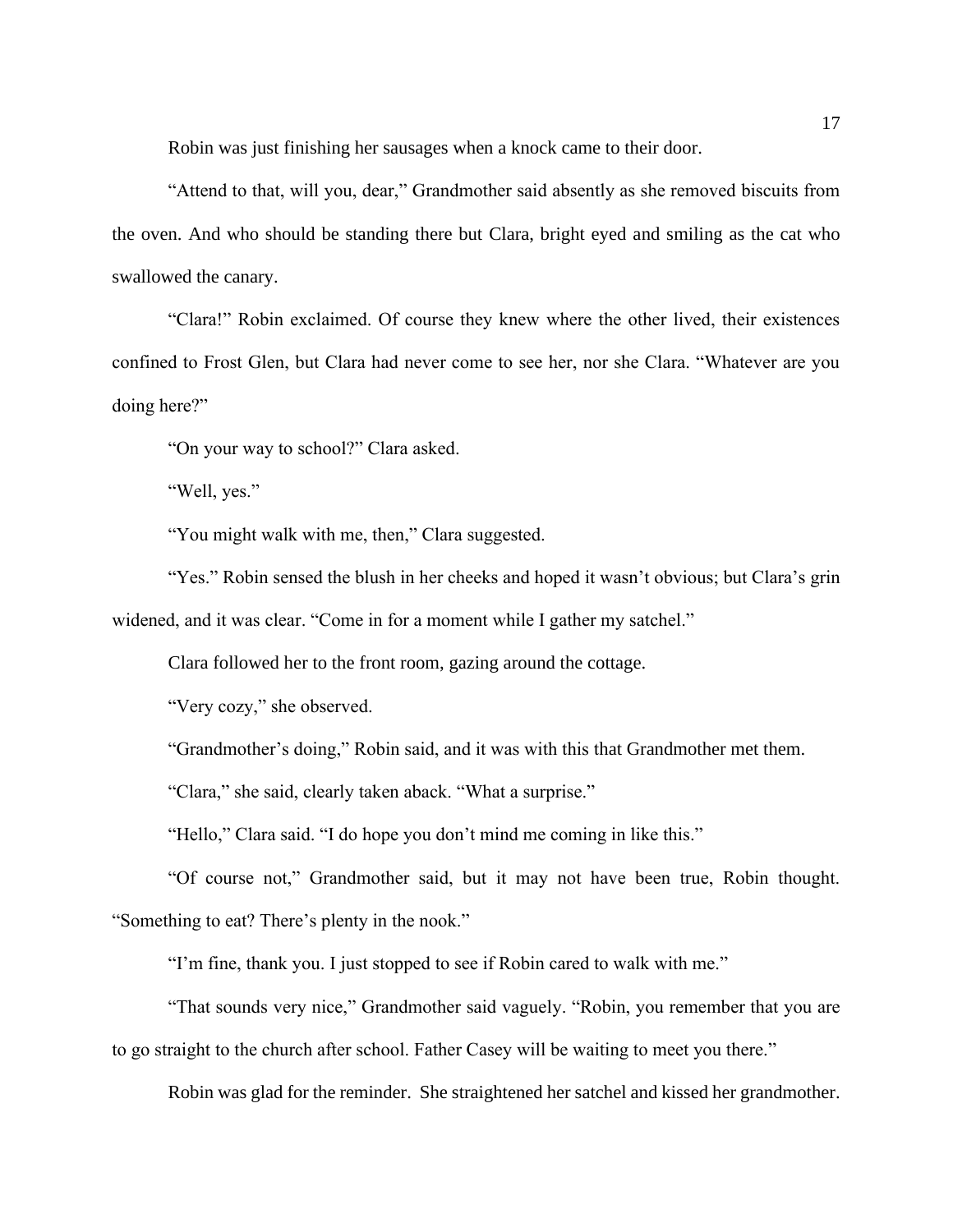Robin was just finishing her sausages when a knock came to their door.

"Attend to that, will you, dear," Grandmother said absently as she removed biscuits from the oven. And who should be standing there but Clara, bright eyed and smiling as the cat who swallowed the canary.

"Clara!" Robin exclaimed. Of course they knew where the other lived, their existences confined to Frost Glen, but Clara had never come to see her, nor she Clara. "Whatever are you doing here?"

"On your way to school?" Clara asked.

"Well, yes."

"You might walk with me, then," Clara suggested.

"Yes." Robin sensed the blush in her cheeks and hoped it wasn't obvious; but Clara's grin widened, and it was clear. "Come in for a moment while I gather my satchel."

Clara followed her to the front room, gazing around the cottage.

"Very cozy," she observed.

"Grandmother's doing," Robin said, and it was with this that Grandmother met them.

"Clara," she said, clearly taken aback. "What a surprise."

"Hello," Clara said. "I do hope you don't mind me coming in like this."

"Of course not," Grandmother said, but it may not have been true, Robin thought. "Something to eat? There's plenty in the nook."

"I'm fine, thank you. I just stopped to see if Robin cared to walk with me."

"That sounds very nice," Grandmother said vaguely. "Robin, you remember that you are to go straight to the church after school. Father Casey will be waiting to meet you there."

Robin was glad for the reminder. She straightened her satchel and kissed her grandmother.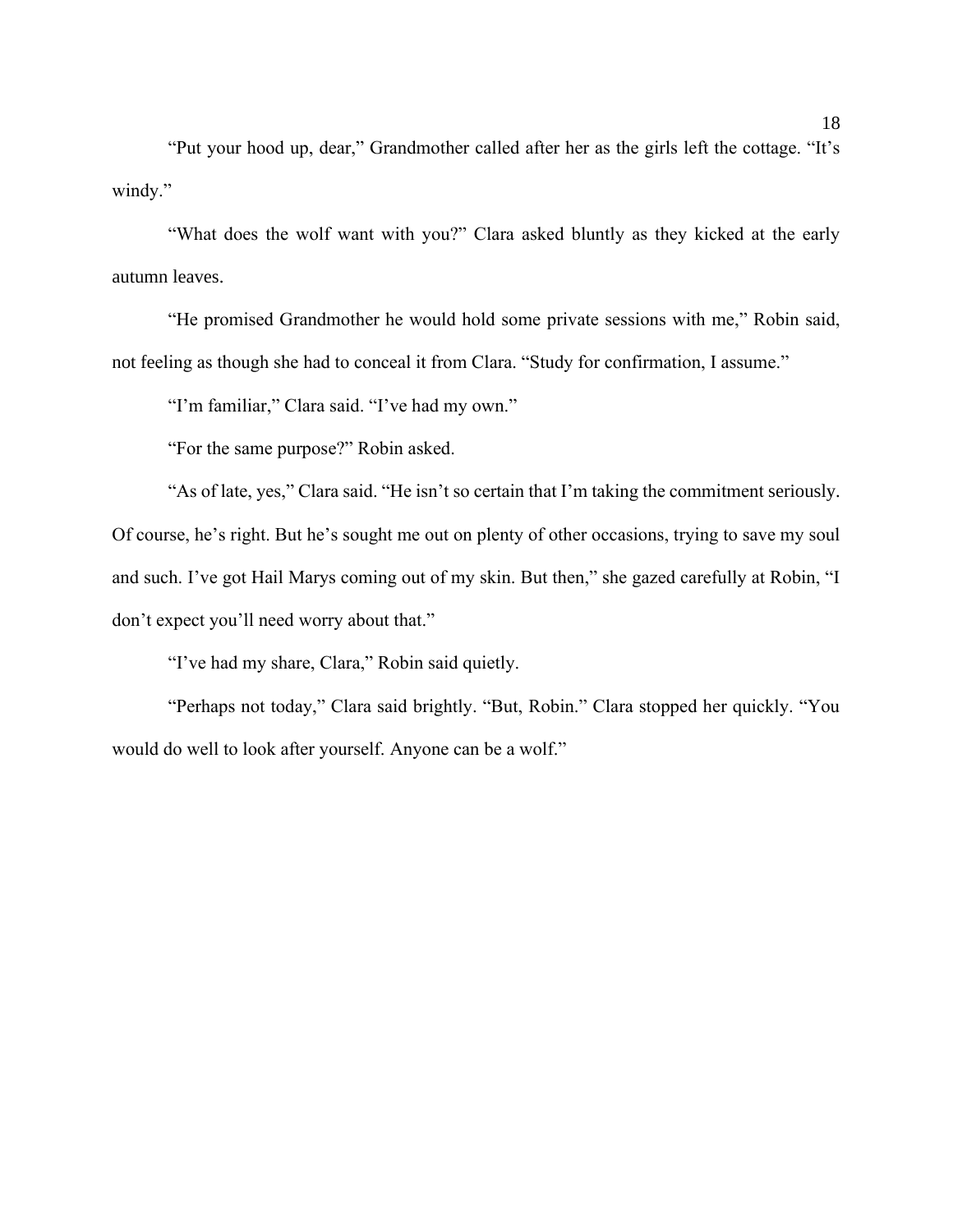"Put your hood up, dear," Grandmother called after her as the girls left the cottage. "It's windy."

"What does the wolf want with you?" Clara asked bluntly as they kicked at the early autumn leaves.

"He promised Grandmother he would hold some private sessions with me," Robin said, not feeling as though she had to conceal it from Clara. "Study for confirmation, I assume."

"I'm familiar," Clara said. "I've had my own."

"For the same purpose?" Robin asked.

"As of late, yes," Clara said. "He isn't so certain that I'm taking the commitment seriously. Of course, he's right. But he's sought me out on plenty of other occasions, trying to save my soul and such. I've got Hail Marys coming out of my skin. But then," she gazed carefully at Robin, "I don't expect you'll need worry about that."

"I've had my share, Clara," Robin said quietly.

"Perhaps not today," Clara said brightly. "But, Robin." Clara stopped her quickly. "You would do well to look after yourself. Anyone can be a wolf."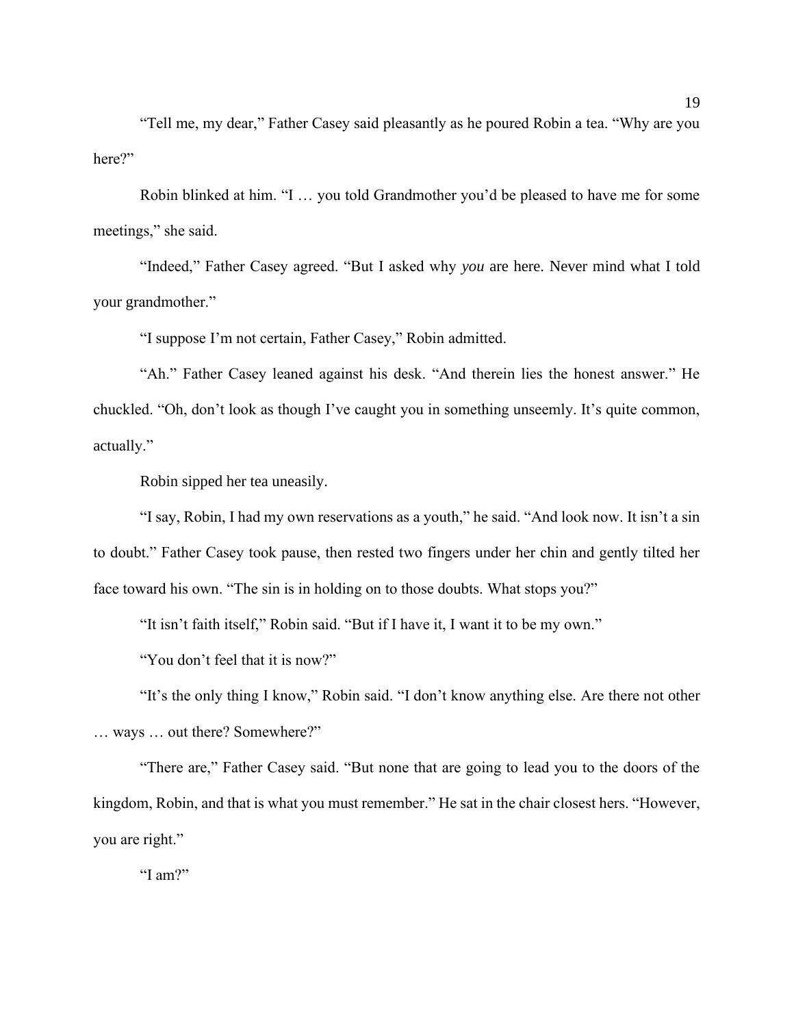"Tell me, my dear," Father Casey said pleasantly as he poured Robin a tea. "Why are you here?"

Robin blinked at him. "I … you told Grandmother you'd be pleased to have me for some meetings," she said.

"Indeed," Father Casey agreed. "But I asked why *you* are here. Never mind what I told your grandmother."

"I suppose I'm not certain, Father Casey," Robin admitted.

"Ah." Father Casey leaned against his desk. "And therein lies the honest answer." He chuckled. "Oh, don't look as though I've caught you in something unseemly. It's quite common, actually."

Robin sipped her tea uneasily.

"I say, Robin, I had my own reservations as a youth," he said. "And look now. It isn't a sin to doubt." Father Casey took pause, then rested two fingers under her chin and gently tilted her face toward his own. "The sin is in holding on to those doubts. What stops you?"

"It isn't faith itself," Robin said. "But if I have it, I want it to be my own."

"You don't feel that it is now?"

"It's the only thing I know," Robin said. "I don't know anything else. Are there not other … ways … out there? Somewhere?"

"There are," Father Casey said. "But none that are going to lead you to the doors of the kingdom, Robin, and that is what you must remember." He sat in the chair closest hers. "However, you are right."

"I am?"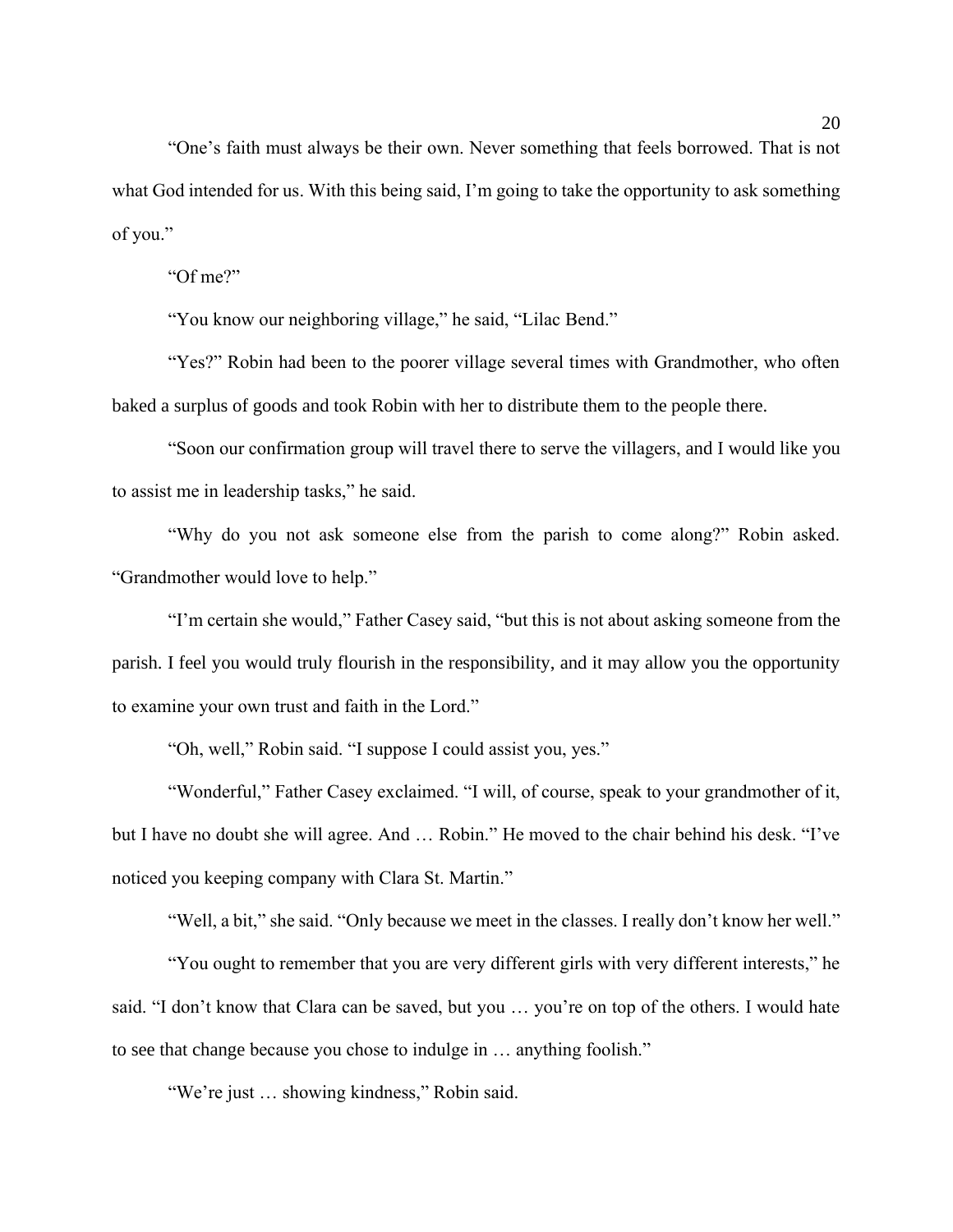"One's faith must always be their own. Never something that feels borrowed. That is not what God intended for us. With this being said, I'm going to take the opportunity to ask something of you."

"Of me?"

"You know our neighboring village," he said, "Lilac Bend."

"Yes?" Robin had been to the poorer village several times with Grandmother, who often baked a surplus of goods and took Robin with her to distribute them to the people there.

"Soon our confirmation group will travel there to serve the villagers, and I would like you to assist me in leadership tasks," he said.

"Why do you not ask someone else from the parish to come along?" Robin asked. "Grandmother would love to help."

"I'm certain she would," Father Casey said, "but this is not about asking someone from the parish. I feel you would truly flourish in the responsibility, and it may allow you the opportunity to examine your own trust and faith in the Lord."

"Oh, well," Robin said. "I suppose I could assist you, yes."

"Wonderful," Father Casey exclaimed. "I will, of course, speak to your grandmother of it, but I have no doubt she will agree. And … Robin." He moved to the chair behind his desk. "I've noticed you keeping company with Clara St. Martin."

"Well, a bit," she said. "Only because we meet in the classes. I really don't know her well."

"You ought to remember that you are very different girls with very different interests," he said. "I don't know that Clara can be saved, but you … you're on top of the others. I would hate to see that change because you chose to indulge in … anything foolish."

"We're just … showing kindness," Robin said.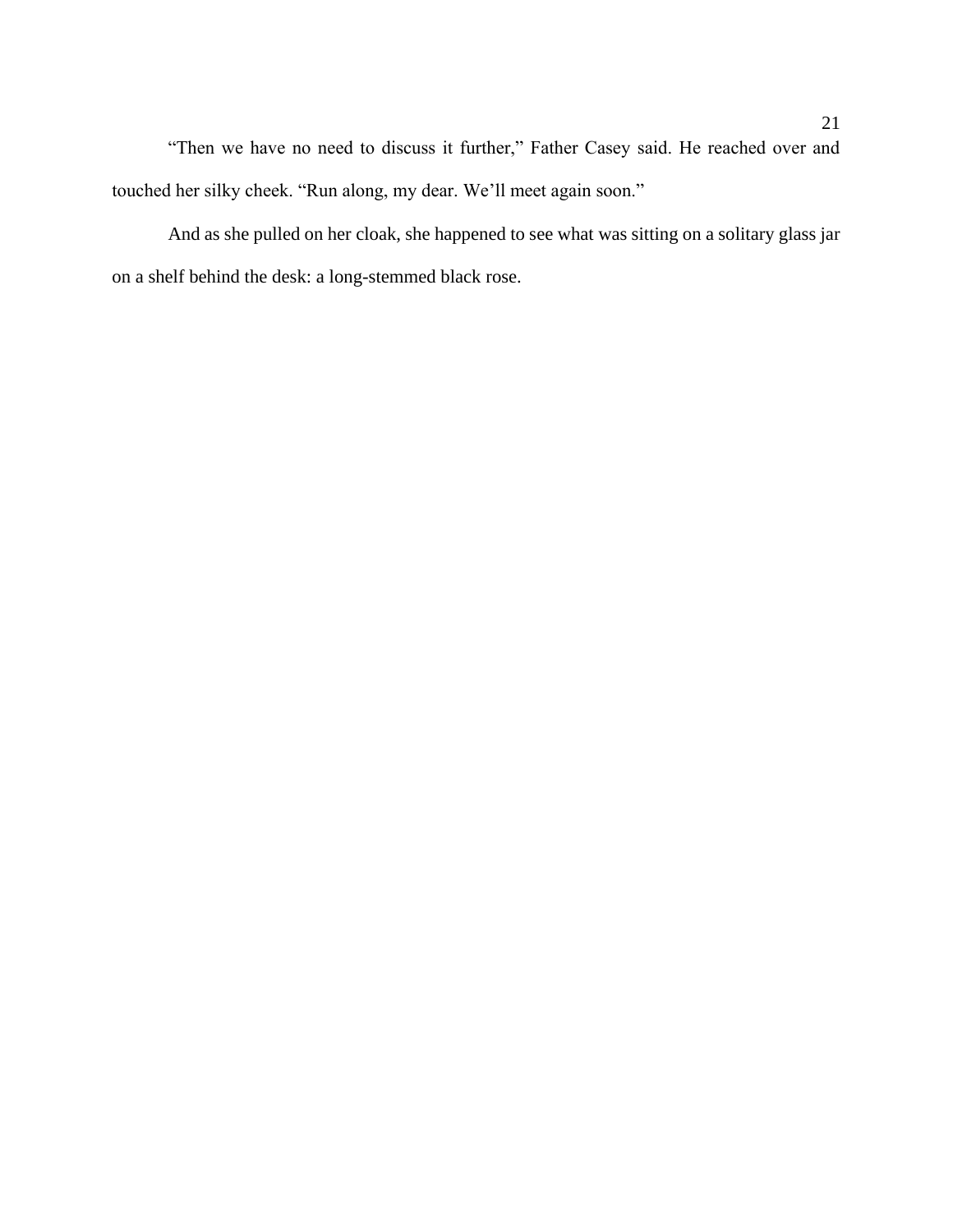"Then we have no need to discuss it further," Father Casey said. He reached over and touched her silky cheek. "Run along, my dear. We'll meet again soon."

And as she pulled on her cloak, she happened to see what was sitting on a solitary glass jar on a shelf behind the desk: a long-stemmed black rose.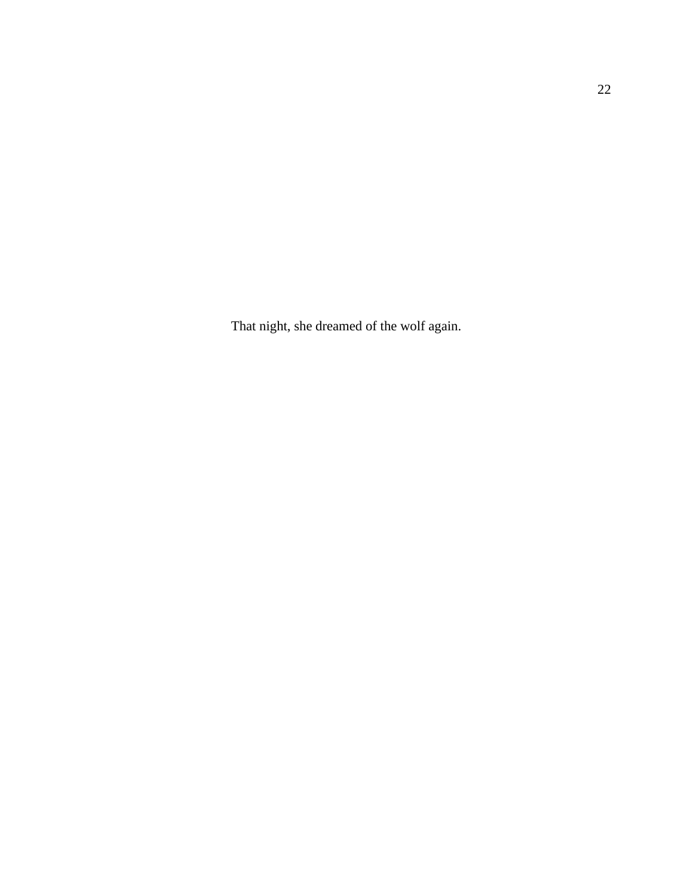That night, she dreamed of the wolf again.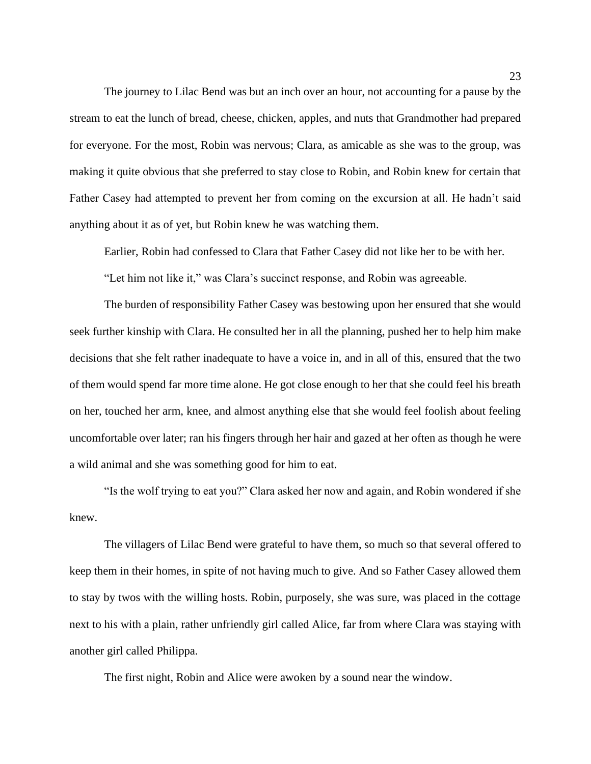The journey to Lilac Bend was but an inch over an hour, not accounting for a pause by the stream to eat the lunch of bread, cheese, chicken, apples, and nuts that Grandmother had prepared for everyone. For the most, Robin was nervous; Clara, as amicable as she was to the group, was making it quite obvious that she preferred to stay close to Robin, and Robin knew for certain that Father Casey had attempted to prevent her from coming on the excursion at all. He hadn't said anything about it as of yet, but Robin knew he was watching them.

Earlier, Robin had confessed to Clara that Father Casey did not like her to be with her.

"Let him not like it," was Clara's succinct response, and Robin was agreeable.

The burden of responsibility Father Casey was bestowing upon her ensured that she would seek further kinship with Clara. He consulted her in all the planning, pushed her to help him make decisions that she felt rather inadequate to have a voice in, and in all of this, ensured that the two of them would spend far more time alone. He got close enough to her that she could feel his breath on her, touched her arm, knee, and almost anything else that she would feel foolish about feeling uncomfortable over later; ran his fingers through her hair and gazed at her often as though he were a wild animal and she was something good for him to eat.

"Is the wolf trying to eat you?" Clara asked her now and again, and Robin wondered if she knew.

The villagers of Lilac Bend were grateful to have them, so much so that several offered to keep them in their homes, in spite of not having much to give. And so Father Casey allowed them to stay by twos with the willing hosts. Robin, purposely, she was sure, was placed in the cottage next to his with a plain, rather unfriendly girl called Alice, far from where Clara was staying with another girl called Philippa.

The first night, Robin and Alice were awoken by a sound near the window.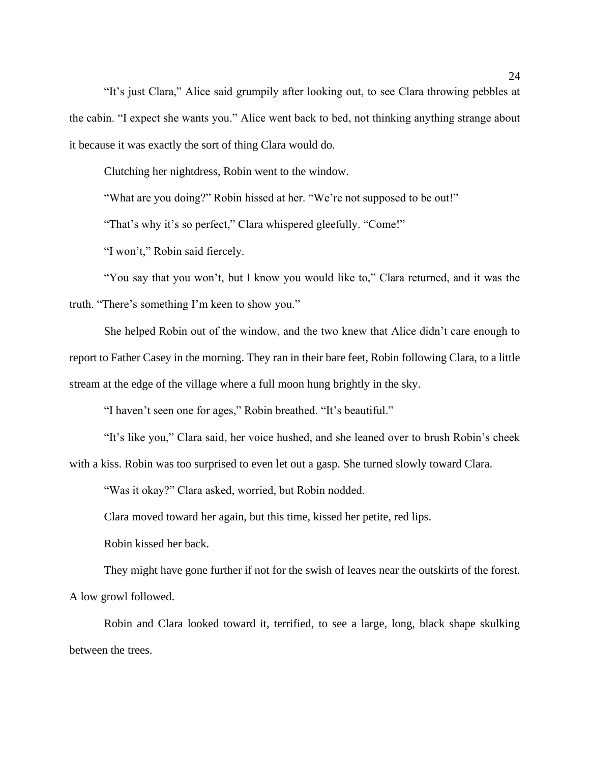"It's just Clara," Alice said grumpily after looking out, to see Clara throwing pebbles at the cabin. "I expect she wants you." Alice went back to bed, not thinking anything strange about it because it was exactly the sort of thing Clara would do.

Clutching her nightdress, Robin went to the window.

"What are you doing?" Robin hissed at her. "We're not supposed to be out!"

"That's why it's so perfect," Clara whispered gleefully. "Come!"

"I won't," Robin said fiercely.

"You say that you won't, but I know you would like to," Clara returned, and it was the truth. "There's something I'm keen to show you."

She helped Robin out of the window, and the two knew that Alice didn't care enough to report to Father Casey in the morning. They ran in their bare feet, Robin following Clara, to a little stream at the edge of the village where a full moon hung brightly in the sky.

"I haven't seen one for ages," Robin breathed. "It's beautiful."

"It's like you," Clara said, her voice hushed, and she leaned over to brush Robin's cheek with a kiss. Robin was too surprised to even let out a gasp. She turned slowly toward Clara.

"Was it okay?" Clara asked, worried, but Robin nodded.

Clara moved toward her again, but this time, kissed her petite, red lips.

Robin kissed her back.

They might have gone further if not for the swish of leaves near the outskirts of the forest. A low growl followed.

Robin and Clara looked toward it, terrified, to see a large, long, black shape skulking between the trees.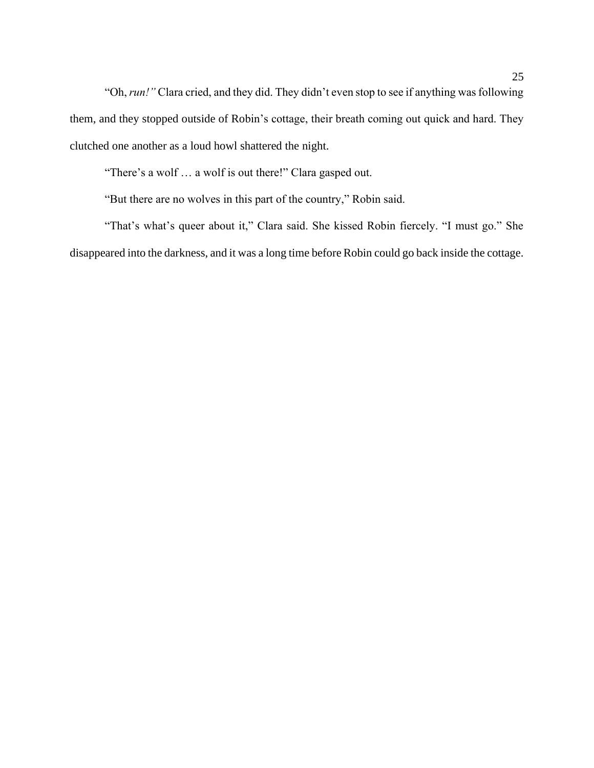"Oh, *run!"* Clara cried, and they did. They didn't even stop to see if anything was following them, and they stopped outside of Robin's cottage, their breath coming out quick and hard. They clutched one another as a loud howl shattered the night.

"There's a wolf … a wolf is out there!" Clara gasped out.

"But there are no wolves in this part of the country," Robin said.

"That's what's queer about it," Clara said. She kissed Robin fiercely. "I must go." She disappeared into the darkness, and it was a long time before Robin could go back inside the cottage.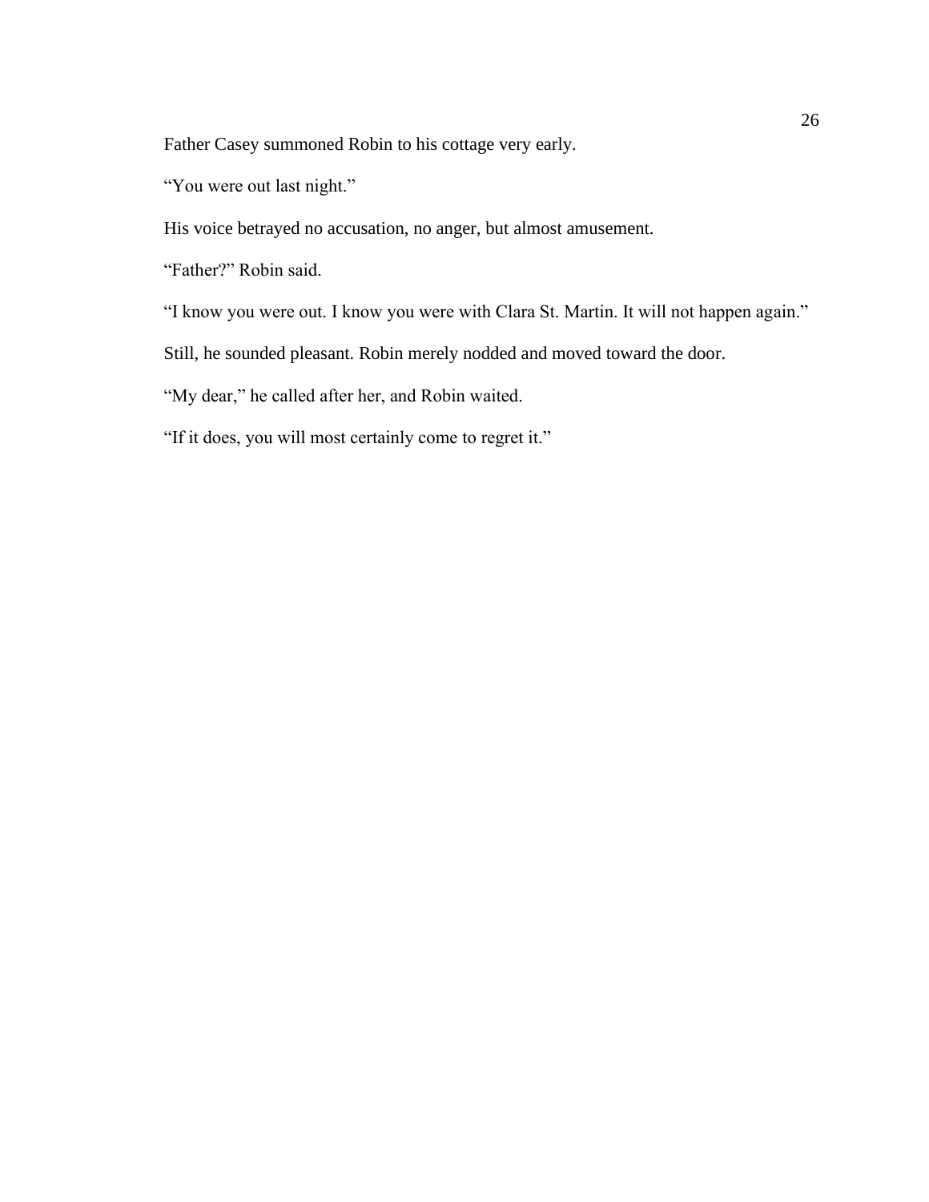Father Casey summoned Robin to his cottage very early.

“You were out last night.”

His voice betrayed no accusation, no anger, but almost amusement.

“Father?” Robin said.

“I know you were out. I know you were with Clara St. Martin. It will not happen again.”

Still, he sounded pleasant. Robin merely nodded and moved toward the door.

“My dear,” he called after her, and Robin waited.

“If it does, you will most certainly come to regret it.”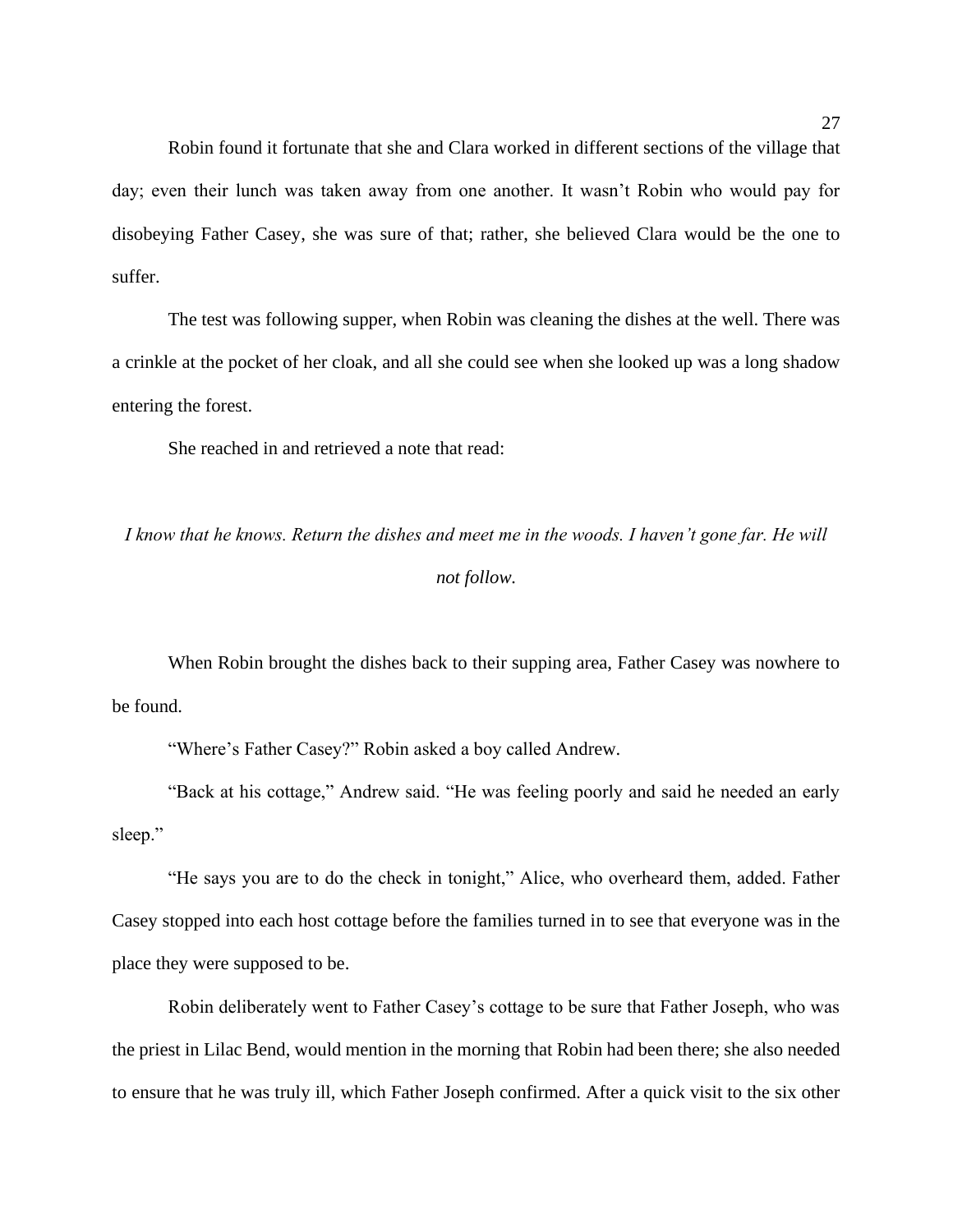Robin found it fortunate that she and Clara worked in different sections of the village that day; even their lunch was taken away from one another. It wasn't Robin who would pay for disobeying Father Casey, she was sure of that; rather, she believed Clara would be the one to suffer.

The test was following supper, when Robin was cleaning the dishes at the well. There was a crinkle at the pocket of her cloak, and all she could see when she looked up was a long shadow entering the forest.

She reached in and retrieved a note that read:

*I know that he knows. Return the dishes and meet me in the woods. I haven't gone far. He will not follow.*

When Robin brought the dishes back to their supping area, Father Casey was nowhere to be found.

"Where's Father Casey?" Robin asked a boy called Andrew.

"Back at his cottage," Andrew said. "He was feeling poorly and said he needed an early sleep."

"He says you are to do the check in tonight," Alice, who overheard them, added. Father Casey stopped into each host cottage before the families turned in to see that everyone was in the place they were supposed to be.

Robin deliberately went to Father Casey's cottage to be sure that Father Joseph, who was the priest in Lilac Bend, would mention in the morning that Robin had been there; she also needed to ensure that he was truly ill, which Father Joseph confirmed. After a quick visit to the six other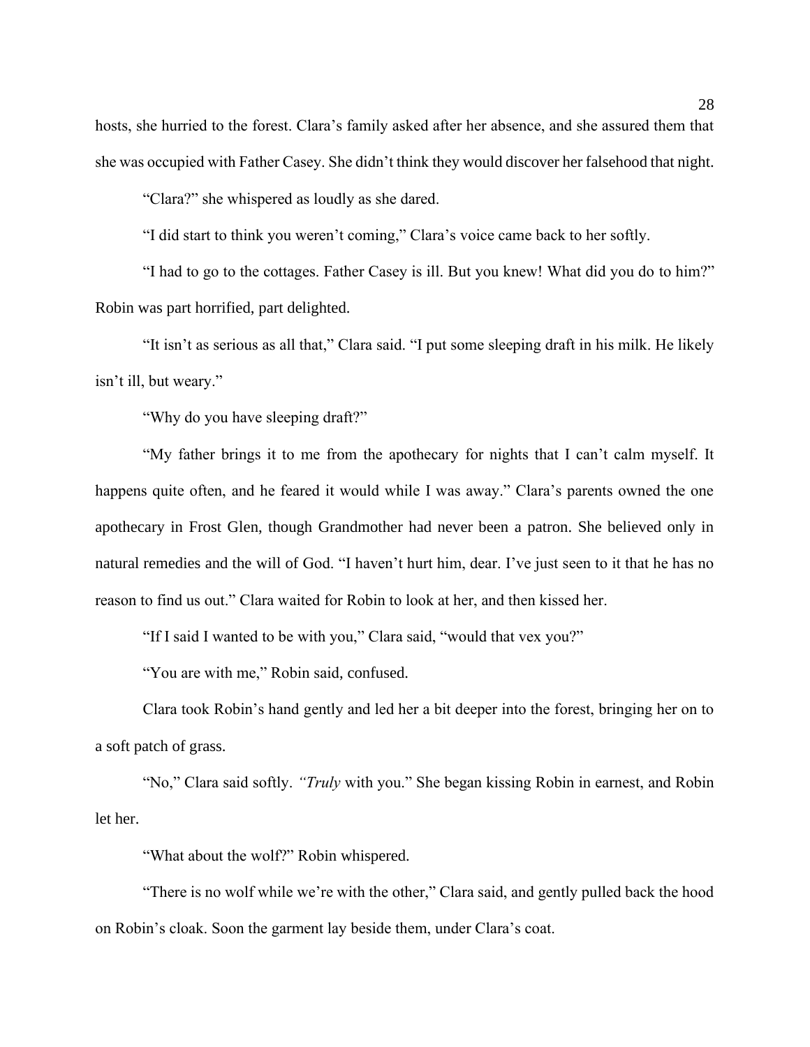hosts, she hurried to the forest. Clara's family asked after her absence, and she assured them that she was occupied with Father Casey. She didn't think they would discover her falsehood that night.

"Clara?" she whispered as loudly as she dared.

"I did start to think you weren't coming," Clara's voice came back to her softly.

"I had to go to the cottages. Father Casey is ill. But you knew! What did you do to him?" Robin was part horrified, part delighted.

"It isn't as serious as all that," Clara said. "I put some sleeping draft in his milk. He likely isn't ill, but weary."

"Why do you have sleeping draft?"

"My father brings it to me from the apothecary for nights that I can't calm myself. It happens quite often, and he feared it would while I was away." Clara's parents owned the one apothecary in Frost Glen, though Grandmother had never been a patron. She believed only in natural remedies and the will of God. "I haven't hurt him, dear. I've just seen to it that he has no reason to find us out." Clara waited for Robin to look at her, and then kissed her.

"If I said I wanted to be with you," Clara said, "would that vex you?"

"You are with me," Robin said, confused.

Clara took Robin's hand gently and led her a bit deeper into the forest, bringing her on to a soft patch of grass.

"No," Clara said softly. *"Truly* with you." She began kissing Robin in earnest, and Robin let her.

"What about the wolf?" Robin whispered.

"There is no wolf while we're with the other," Clara said, and gently pulled back the hood on Robin's cloak. Soon the garment lay beside them, under Clara's coat.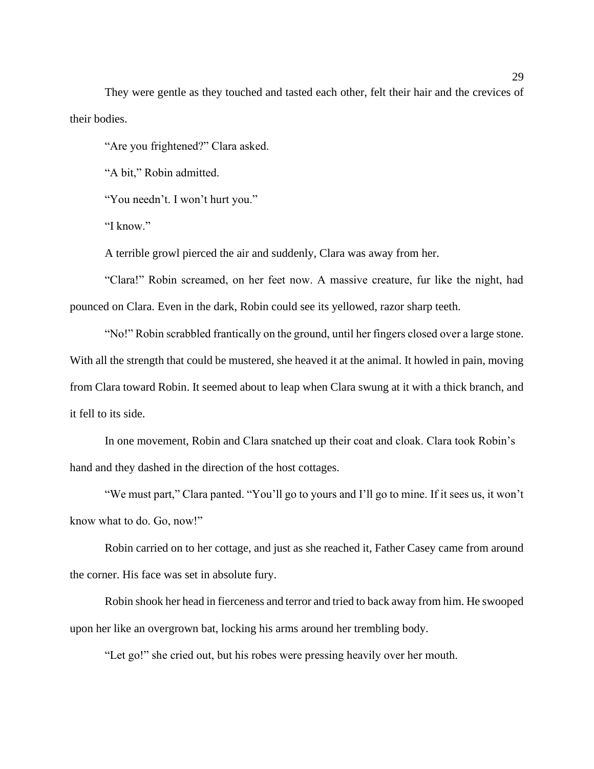They were gentle as they touched and tasted each other, felt their hair and the crevices of their bodies.

"Are you frightened?" Clara asked.

"A bit," Robin admitted.

"You needn't. I won't hurt you."

"I know."

A terrible growl pierced the air and suddenly, Clara was away from her.

"Clara!" Robin screamed, on her feet now. A massive creature, fur like the night, had pounced on Clara. Even in the dark, Robin could see its yellowed, razor sharp teeth.

"No!" Robin scrabbled frantically on the ground, until her fingers closed over a large stone. With all the strength that could be mustered, she heaved it at the animal. It howled in pain, moving from Clara toward Robin. It seemed about to leap when Clara swung at it with a thick branch, and it fell to its side.

In one movement, Robin and Clara snatched up their coat and cloak. Clara took Robin's hand and they dashed in the direction of the host cottages.

"We must part," Clara panted. "You'll go to yours and I'll go to mine. If it sees us, it won't know what to do. Go, now!"

Robin carried on to her cottage, and just as she reached it, Father Casey came from around the corner. His face was set in absolute fury.

Robin shook her head in fierceness and terror and tried to back away from him. He swooped upon her like an overgrown bat, locking his arms around her trembling body.

"Let go!" she cried out, but his robes were pressing heavily over her mouth.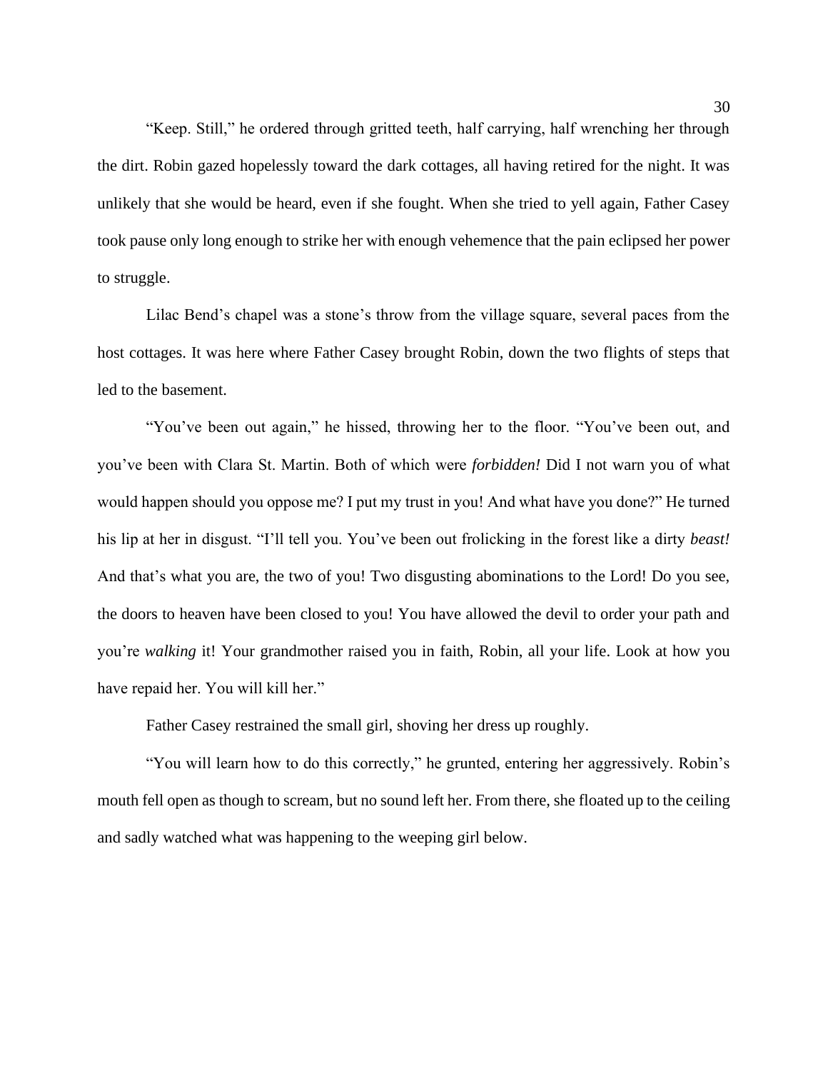"Keep. Still," he ordered through gritted teeth, half carrying, half wrenching her through the dirt. Robin gazed hopelessly toward the dark cottages, all having retired for the night. It was unlikely that she would be heard, even if she fought. When she tried to yell again, Father Casey took pause only long enough to strike her with enough vehemence that the pain eclipsed her power to struggle.

Lilac Bend's chapel was a stone's throw from the village square, several paces from the host cottages. It was here where Father Casey brought Robin, down the two flights of steps that led to the basement.

"You've been out again," he hissed, throwing her to the floor. "You've been out, and you've been with Clara St. Martin. Both of which were *forbidden!* Did I not warn you of what would happen should you oppose me? I put my trust in you! And what have you done?" He turned his lip at her in disgust. "I'll tell you. You've been out frolicking in the forest like a dirty *beast!* And that's what you are, the two of you! Two disgusting abominations to the Lord! Do you see, the doors to heaven have been closed to you! You have allowed the devil to order your path and you're *walking* it! Your grandmother raised you in faith, Robin, all your life. Look at how you have repaid her. You will kill her."

Father Casey restrained the small girl, shoving her dress up roughly.

"You will learn how to do this correctly," he grunted, entering her aggressively. Robin's mouth fell open as though to scream, but no sound left her. From there, she floated up to the ceiling and sadly watched what was happening to the weeping girl below.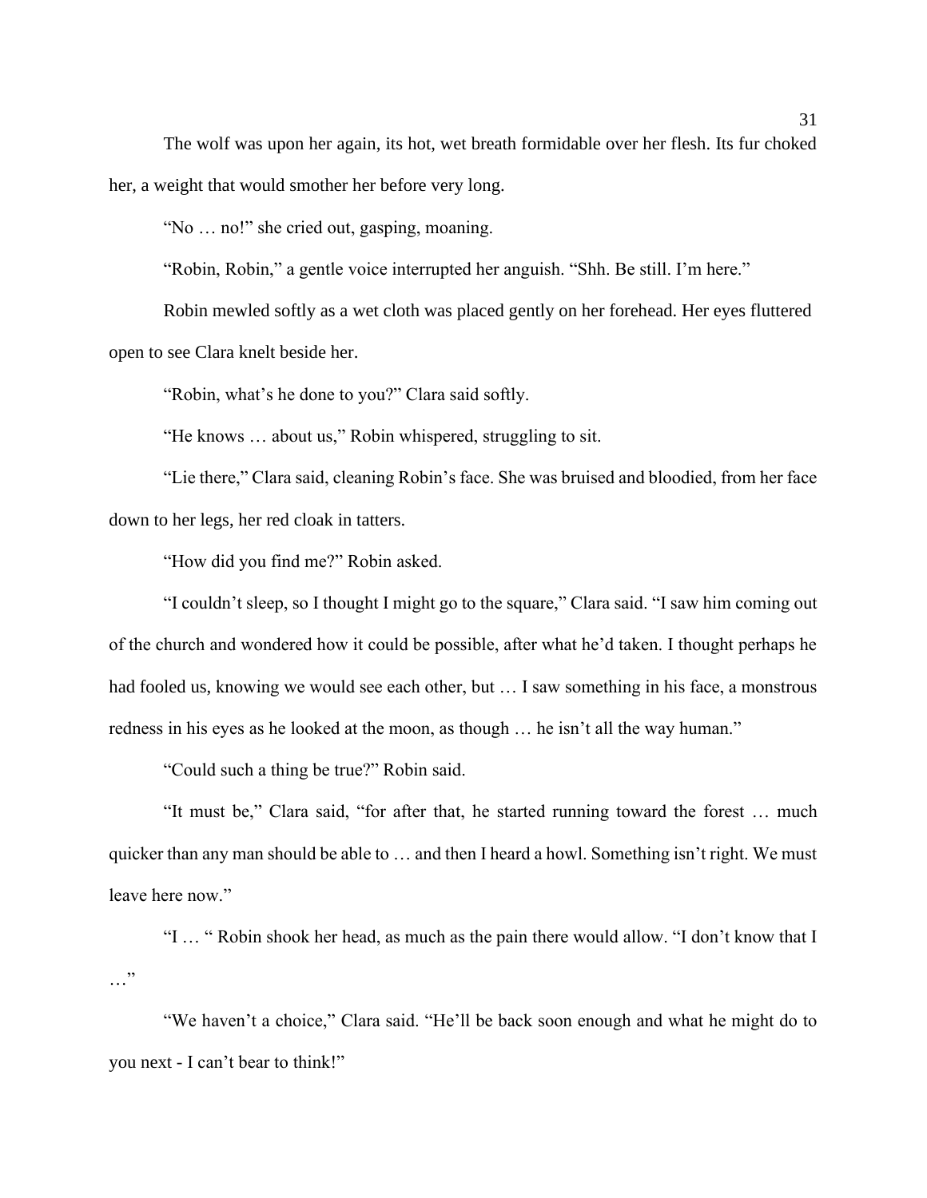The wolf was upon her again, its hot, wet breath formidable over her flesh. Its fur choked her, a weight that would smother her before very long.

"No … no!" she cried out, gasping, moaning.

"Robin, Robin," a gentle voice interrupted her anguish. "Shh. Be still. I'm here."

Robin mewled softly as a wet cloth was placed gently on her forehead. Her eyes fluttered open to see Clara knelt beside her.

"Robin, what's he done to you?" Clara said softly.

"He knows … about us," Robin whispered, struggling to sit.

"Lie there," Clara said, cleaning Robin's face. She was bruised and bloodied, from her face down to her legs, her red cloak in tatters.

"How did you find me?" Robin asked.

"I couldn't sleep, so I thought I might go to the square," Clara said. "I saw him coming out of the church and wondered how it could be possible, after what he'd taken. I thought perhaps he had fooled us, knowing we would see each other, but … I saw something in his face, a monstrous redness in his eyes as he looked at the moon, as though … he isn't all the way human."

"Could such a thing be true?" Robin said.

"It must be," Clara said, "for after that, he started running toward the forest … much quicker than any man should be able to … and then I heard a howl. Something isn't right. We must leave here now."

"I … " Robin shook her head, as much as the pain there would allow. "I don't know that I …"

"We haven't a choice," Clara said. "He'll be back soon enough and what he might do to you next - I can't bear to think!"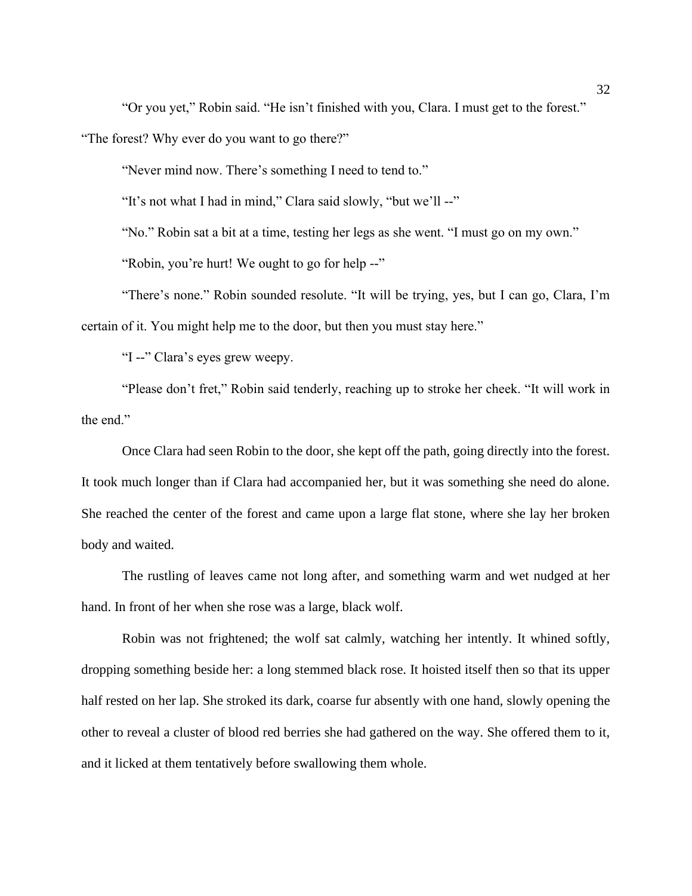"Or you yet," Robin said. "He isn't finished with you, Clara. I must get to the forest."

"The forest? Why ever do you want to go there?"

"Never mind now. There's something I need to tend to."

"It's not what I had in mind," Clara said slowly, "but we'll --"

"No." Robin sat a bit at a time, testing her legs as she went. "I must go on my own."

"Robin, you're hurt! We ought to go for help --"

"There's none." Robin sounded resolute. "It will be trying, yes, but I can go, Clara, I'm certain of it. You might help me to the door, but then you must stay here."

"I --" Clara's eyes grew weepy.

"Please don't fret," Robin said tenderly, reaching up to stroke her cheek. "It will work in the end."

Once Clara had seen Robin to the door, she kept off the path, going directly into the forest. It took much longer than if Clara had accompanied her, but it was something she need do alone. She reached the center of the forest and came upon a large flat stone, where she lay her broken body and waited.

The rustling of leaves came not long after, and something warm and wet nudged at her hand. In front of her when she rose was a large, black wolf.

Robin was not frightened; the wolf sat calmly, watching her intently. It whined softly, dropping something beside her: a long stemmed black rose. It hoisted itself then so that its upper half rested on her lap. She stroked its dark, coarse fur absently with one hand, slowly opening the other to reveal a cluster of blood red berries she had gathered on the way. She offered them to it, and it licked at them tentatively before swallowing them whole.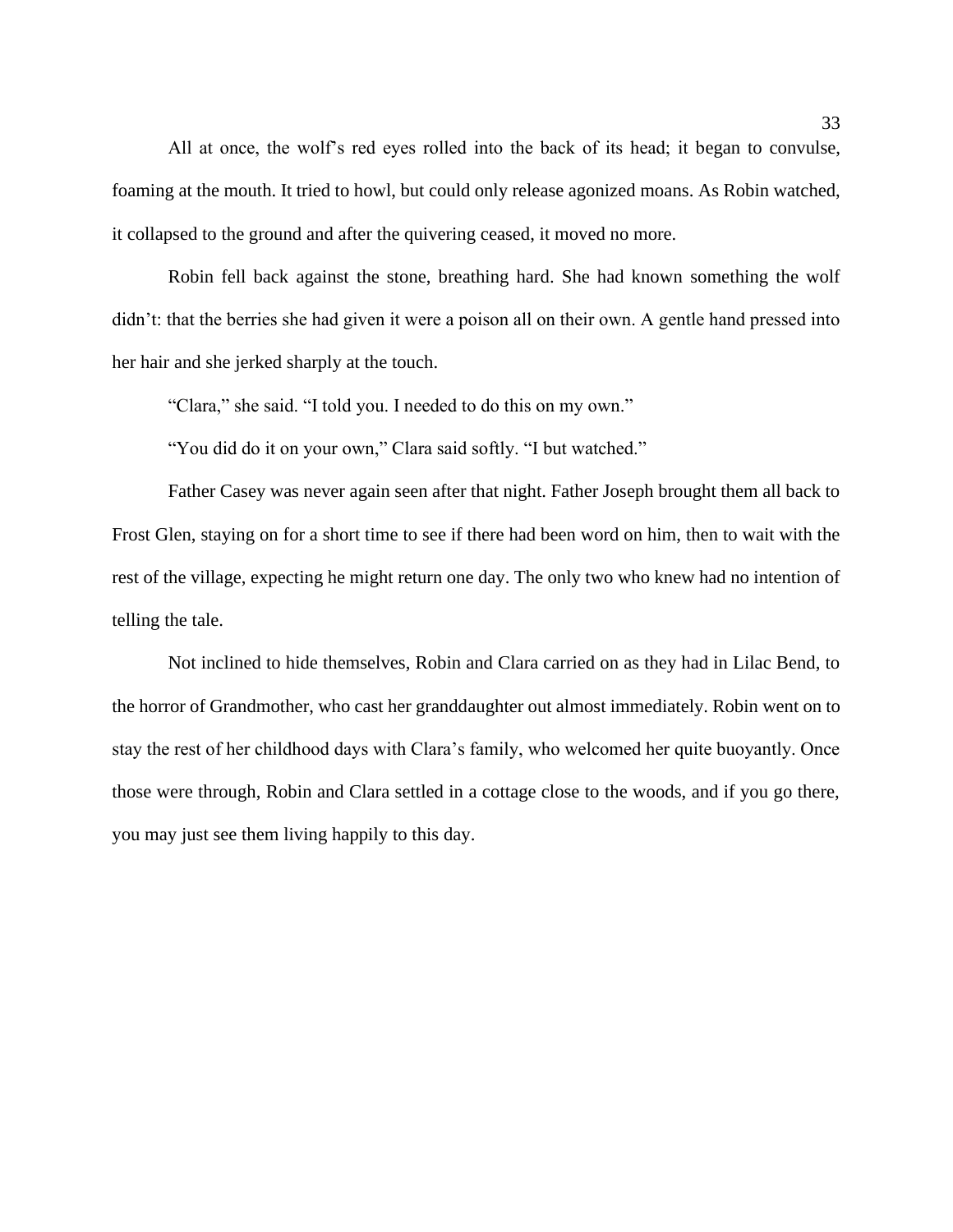All at once, the wolf's red eyes rolled into the back of its head; it began to convulse, foaming at the mouth. It tried to howl, but could only release agonized moans. As Robin watched, it collapsed to the ground and after the quivering ceased, it moved no more.

Robin fell back against the stone, breathing hard. She had known something the wolf didn't: that the berries she had given it were a poison all on their own. A gentle hand pressed into her hair and she jerked sharply at the touch.

"Clara," she said. "I told you. I needed to do this on my own."

"You did do it on your own," Clara said softly. "I but watched."

Father Casey was never again seen after that night. Father Joseph brought them all back to Frost Glen, staying on for a short time to see if there had been word on him, then to wait with the rest of the village, expecting he might return one day. The only two who knew had no intention of telling the tale.

Not inclined to hide themselves, Robin and Clara carried on as they had in Lilac Bend, to the horror of Grandmother, who cast her granddaughter out almost immediately. Robin went on to stay the rest of her childhood days with Clara's family, who welcomed her quite buoyantly. Once those were through, Robin and Clara settled in a cottage close to the woods, and if you go there, you may just see them living happily to this day.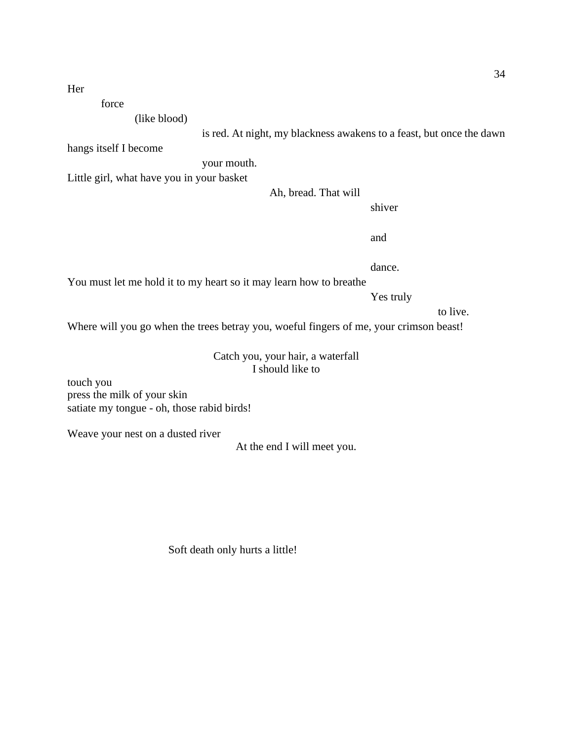Her

force

(like blood)

is red. At night, my blackness awakens to a feast, but once the dawn hangs itself I become

your mouth.

Little girl, what have you in your basket

Ah, bread. That will

shiver

and

dance.

You must let me hold it to my heart so it may learn how to breathe

Yes truly

to live.

Where will you go when the trees betray you, woeful fingers of me, your crimson beast!

Catch you, your hair, a waterfall
I should like to

touch you
press the milk of your skin
satiate my tongue - oh, those rabid birds!

Weave your nest on a dusted river

At the end I will meet you.

Soft death only hurts a little!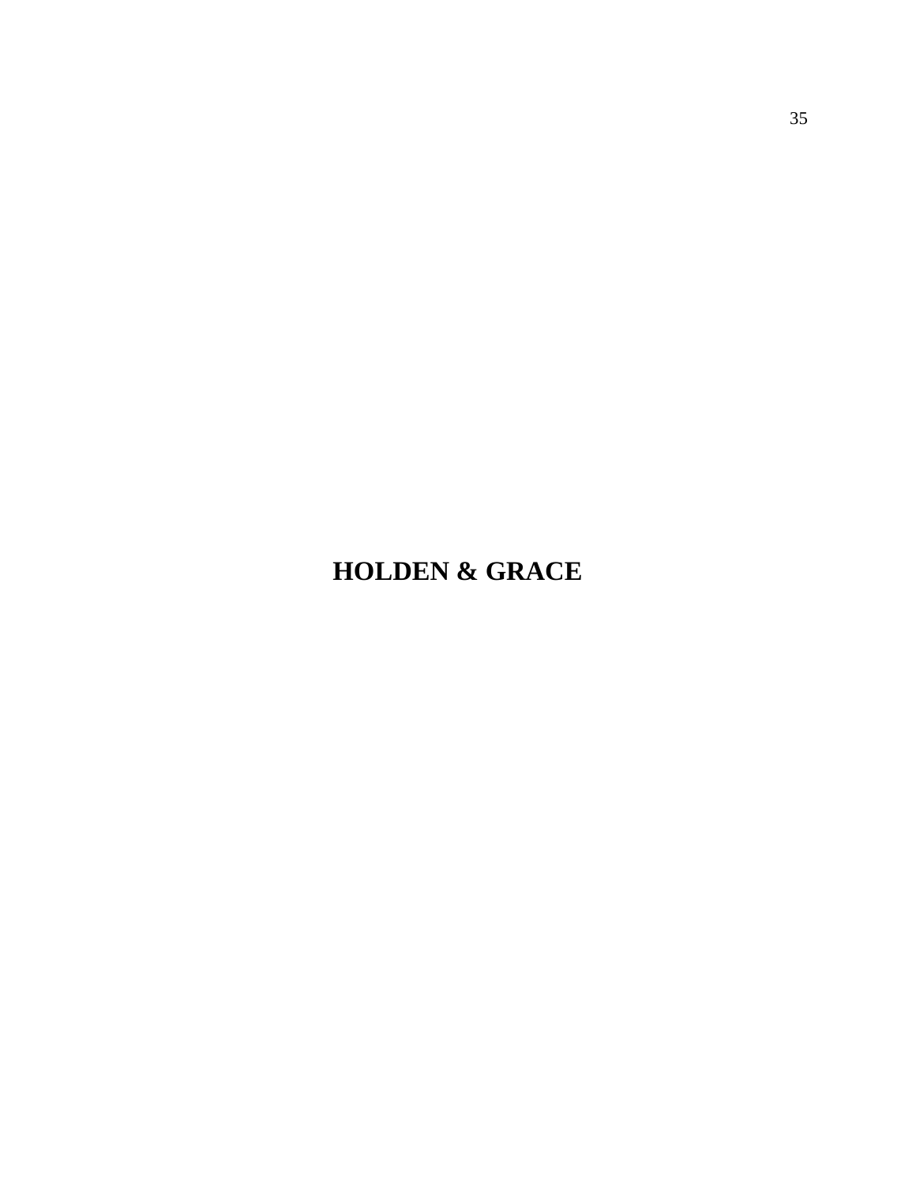# HOLDEN & GRACE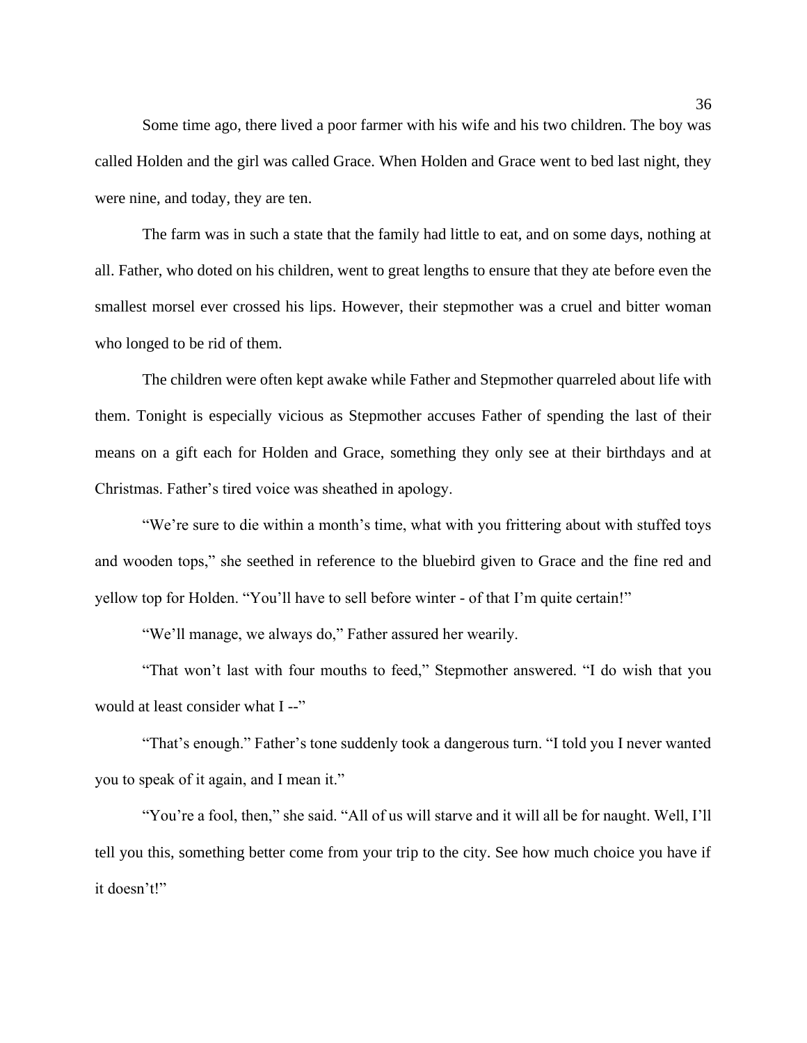Some time ago, there lived a poor farmer with his wife and his two children. The boy was called Holden and the girl was called Grace. When Holden and Grace went to bed last night, they were nine, and today, they are ten.

The farm was in such a state that the family had little to eat, and on some days, nothing at all. Father, who doted on his children, went to great lengths to ensure that they ate before even the smallest morsel ever crossed his lips. However, their stepmother was a cruel and bitter woman who longed to be rid of them.

The children were often kept awake while Father and Stepmother quarreled about life with them. Tonight is especially vicious as Stepmother accuses Father of spending the last of their means on a gift each for Holden and Grace, something they only see at their birthdays and at Christmas. Father's tired voice was sheathed in apology.

"We're sure to die within a month's time, what with you frittering about with stuffed toys and wooden tops," she seethed in reference to the bluebird given to Grace and the fine red and yellow top for Holden. "You'll have to sell before winter - of that I'm quite certain!"

"We'll manage, we always do," Father assured her wearily.

"That won't last with four mouths to feed," Stepmother answered. "I do wish that you would at least consider what I --"

"That's enough." Father's tone suddenly took a dangerous turn. "I told you I never wanted you to speak of it again, and I mean it."

"You're a fool, then," she said. "All of us will starve and it will all be for naught. Well, I'll tell you this, something better come from your trip to the city. See how much choice you have if it doesn't!"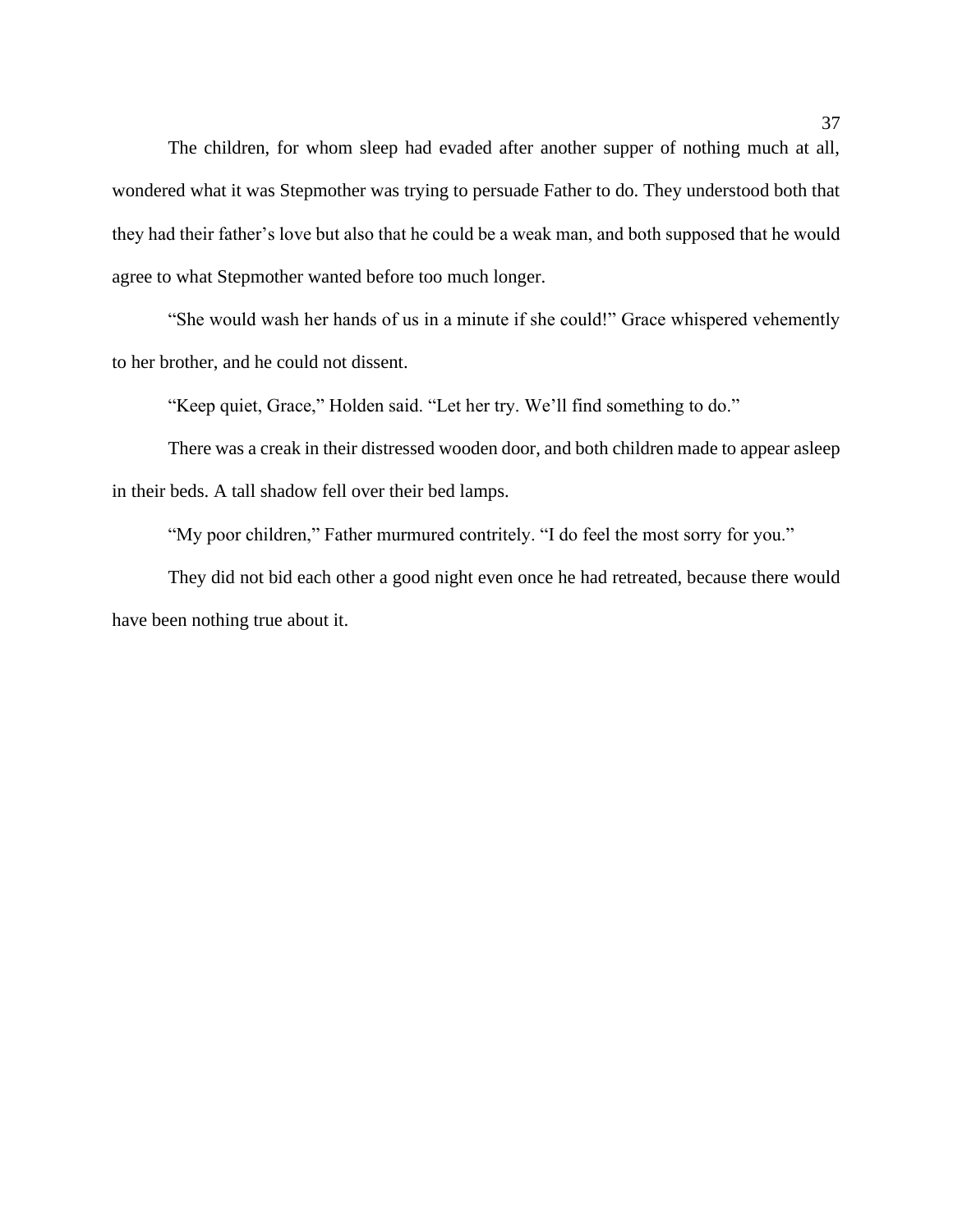The children, for whom sleep had evaded after another supper of nothing much at all, wondered what it was Stepmother was trying to persuade Father to do. They understood both that they had their father's love but also that he could be a weak man, and both supposed that he would agree to what Stepmother wanted before too much longer.

"She would wash her hands of us in a minute if she could!" Grace whispered vehemently to her brother, and he could not dissent.

"Keep quiet, Grace," Holden said. "Let her try. We'll find something to do."

There was a creak in their distressed wooden door, and both children made to appear asleep in their beds. A tall shadow fell over their bed lamps.

"My poor children," Father murmured contritely. "I do feel the most sorry for you."

They did not bid each other a good night even once he had retreated, because there would have been nothing true about it.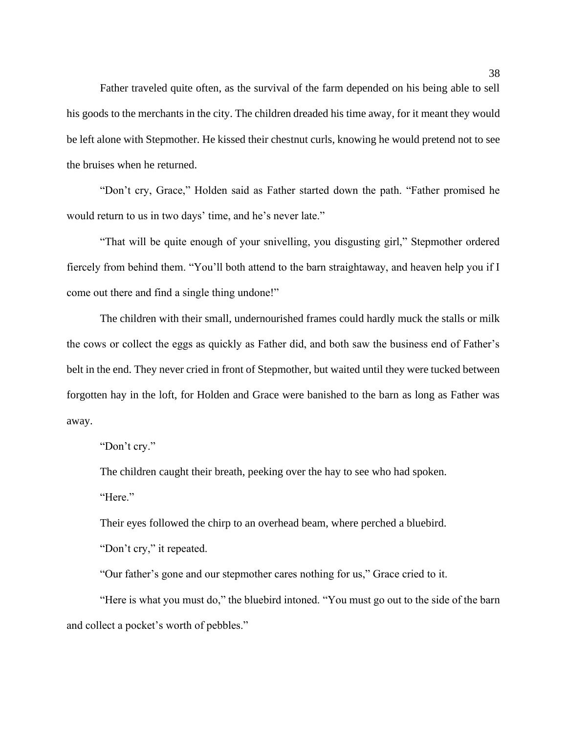Father traveled quite often, as the survival of the farm depended on his being able to sell his goods to the merchants in the city. The children dreaded his time away, for it meant they would be left alone with Stepmother. He kissed their chestnut curls, knowing he would pretend not to see the bruises when he returned.

"Don't cry, Grace," Holden said as Father started down the path. "Father promised he would return to us in two days' time, and he's never late."

"That will be quite enough of your snivelling, you disgusting girl," Stepmother ordered fiercely from behind them. "You'll both attend to the barn straightaway, and heaven help you if I come out there and find a single thing undone!"

The children with their small, undernourished frames could hardly muck the stalls or milk the cows or collect the eggs as quickly as Father did, and both saw the business end of Father's belt in the end. They never cried in front of Stepmother, but waited until they were tucked between forgotten hay in the loft, for Holden and Grace were banished to the barn as long as Father was away.

"Don't cry."

The children caught their breath, peeking over the hay to see who had spoken.

"Here."

Their eyes followed the chirp to an overhead beam, where perched a bluebird.

"Don't cry," it repeated.

"Our father's gone and our stepmother cares nothing for us," Grace cried to it.

"Here is what you must do," the bluebird intoned. "You must go out to the side of the barn and collect a pocket's worth of pebbles."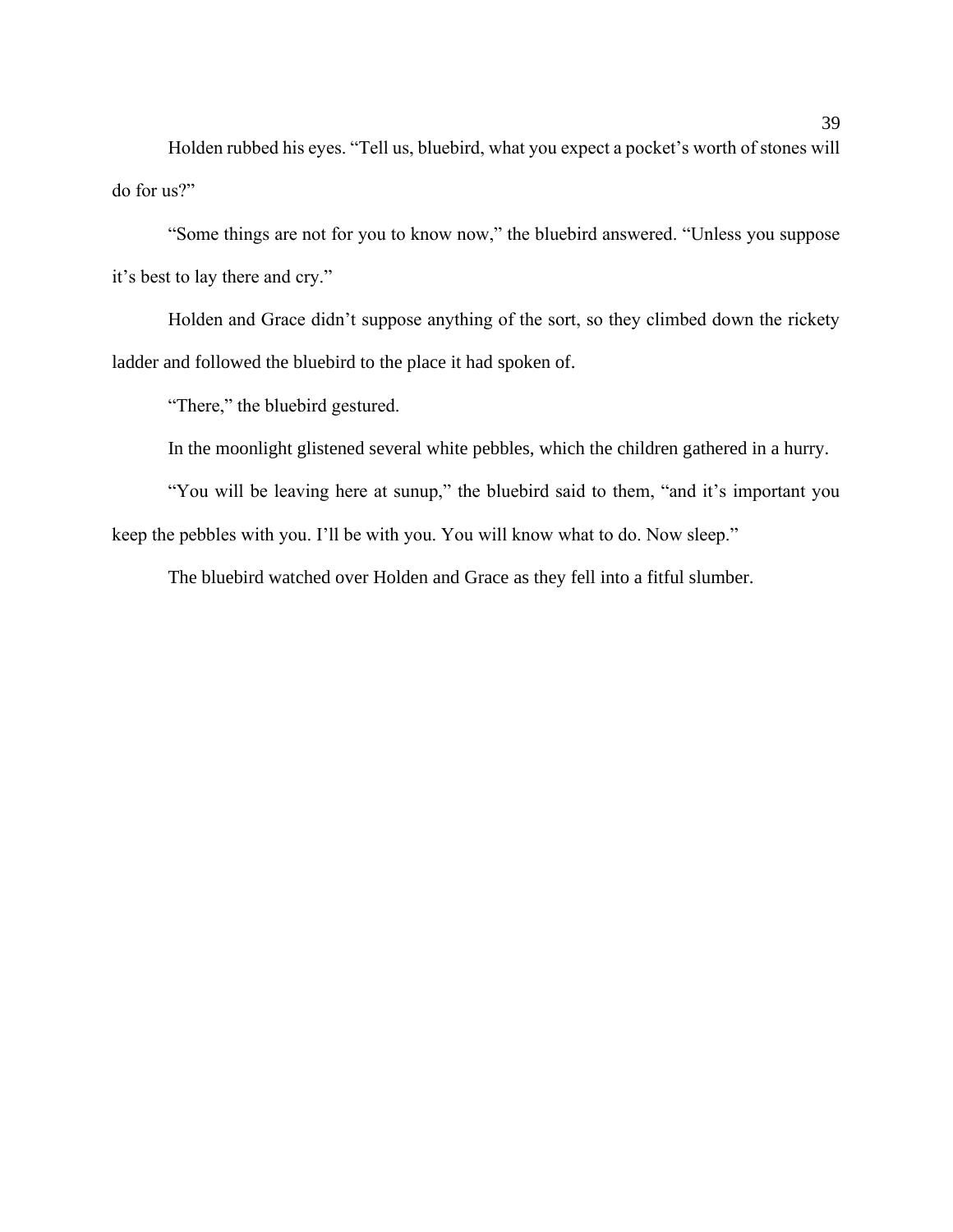Holden rubbed his eyes. “Tell us, bluebird, what you expect a pocket’s worth of stones will do for us?”

“Some things are not for you to know now,” the bluebird answered. “Unless you suppose it’s best to lay there and cry.”

Holden and Grace didn’t suppose anything of the sort, so they climbed down the rickety ladder and followed the bluebird to the place it had spoken of.

“There,” the bluebird gestured.

In the moonlight glistened several white pebbles, which the children gathered in a hurry.

“You will be leaving here at sunup,” the bluebird said to them, “and it’s important you keep the pebbles with you. I’ll be with you. You will know what to do. Now sleep.”

The bluebird watched over Holden and Grace as they fell into a fitful slumber.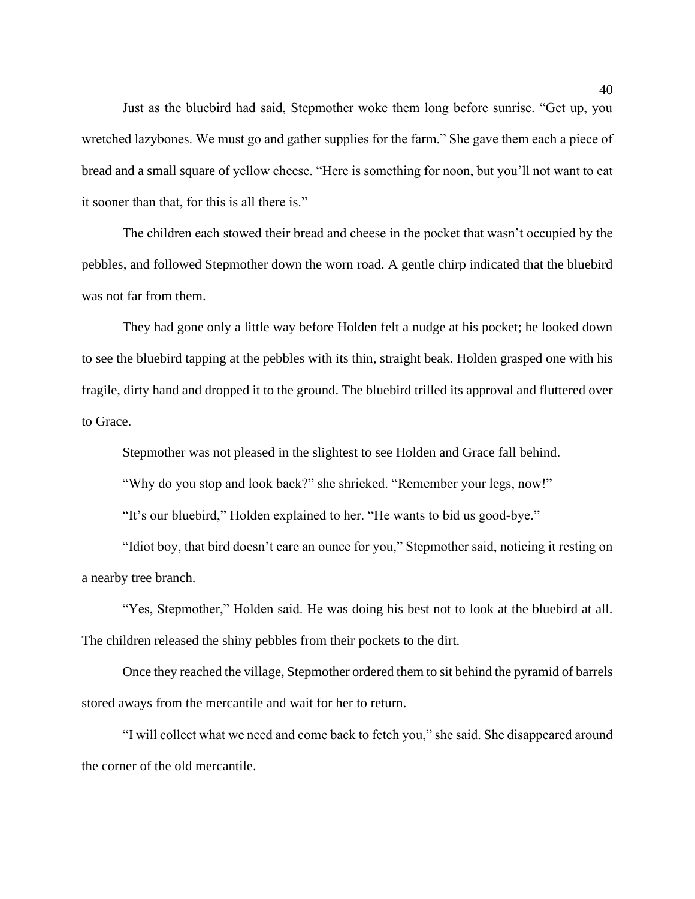Just as the bluebird had said, Stepmother woke them long before sunrise. “Get up, you wretched lazybones. We must go and gather supplies for the farm.” She gave them each a piece of bread and a small square of yellow cheese. “Here is something for noon, but you’ll not want to eat it sooner than that, for this is all there is.”

The children each stowed their bread and cheese in the pocket that wasn’t occupied by the pebbles, and followed Stepmother down the worn road. A gentle chirp indicated that the bluebird was not far from them.

They had gone only a little way before Holden felt a nudge at his pocket; he looked down to see the bluebird tapping at the pebbles with its thin, straight beak. Holden grasped one with his fragile, dirty hand and dropped it to the ground. The bluebird trilled its approval and fluttered over to Grace.

Stepmother was not pleased in the slightest to see Holden and Grace fall behind.

“Why do you stop and look back?” she shrieked. “Remember your legs, now!”

“It’s our bluebird,” Holden explained to her. “He wants to bid us good-bye.”

“Idiot boy, that bird doesn’t care an ounce for you,” Stepmother said, noticing it resting on a nearby tree branch.

“Yes, Stepmother,” Holden said. He was doing his best not to look at the bluebird at all. The children released the shiny pebbles from their pockets to the dirt.

Once they reached the village, Stepmother ordered them to sit behind the pyramid of barrels stored aways from the mercantile and wait for her to return.

“I will collect what we need and come back to fetch you,” she said. She disappeared around the corner of the old mercantile.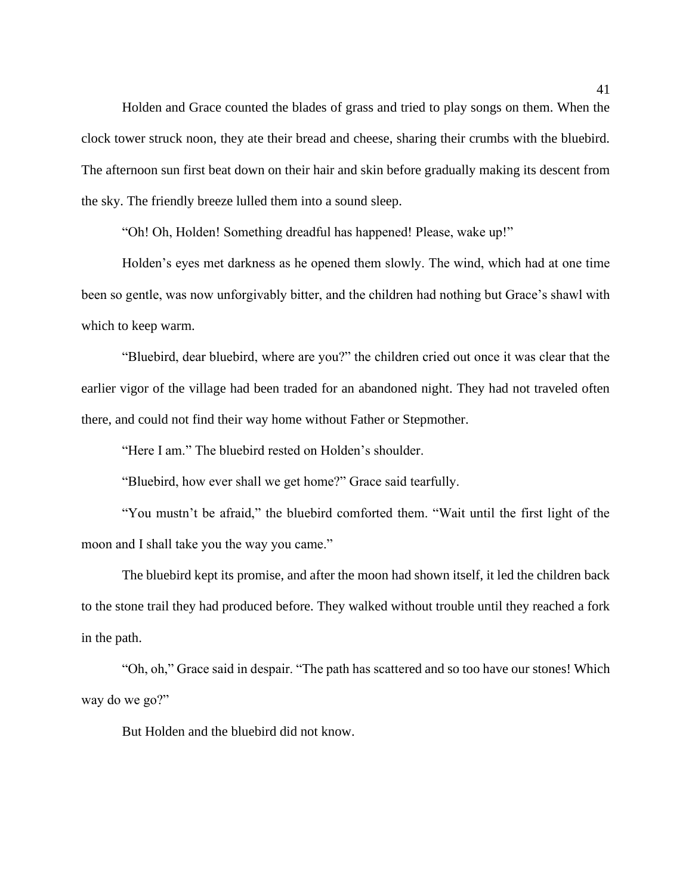Holden and Grace counted the blades of grass and tried to play songs on them. When the clock tower struck noon, they ate their bread and cheese, sharing their crumbs with the bluebird. The afternoon sun first beat down on their hair and skin before gradually making its descent from the sky. The friendly breeze lulled them into a sound sleep.

"Oh! Oh, Holden! Something dreadful has happened! Please, wake up!"

Holden's eyes met darkness as he opened them slowly. The wind, which had at one time been so gentle, was now unforgivably bitter, and the children had nothing but Grace's shawl with which to keep warm.

"Bluebird, dear bluebird, where are you?" the children cried out once it was clear that the earlier vigor of the village had been traded for an abandoned night. They had not traveled often there, and could not find their way home without Father or Stepmother.

"Here I am." The bluebird rested on Holden's shoulder.

"Bluebird, how ever shall we get home?" Grace said tearfully.

"You mustn't be afraid," the bluebird comforted them. "Wait until the first light of the moon and I shall take you the way you came."

The bluebird kept its promise, and after the moon had shown itself, it led the children back to the stone trail they had produced before. They walked without trouble until they reached a fork in the path.

"Oh, oh," Grace said in despair. "The path has scattered and so too have our stones! Which way do we go?"

But Holden and the bluebird did not know.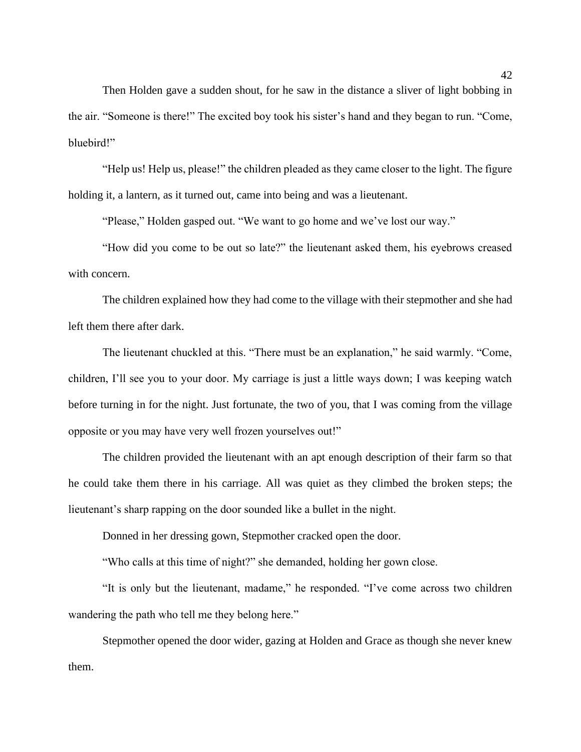Then Holden gave a sudden shout, for he saw in the distance a sliver of light bobbing in the air. “Someone is there!” The excited boy took his sister’s hand and they began to run. “Come, bluebird!”

“Help us! Help us, please!” the children pleaded as they came closer to the light. The figure holding it, a lantern, as it turned out, came into being and was a lieutenant.

“Please,” Holden gasped out. “We want to go home and we’ve lost our way.”

“How did you come to be out so late?” the lieutenant asked them, his eyebrows creased with concern.

The children explained how they had come to the village with their stepmother and she had left them there after dark.

The lieutenant chuckled at this. “There must be an explanation,” he said warmly. “Come, children, I’ll see you to your door. My carriage is just a little ways down; I was keeping watch before turning in for the night. Just fortunate, the two of you, that I was coming from the village opposite or you may have very well frozen yourselves out!”

The children provided the lieutenant with an apt enough description of their farm so that he could take them there in his carriage. All was quiet as they climbed the broken steps; the lieutenant’s sharp rapping on the door sounded like a bullet in the night.

Donned in her dressing gown, Stepmother cracked open the door.

“Who calls at this time of night?” she demanded, holding her gown close.

“It is only but the lieutenant, madame,” he responded. “I’ve come across two children wandering the path who tell me they belong here.”

Stepmother opened the door wider, gazing at Holden and Grace as though she never knew them.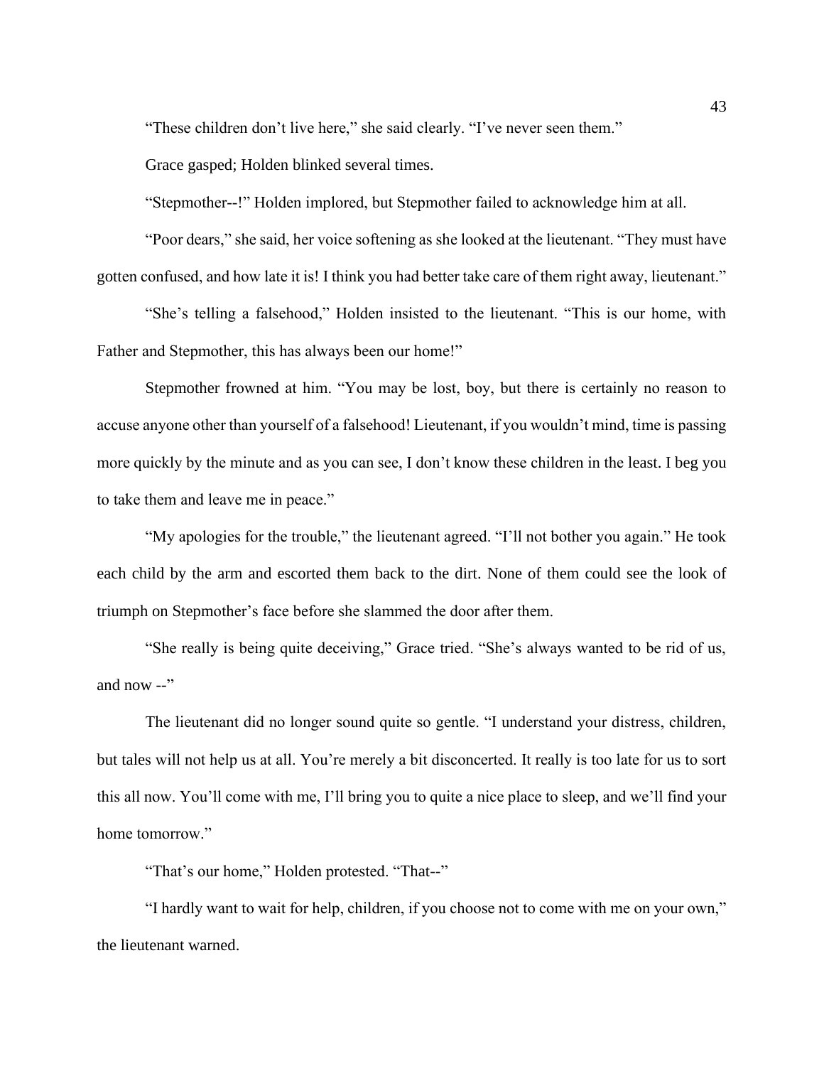"These children don't live here," she said clearly. "I've never seen them."

Grace gasped; Holden blinked several times.

"Stepmother--!" Holden implored, but Stepmother failed to acknowledge him at all.

"Poor dears," she said, her voice softening as she looked at the lieutenant. "They must have gotten confused, and how late it is! I think you had better take care of them right away, lieutenant."

"She's telling a falsehood," Holden insisted to the lieutenant. "This is our home, with Father and Stepmother, this has always been our home!"

Stepmother frowned at him. "You may be lost, boy, but there is certainly no reason to accuse anyone other than yourself of a falsehood! Lieutenant, if you wouldn't mind, time is passing more quickly by the minute and as you can see, I don't know these children in the least. I beg you to take them and leave me in peace."

"My apologies for the trouble," the lieutenant agreed. "I'll not bother you again." He took each child by the arm and escorted them back to the dirt. None of them could see the look of triumph on Stepmother's face before she slammed the door after them.

"She really is being quite deceiving," Grace tried. "She's always wanted to be rid of us, and now --"

The lieutenant did no longer sound quite so gentle. "I understand your distress, children, but tales will not help us at all. You're merely a bit disconcerted. It really is too late for us to sort this all now. You'll come with me, I'll bring you to quite a nice place to sleep, and we'll find your home tomorrow."

"That's our home," Holden protested. "That--"

"I hardly want to wait for help, children, if you choose not to come with me on your own," the lieutenant warned.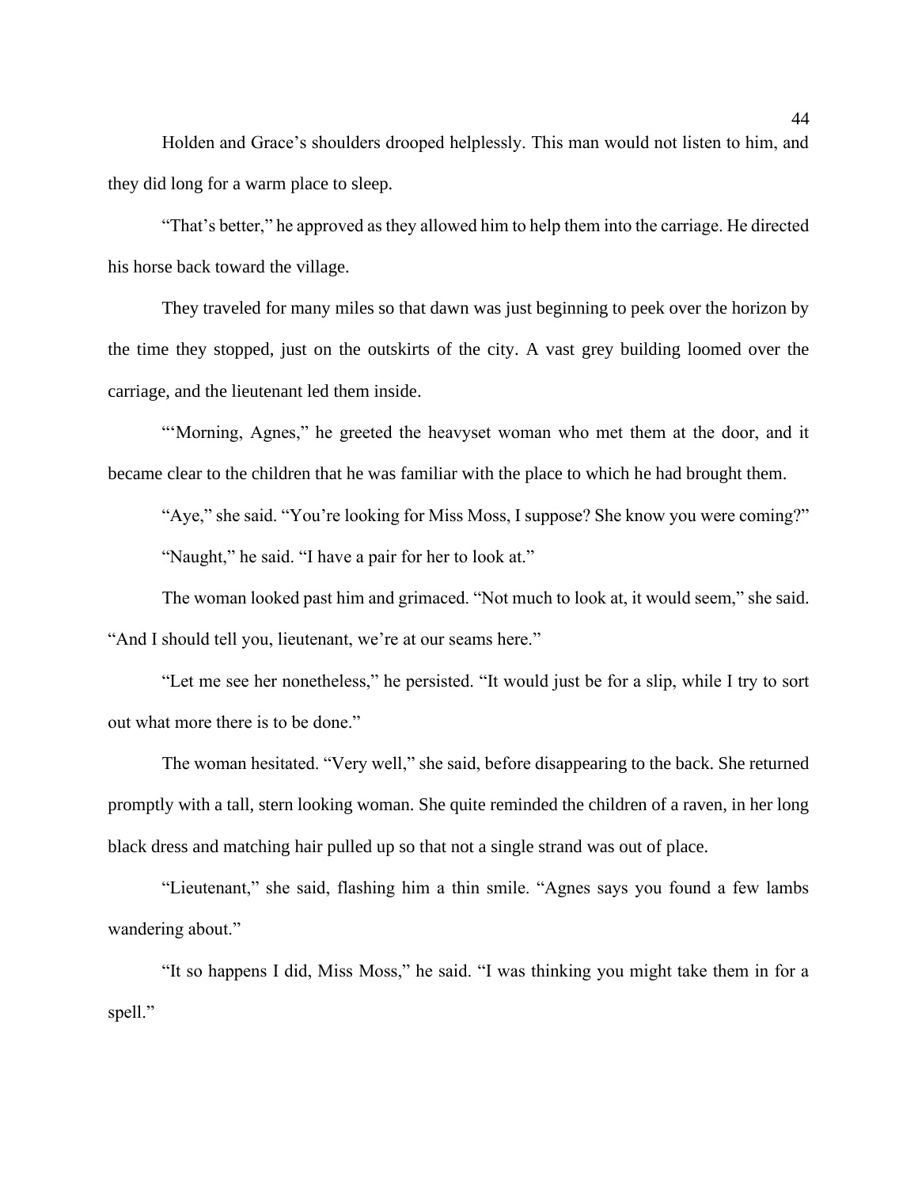Holden and Grace's shoulders drooped helplessly. This man would not listen to him, and they did long for a warm place to sleep.

"That's better," he approved as they allowed him to help them into the carriage. He directed his horse back toward the village.

They traveled for many miles so that dawn was just beginning to peek over the horizon by the time they stopped, just on the outskirts of the city. A vast grey building loomed over the carriage, and the lieutenant led them inside.

"'Morning, Agnes," he greeted the heavyset woman who met them at the door, and it became clear to the children that he was familiar with the place to which he had brought them.

"Aye," she said. "You're looking for Miss Moss, I suppose? She know you were coming?"

"Naught," he said. "I have a pair for her to look at."

The woman looked past him and grimaced. "Not much to look at, it would seem," she said. "And I should tell you, lieutenant, we're at our seams here."

"Let me see her nonetheless," he persisted. "It would just be for a slip, while I try to sort out what more there is to be done."

The woman hesitated. "Very well," she said, before disappearing to the back. She returned promptly with a tall, stern looking woman. She quite reminded the children of a raven, in her long black dress and matching hair pulled up so that not a single strand was out of place.

"Lieutenant," she said, flashing him a thin smile. "Agnes says you found a few lambs wandering about."

"It so happens I did, Miss Moss," he said. "I was thinking you might take them in for a spell."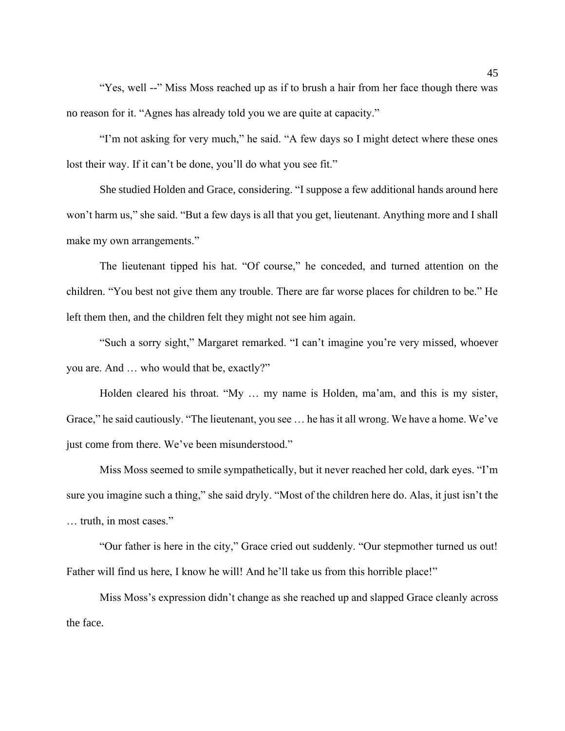"Yes, well --" Miss Moss reached up as if to brush a hair from her face though there was no reason for it. "Agnes has already told you we are quite at capacity."

"I'm not asking for very much," he said. "A few days so I might detect where these ones lost their way. If it can't be done, you'll do what you see fit."

She studied Holden and Grace, considering. "I suppose a few additional hands around here won't harm us," she said. "But a few days is all that you get, lieutenant. Anything more and I shall make my own arrangements."

The lieutenant tipped his hat. "Of course," he conceded, and turned attention on the children. "You best not give them any trouble. There are far worse places for children to be." He left them then, and the children felt they might not see him again.

"Such a sorry sight," Margaret remarked. "I can't imagine you're very missed, whoever you are. And … who would that be, exactly?"

Holden cleared his throat. "My … my name is Holden, ma'am, and this is my sister, Grace," he said cautiously. "The lieutenant, you see … he has it all wrong. We have a home. We've just come from there. We've been misunderstood."

Miss Moss seemed to smile sympathetically, but it never reached her cold, dark eyes. "I'm sure you imagine such a thing," she said dryly. "Most of the children here do. Alas, it just isn't the … truth, in most cases."

"Our father is here in the city," Grace cried out suddenly. "Our stepmother turned us out! Father will find us here, I know he will! And he'll take us from this horrible place!"

Miss Moss's expression didn't change as she reached up and slapped Grace cleanly across the face.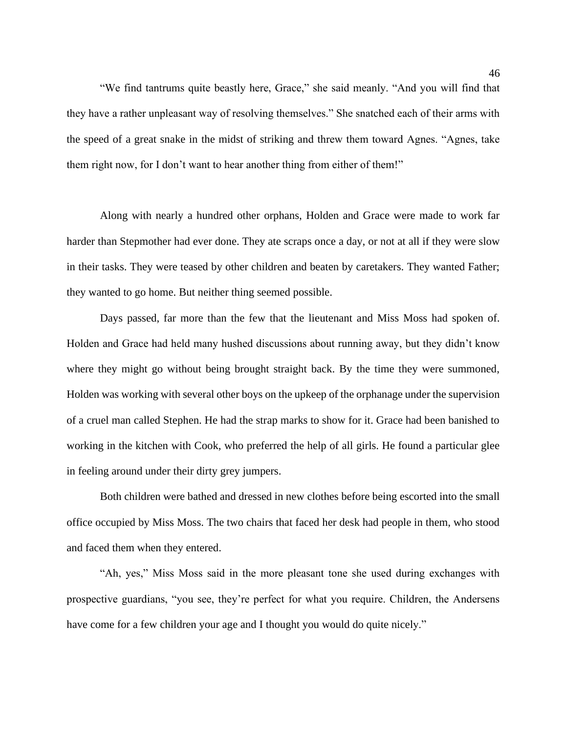"We find tantrums quite beastly here, Grace," she said meanly. "And you will find that they have a rather unpleasant way of resolving themselves." She snatched each of their arms with the speed of a great snake in the midst of striking and threw them toward Agnes. "Agnes, take them right now, for I don't want to hear another thing from either of them!"

Along with nearly a hundred other orphans, Holden and Grace were made to work far harder than Stepmother had ever done. They ate scraps once a day, or not at all if they were slow in their tasks. They were teased by other children and beaten by caretakers. They wanted Father; they wanted to go home. But neither thing seemed possible.

Days passed, far more than the few that the lieutenant and Miss Moss had spoken of. Holden and Grace had held many hushed discussions about running away, but they didn't know where they might go without being brought straight back. By the time they were summoned, Holden was working with several other boys on the upkeep of the orphanage under the supervision of a cruel man called Stephen. He had the strap marks to show for it. Grace had been banished to working in the kitchen with Cook, who preferred the help of all girls. He found a particular glee in feeling around under their dirty grey jumpers.

Both children were bathed and dressed in new clothes before being escorted into the small office occupied by Miss Moss. The two chairs that faced her desk had people in them, who stood and faced them when they entered.

"Ah, yes," Miss Moss said in the more pleasant tone she used during exchanges with prospective guardians, "you see, they're perfect for what you require. Children, the Andersens have come for a few children your age and I thought you would do quite nicely."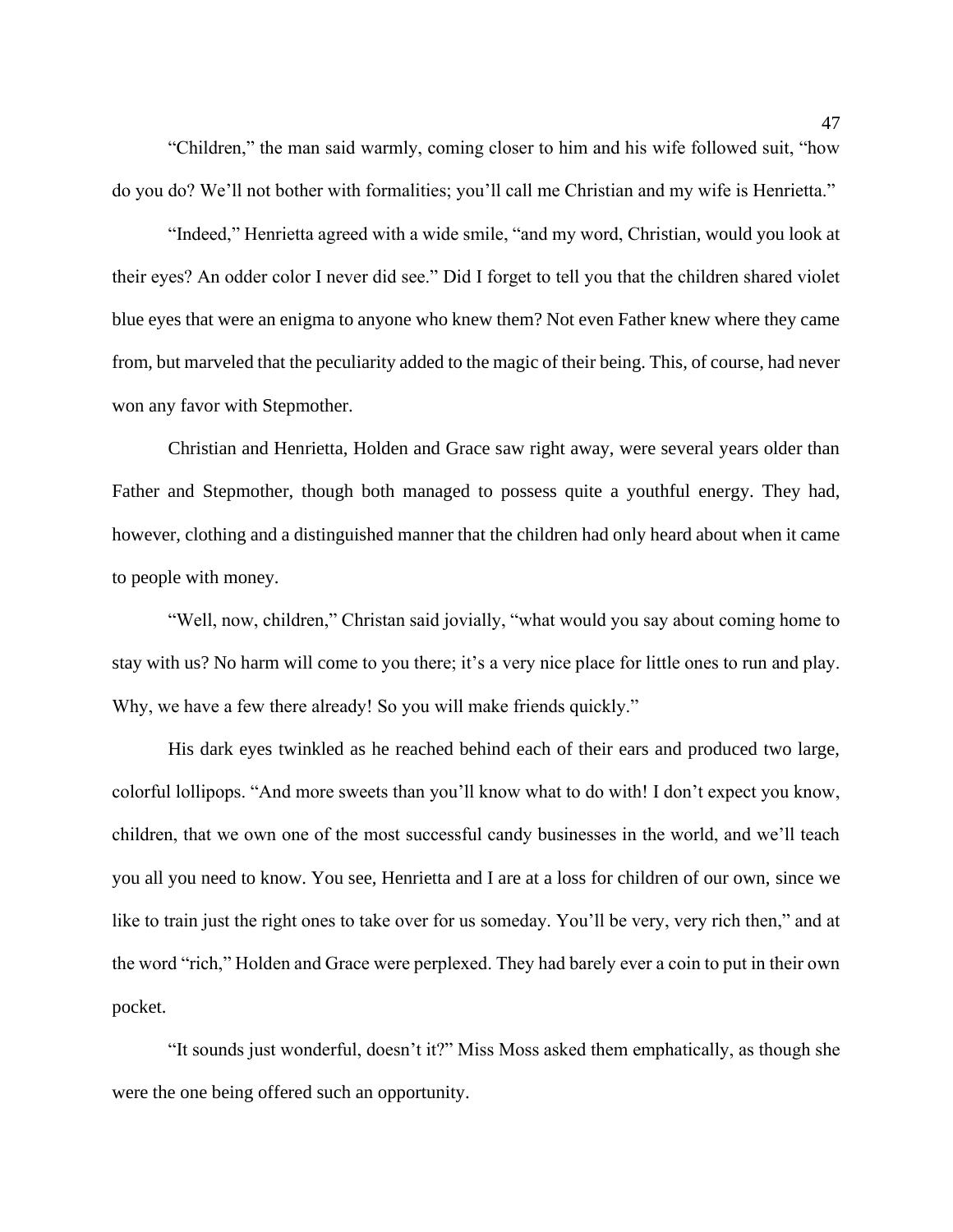"Children," the man said warmly, coming closer to him and his wife followed suit, "how do you do? We'll not bother with formalities; you'll call me Christian and my wife is Henrietta."

"Indeed," Henrietta agreed with a wide smile, "and my word, Christian, would you look at their eyes? An odder color I never did see." Did I forget to tell you that the children shared violet blue eyes that were an enigma to anyone who knew them? Not even Father knew where they came from, but marveled that the peculiarity added to the magic of their being. This, of course, had never won any favor with Stepmother.

Christian and Henrietta, Holden and Grace saw right away, were several years older than Father and Stepmother, though both managed to possess quite a youthful energy. They had, however, clothing and a distinguished manner that the children had only heard about when it came to people with money.

"Well, now, children," Christan said jovially, "what would you say about coming home to stay with us? No harm will come to you there; it's a very nice place for little ones to run and play. Why, we have a few there already! So you will make friends quickly."

His dark eyes twinkled as he reached behind each of their ears and produced two large, colorful lollipops. "And more sweets than you'll know what to do with! I don't expect you know, children, that we own one of the most successful candy businesses in the world, and we'll teach you all you need to know. You see, Henrietta and I are at a loss for children of our own, since we like to train just the right ones to take over for us someday. You'll be very, very rich then," and at the word "rich," Holden and Grace were perplexed. They had barely ever a coin to put in their own pocket.

"It sounds just wonderful, doesn't it?" Miss Moss asked them emphatically, as though she were the one being offered such an opportunity.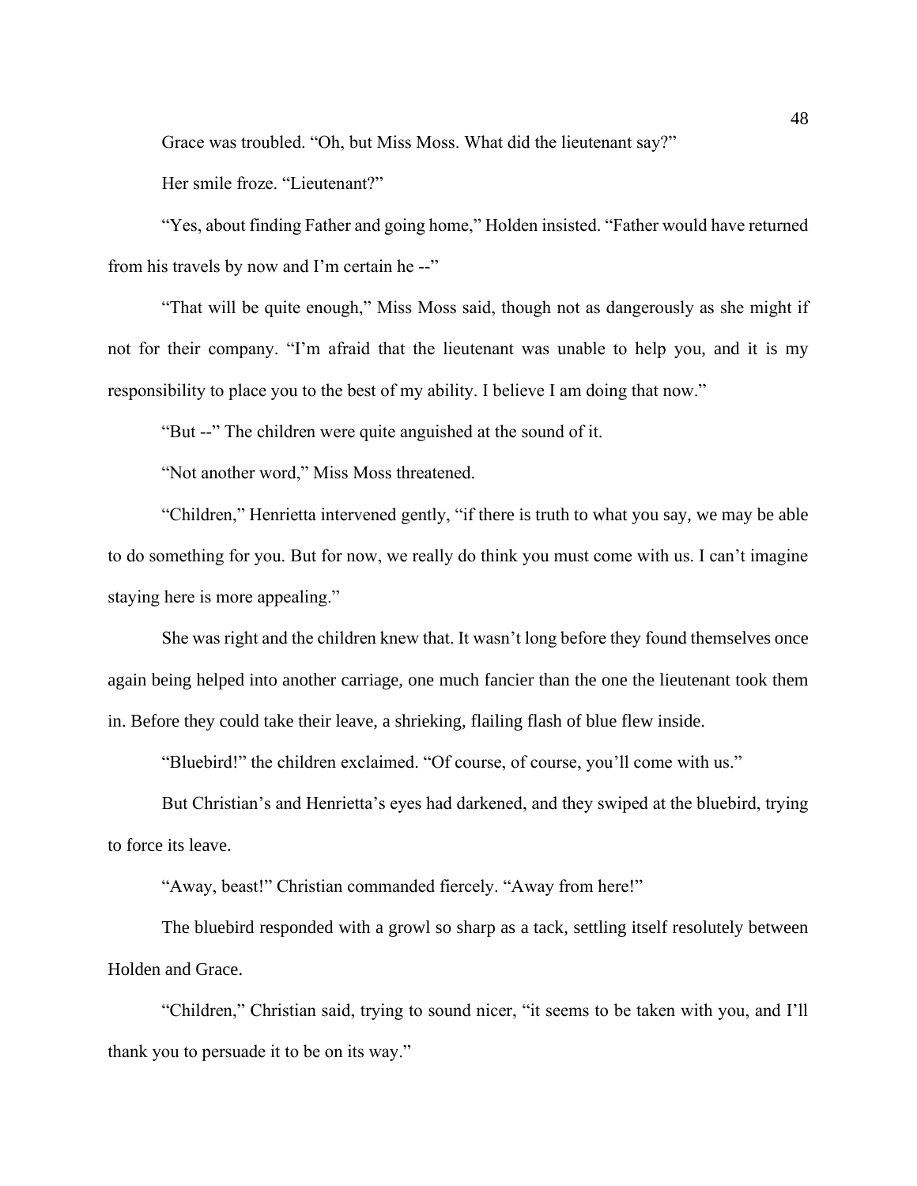Grace was troubled. "Oh, but Miss Moss. What did the lieutenant say?"

Her smile froze. "Lieutenant?"

"Yes, about finding Father and going home," Holden insisted. "Father would have returned from his travels by now and I'm certain he --"

"That will be quite enough," Miss Moss said, though not as dangerously as she might if not for their company. "I'm afraid that the lieutenant was unable to help you, and it is my responsibility to place you to the best of my ability. I believe I am doing that now."

"But --" The children were quite anguished at the sound of it.

"Not another word," Miss Moss threatened.

"Children," Henrietta intervened gently, "if there is truth to what you say, we may be able to do something for you. But for now, we really do think you must come with us. I can't imagine staying here is more appealing."

She was right and the children knew that. It wasn't long before they found themselves once again being helped into another carriage, one much fancier than the one the lieutenant took them in. Before they could take their leave, a shrieking, flailing flash of blue flew inside.

"Bluebird!" the children exclaimed. "Of course, of course, you'll come with us."

But Christian's and Henrietta's eyes had darkened, and they swiped at the bluebird, trying to force its leave.

"Away, beast!" Christian commanded fiercely. "Away from here!"

The bluebird responded with a growl so sharp as a tack, settling itself resolutely between Holden and Grace.

"Children," Christian said, trying to sound nicer, "it seems to be taken with you, and I'll thank you to persuade it to be on its way."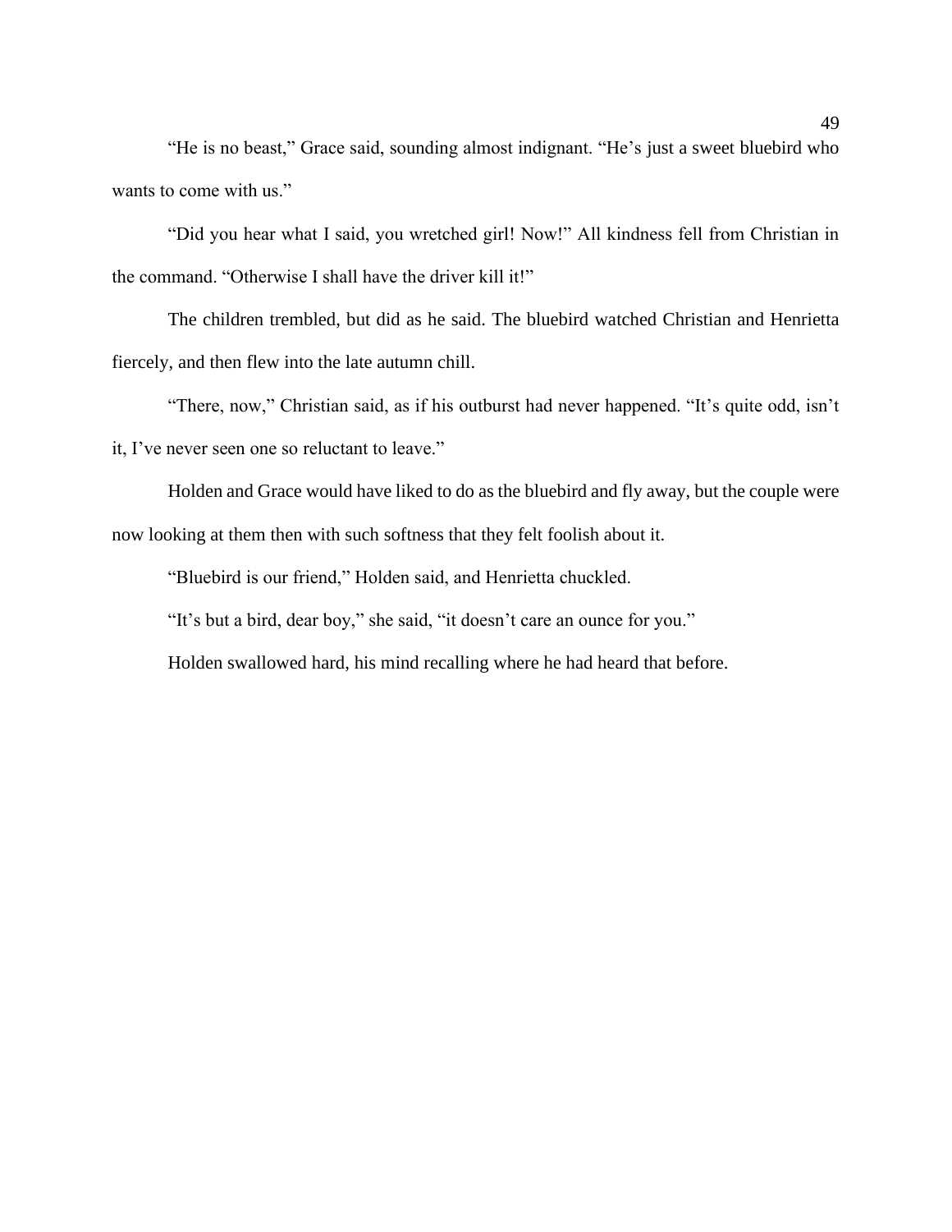"He is no beast," Grace said, sounding almost indignant. "He's just a sweet bluebird who wants to come with us."

"Did you hear what I said, you wretched girl! Now!" All kindness fell from Christian in the command. "Otherwise I shall have the driver kill it!"

The children trembled, but did as he said. The bluebird watched Christian and Henrietta fiercely, and then flew into the late autumn chill.

"There, now," Christian said, as if his outburst had never happened. "It's quite odd, isn't it, I've never seen one so reluctant to leave."

Holden and Grace would have liked to do as the bluebird and fly away, but the couple were now looking at them then with such softness that they felt foolish about it.

"Bluebird is our friend," Holden said, and Henrietta chuckled.

"It's but a bird, dear boy," she said, "it doesn't care an ounce for you."

Holden swallowed hard, his mind recalling where he had heard that before.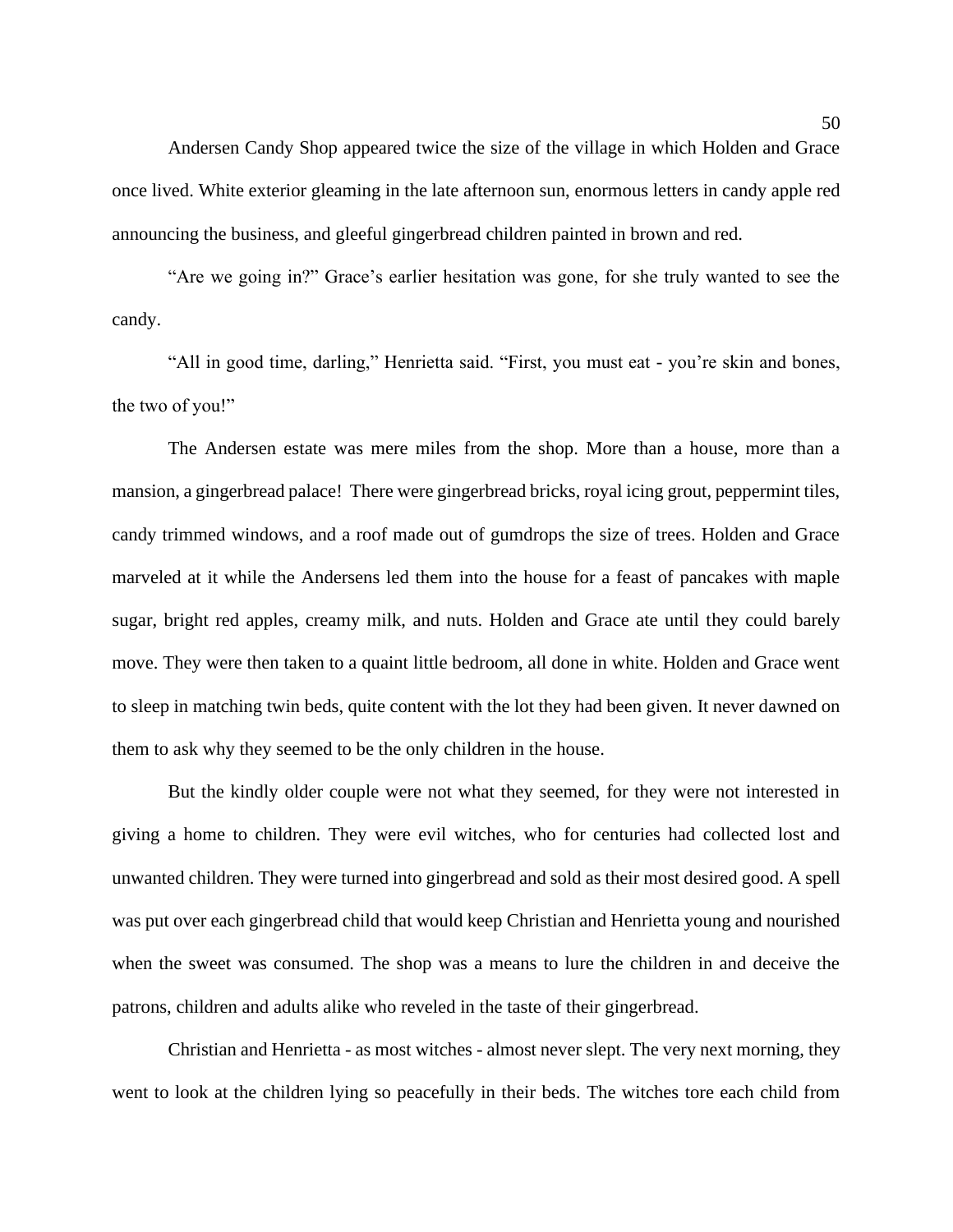Andersen Candy Shop appeared twice the size of the village in which Holden and Grace once lived. White exterior gleaming in the late afternoon sun, enormous letters in candy apple red announcing the business, and gleeful gingerbread children painted in brown and red.

"Are we going in?" Grace's earlier hesitation was gone, for she truly wanted to see the candy.

"All in good time, darling," Henrietta said. "First, you must eat - you're skin and bones, the two of you!"

The Andersen estate was mere miles from the shop. More than a house, more than a mansion, a gingerbread palace! There were gingerbread bricks, royal icing grout, peppermint tiles, candy trimmed windows, and a roof made out of gumdrops the size of trees. Holden and Grace marveled at it while the Andersens led them into the house for a feast of pancakes with maple sugar, bright red apples, creamy milk, and nuts. Holden and Grace ate until they could barely move. They were then taken to a quaint little bedroom, all done in white. Holden and Grace went to sleep in matching twin beds, quite content with the lot they had been given. It never dawned on them to ask why they seemed to be the only children in the house.

But the kindly older couple were not what they seemed, for they were not interested in giving a home to children. They were evil witches, who for centuries had collected lost and unwanted children. They were turned into gingerbread and sold as their most desired good. A spell was put over each gingerbread child that would keep Christian and Henrietta young and nourished when the sweet was consumed. The shop was a means to lure the children in and deceive the patrons, children and adults alike who reveled in the taste of their gingerbread.

Christian and Henrietta - as most witches - almost never slept. The very next morning, they went to look at the children lying so peacefully in their beds. The witches tore each child from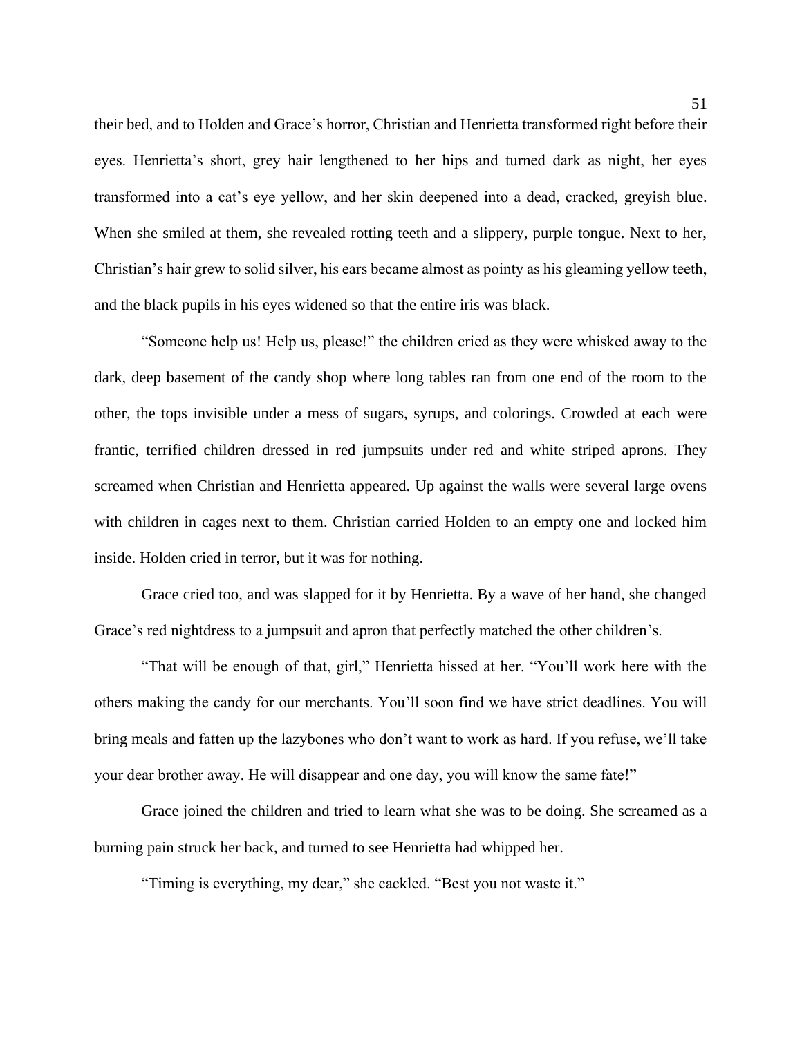their bed, and to Holden and Grace's horror, Christian and Henrietta transformed right before their eyes. Henrietta's short, grey hair lengthened to her hips and turned dark as night, her eyes transformed into a cat's eye yellow, and her skin deepened into a dead, cracked, greyish blue. When she smiled at them, she revealed rotting teeth and a slippery, purple tongue. Next to her, Christian's hair grew to solid silver, his ears became almost as pointy as his gleaming yellow teeth, and the black pupils in his eyes widened so that the entire iris was black.

"Someone help us! Help us, please!" the children cried as they were whisked away to the dark, deep basement of the candy shop where long tables ran from one end of the room to the other, the tops invisible under a mess of sugars, syrups, and colorings. Crowded at each were frantic, terrified children dressed in red jumpsuits under red and white striped aprons. They screamed when Christian and Henrietta appeared. Up against the walls were several large ovens with children in cages next to them. Christian carried Holden to an empty one and locked him inside. Holden cried in terror, but it was for nothing.

Grace cried too, and was slapped for it by Henrietta. By a wave of her hand, she changed Grace's red nightdress to a jumpsuit and apron that perfectly matched the other children's.

"That will be enough of that, girl," Henrietta hissed at her. "You'll work here with the others making the candy for our merchants. You'll soon find we have strict deadlines. You will bring meals and fatten up the lazybones who don't want to work as hard. If you refuse, we'll take your dear brother away. He will disappear and one day, you will know the same fate!"

Grace joined the children and tried to learn what she was to be doing. She screamed as a burning pain struck her back, and turned to see Henrietta had whipped her.

"Timing is everything, my dear," she cackled. "Best you not waste it."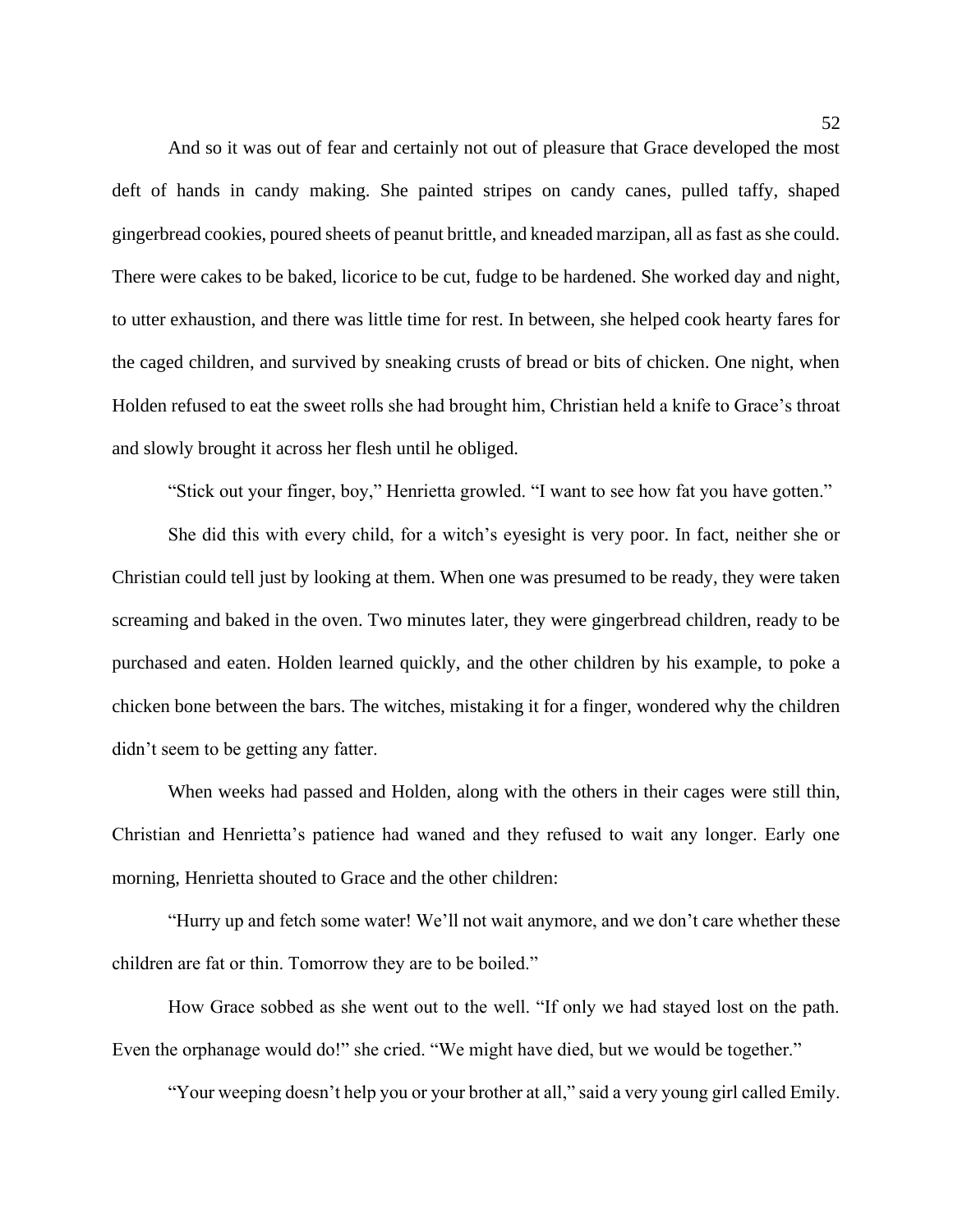And so it was out of fear and certainly not out of pleasure that Grace developed the most deft of hands in candy making. She painted stripes on candy canes, pulled taffy, shaped gingerbread cookies, poured sheets of peanut brittle, and kneaded marzipan, all as fast as she could. There were cakes to be baked, licorice to be cut, fudge to be hardened. She worked day and night, to utter exhaustion, and there was little time for rest. In between, she helped cook hearty fares for the caged children, and survived by sneaking crusts of bread or bits of chicken. One night, when Holden refused to eat the sweet rolls she had brought him, Christian held a knife to Grace's throat and slowly brought it across her flesh until he obliged.

"Stick out your finger, boy," Henrietta growled. "I want to see how fat you have gotten."

She did this with every child, for a witch's eyesight is very poor. In fact, neither she or Christian could tell just by looking at them. When one was presumed to be ready, they were taken screaming and baked in the oven. Two minutes later, they were gingerbread children, ready to be purchased and eaten. Holden learned quickly, and the other children by his example, to poke a chicken bone between the bars. The witches, mistaking it for a finger, wondered why the children didn't seem to be getting any fatter.

When weeks had passed and Holden, along with the others in their cages were still thin, Christian and Henrietta's patience had waned and they refused to wait any longer. Early one morning, Henrietta shouted to Grace and the other children:

"Hurry up and fetch some water! We'll not wait anymore, and we don't care whether these children are fat or thin. Tomorrow they are to be boiled."

How Grace sobbed as she went out to the well. "If only we had stayed lost on the path. Even the orphanage would do!" she cried. "We might have died, but we would be together."

"Your weeping doesn't help you or your brother at all," said a very young girl called Emily.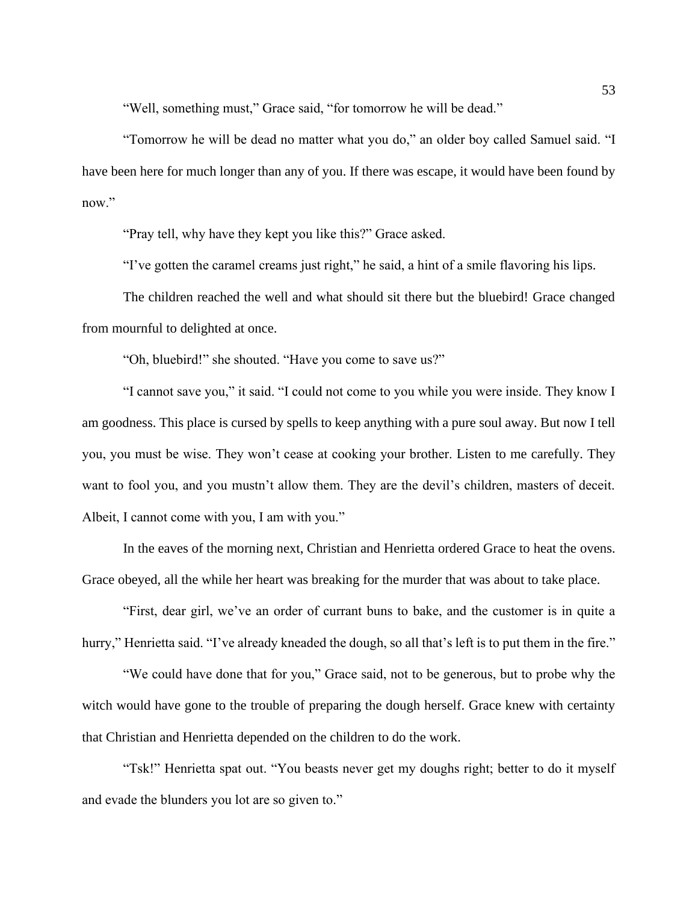"Well, something must," Grace said, "for tomorrow he will be dead."

"Tomorrow he will be dead no matter what you do," an older boy called Samuel said. "I have been here for much longer than any of you. If there was escape, it would have been found by now."

"Pray tell, why have they kept you like this?" Grace asked.

"I've gotten the caramel creams just right," he said, a hint of a smile flavoring his lips.

The children reached the well and what should sit there but the bluebird! Grace changed from mournful to delighted at once.

"Oh, bluebird!" she shouted. "Have you come to save us?"

"I cannot save you," it said. "I could not come to you while you were inside. They know I am goodness. This place is cursed by spells to keep anything with a pure soul away. But now I tell you, you must be wise. They won't cease at cooking your brother. Listen to me carefully. They want to fool you, and you mustn't allow them. They are the devil's children, masters of deceit. Albeit, I cannot come with you, I am with you."

In the eaves of the morning next, Christian and Henrietta ordered Grace to heat the ovens. Grace obeyed, all the while her heart was breaking for the murder that was about to take place.

"First, dear girl, we've an order of currant buns to bake, and the customer is in quite a hurry," Henrietta said. "I've already kneaded the dough, so all that's left is to put them in the fire."

"We could have done that for you," Grace said, not to be generous, but to probe why the witch would have gone to the trouble of preparing the dough herself. Grace knew with certainty that Christian and Henrietta depended on the children to do the work.

"Tsk!" Henrietta spat out. "You beasts never get my doughs right; better to do it myself and evade the blunders you lot are so given to."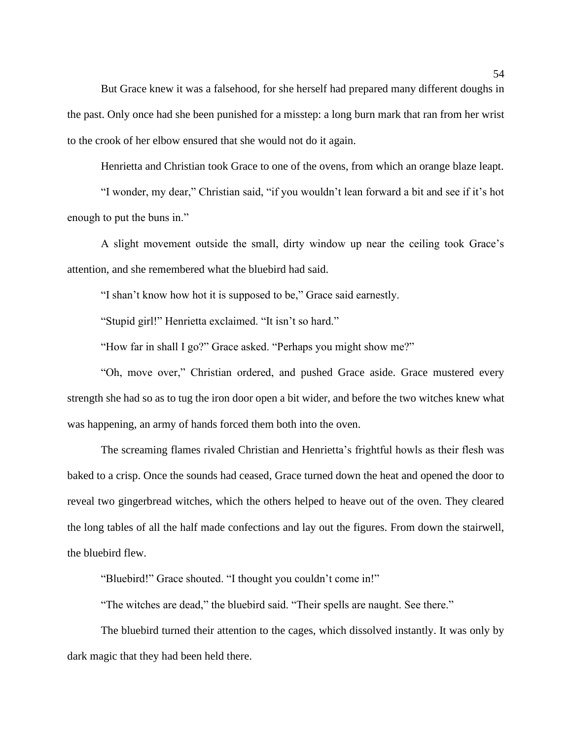But Grace knew it was a falsehood, for she herself had prepared many different doughs in the past. Only once had she been punished for a misstep: a long burn mark that ran from her wrist to the crook of her elbow ensured that she would not do it again.

Henrietta and Christian took Grace to one of the ovens, from which an orange blaze leapt.

"I wonder, my dear," Christian said, "if you wouldn't lean forward a bit and see if it's hot enough to put the buns in."

A slight movement outside the small, dirty window up near the ceiling took Grace's attention, and she remembered what the bluebird had said.

"I shan't know how hot it is supposed to be," Grace said earnestly.

"Stupid girl!" Henrietta exclaimed. "It isn't so hard."

"How far in shall I go?" Grace asked. "Perhaps you might show me?"

"Oh, move over," Christian ordered, and pushed Grace aside. Grace mustered every strength she had so as to tug the iron door open a bit wider, and before the two witches knew what was happening, an army of hands forced them both into the oven.

The screaming flames rivaled Christian and Henrietta's frightful howls as their flesh was baked to a crisp. Once the sounds had ceased, Grace turned down the heat and opened the door to reveal two gingerbread witches, which the others helped to heave out of the oven. They cleared the long tables of all the half made confections and lay out the figures. From down the stairwell, the bluebird flew.

"Bluebird!" Grace shouted. "I thought you couldn't come in!"

"The witches are dead," the bluebird said. "Their spells are naught. See there."

The bluebird turned their attention to the cages, which dissolved instantly. It was only by dark magic that they had been held there.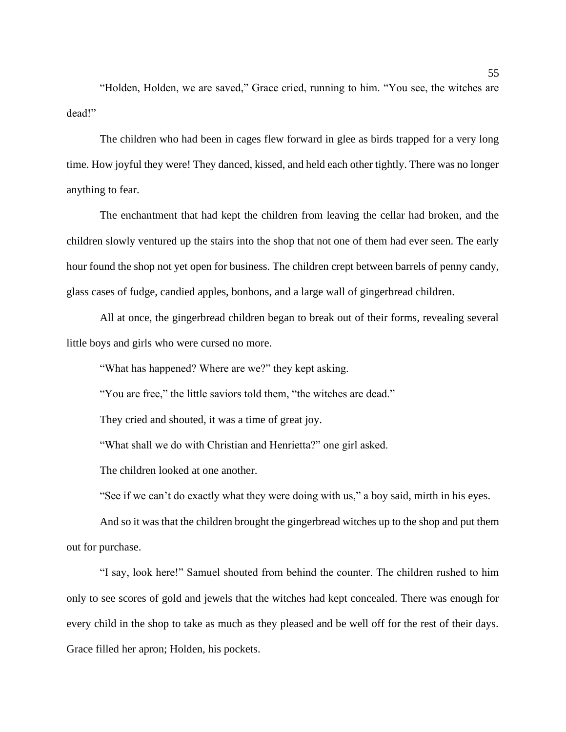"Holden, Holden, we are saved," Grace cried, running to him. "You see, the witches are dead!"

The children who had been in cages flew forward in glee as birds trapped for a very long time. How joyful they were! They danced, kissed, and held each other tightly. There was no longer anything to fear.

The enchantment that had kept the children from leaving the cellar had broken, and the children slowly ventured up the stairs into the shop that not one of them had ever seen. The early hour found the shop not yet open for business. The children crept between barrels of penny candy, glass cases of fudge, candied apples, bonbons, and a large wall of gingerbread children.

All at once, the gingerbread children began to break out of their forms, revealing several little boys and girls who were cursed no more.

"What has happened? Where are we?" they kept asking.

"You are free," the little saviors told them, "the witches are dead."

They cried and shouted, it was a time of great joy.

"What shall we do with Christian and Henrietta?" one girl asked.

The children looked at one another.

"See if we can't do exactly what they were doing with us," a boy said, mirth in his eyes.

And so it was that the children brought the gingerbread witches up to the shop and put them out for purchase.

"I say, look here!" Samuel shouted from behind the counter. The children rushed to him only to see scores of gold and jewels that the witches had kept concealed. There was enough for every child in the shop to take as much as they pleased and be well off for the rest of their days. Grace filled her apron; Holden, his pockets.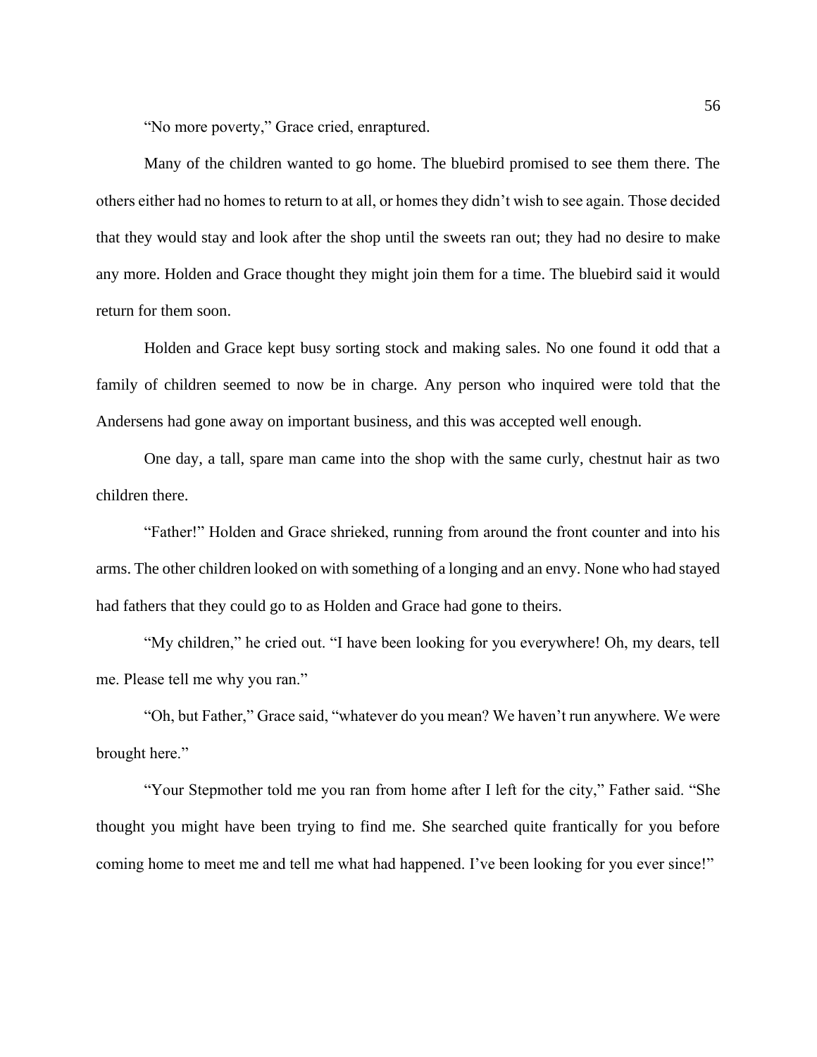"No more poverty," Grace cried, enraptured.

Many of the children wanted to go home. The bluebird promised to see them there. The others either had no homes to return to at all, or homes they didn't wish to see again. Those decided that they would stay and look after the shop until the sweets ran out; they had no desire to make any more. Holden and Grace thought they might join them for a time. The bluebird said it would return for them soon.

Holden and Grace kept busy sorting stock and making sales. No one found it odd that a family of children seemed to now be in charge. Any person who inquired were told that the Andersens had gone away on important business, and this was accepted well enough.

One day, a tall, spare man came into the shop with the same curly, chestnut hair as two children there.

"Father!" Holden and Grace shrieked, running from around the front counter and into his arms. The other children looked on with something of a longing and an envy. None who had stayed had fathers that they could go to as Holden and Grace had gone to theirs.

"My children," he cried out. "I have been looking for you everywhere! Oh, my dears, tell me. Please tell me why you ran."

"Oh, but Father," Grace said, "whatever do you mean? We haven't run anywhere. We were brought here."

"Your Stepmother told me you ran from home after I left for the city," Father said. "She thought you might have been trying to find me. She searched quite frantically for you before coming home to meet me and tell me what had happened. I've been looking for you ever since!"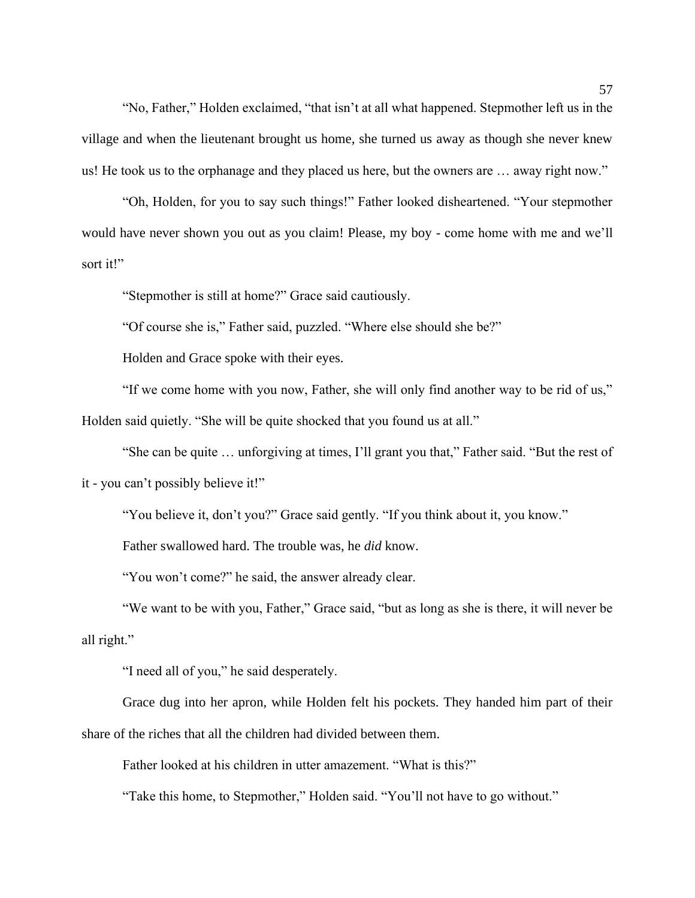"No, Father," Holden exclaimed, "that isn't at all what happened. Stepmother left us in the village and when the lieutenant brought us home, she turned us away as though she never knew us! He took us to the orphanage and they placed us here, but the owners are … away right now."

"Oh, Holden, for you to say such things!" Father looked disheartened. "Your stepmother would have never shown you out as you claim! Please, my boy - come home with me and we'll sort it!"

"Stepmother is still at home?" Grace said cautiously.

"Of course she is," Father said, puzzled. "Where else should she be?"

Holden and Grace spoke with their eyes.

"If we come home with you now, Father, she will only find another way to be rid of us," Holden said quietly. "She will be quite shocked that you found us at all."

"She can be quite … unforgiving at times, I'll grant you that," Father said. "But the rest of it - you can't possibly believe it!"

"You believe it, don't you?" Grace said gently. "If you think about it, you know."

Father swallowed hard. The trouble was, he *did* know.

"You won't come?" he said, the answer already clear.

"We want to be with you, Father," Grace said, "but as long as she is there, it will never be all right."

"I need all of you," he said desperately.

Grace dug into her apron, while Holden felt his pockets. They handed him part of their share of the riches that all the children had divided between them.

Father looked at his children in utter amazement. "What is this?"

"Take this home, to Stepmother," Holden said. "You'll not have to go without."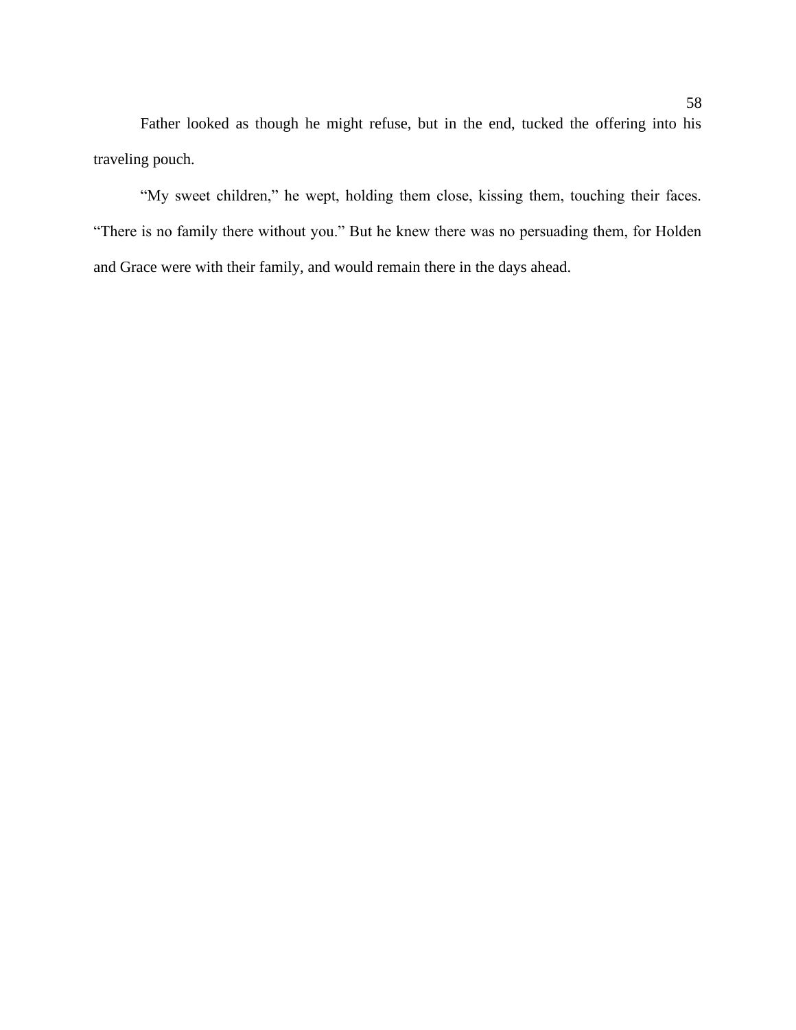Father looked as though he might refuse, but in the end, tucked the offering into his traveling pouch.

"My sweet children," he wept, holding them close, kissing them, touching their faces. "There is no family there without you." But he knew there was no persuading them, for Holden and Grace were with their family, and would remain there in the days ahead.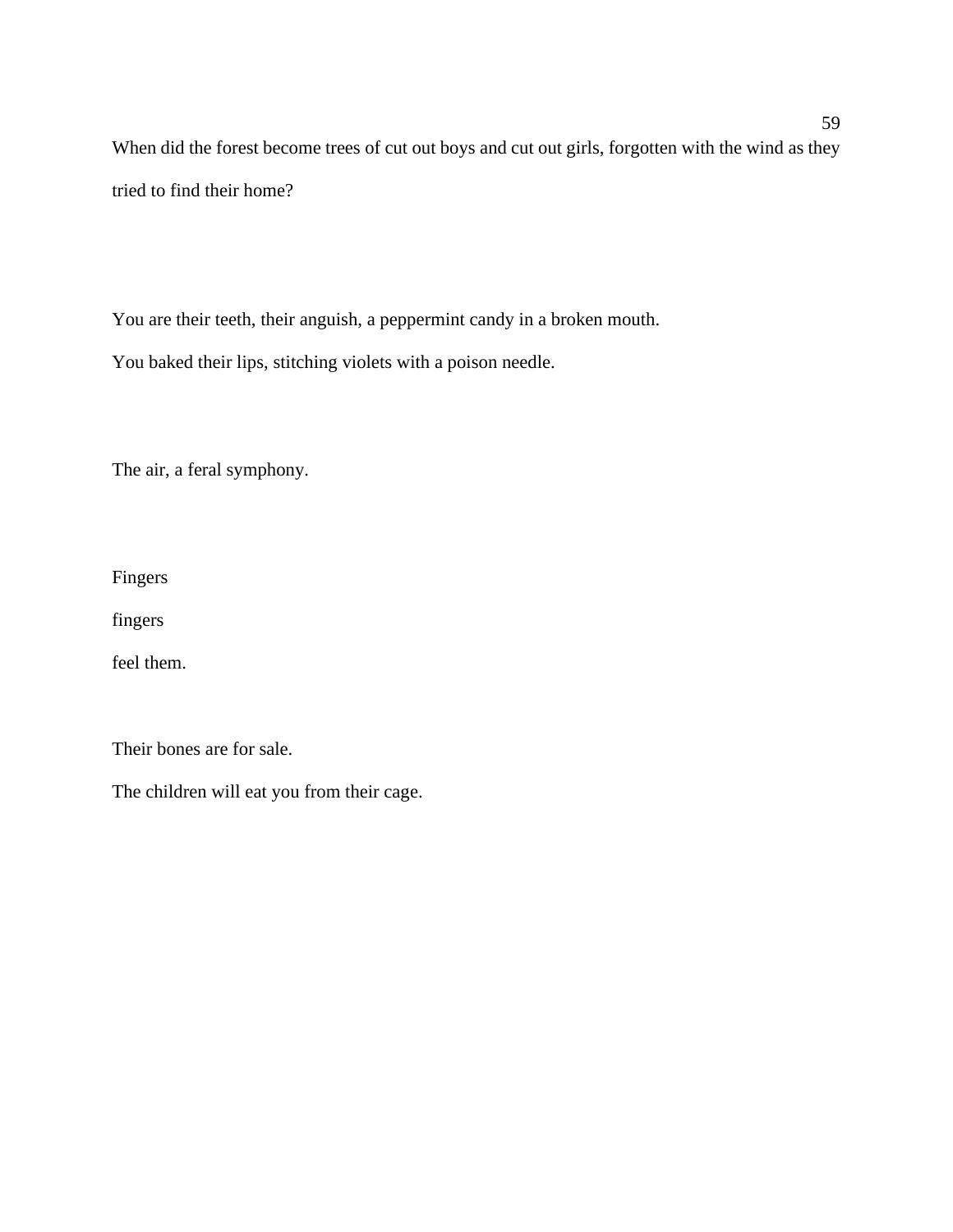When did the forest become trees of cut out boys and cut out girls, forgotten with the wind as they tried to find their home?

You are their teeth, their anguish, a peppermint candy in a broken mouth.

You baked their lips, stitching violets with a poison needle.

The air, a feral symphony.

Fingers

fingers

feel them.

Their bones are for sale.

The children will eat you from their cage.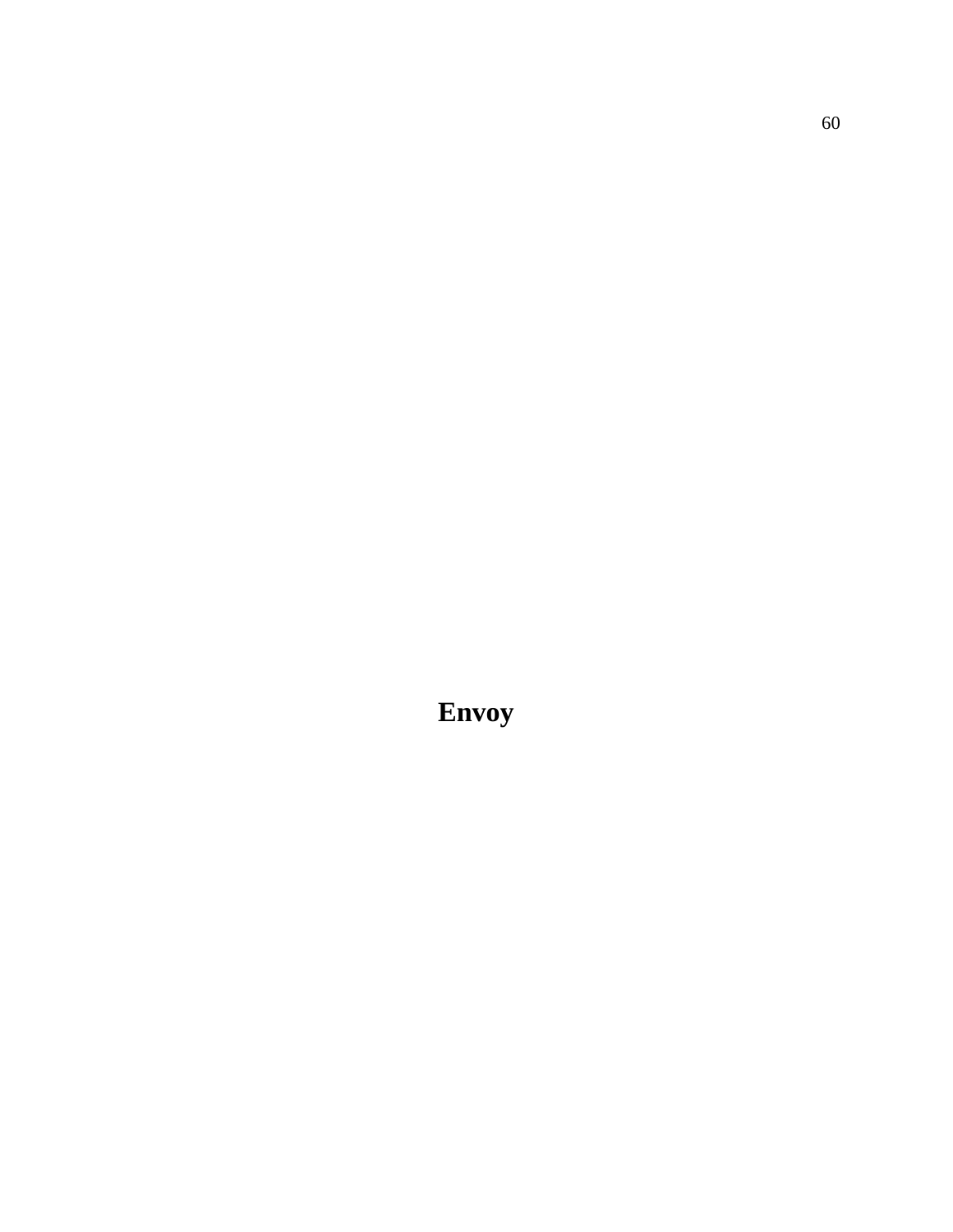# Envoy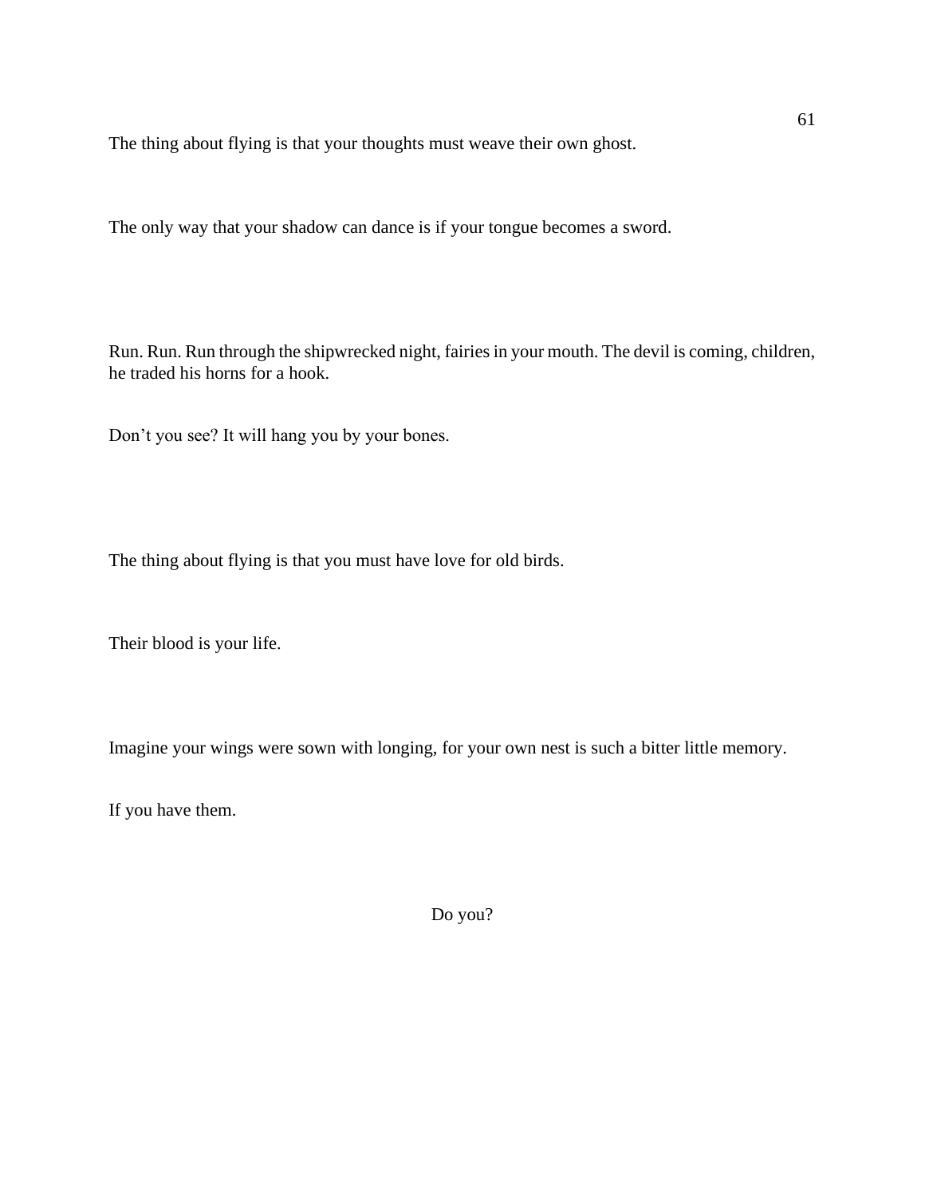The thing about flying is that your thoughts must weave their own ghost.

The only way that your shadow can dance is if your tongue becomes a sword.

Run. Run. Run through the shipwrecked night, fairies in your mouth. The devil is coming, children, he traded his horns for a hook.

Don't you see? It will hang you by your bones.

The thing about flying is that you must have love for old birds.

Their blood is your life.

Imagine your wings were sown with longing, for your own nest is such a bitter little memory.

If you have them.

Do you?